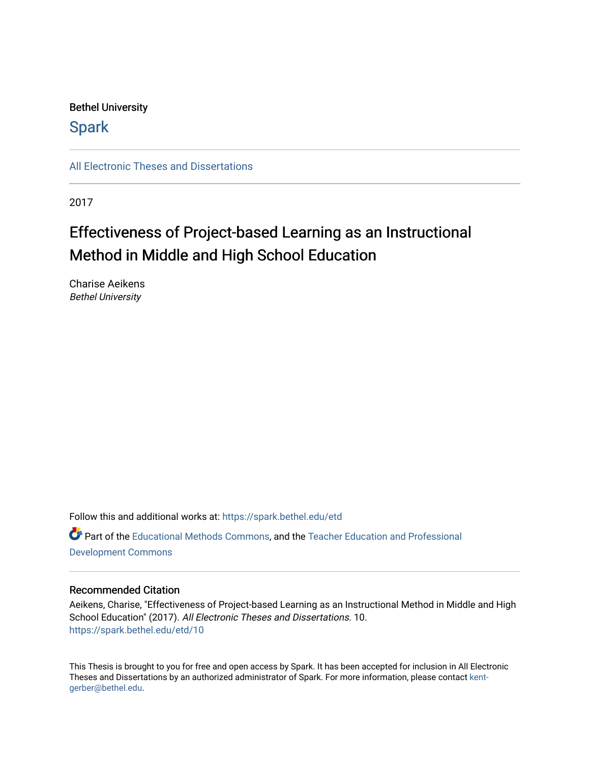Bethel University

# Spark

All Electronic Theses and Dissertations

2017

## Effectiveness of Project-based Learning as an Instructional Method in Middle and High School Education

Charise Aeikens
*Bethel University*

Follow this and additional works at: https://spark.bethel.edu/etd

Part of the Educational Methods Commons, and the Teacher Education and Professional Development Commons

### Recommended Citation

Aeikens, Charise, "Effectiveness of Project-based Learning as an Instructional Method in Middle and High School Education" (2017). *All Electronic Theses and Dissertations*. 10.
https://spark.bethel.edu/etd/10

This Thesis is brought to you for free and open access by Spark. It has been accepted for inclusion in All Electronic Theses and Dissertations by an authorized administrator of Spark. For more information, please contact kent-gerber@bethel.edu.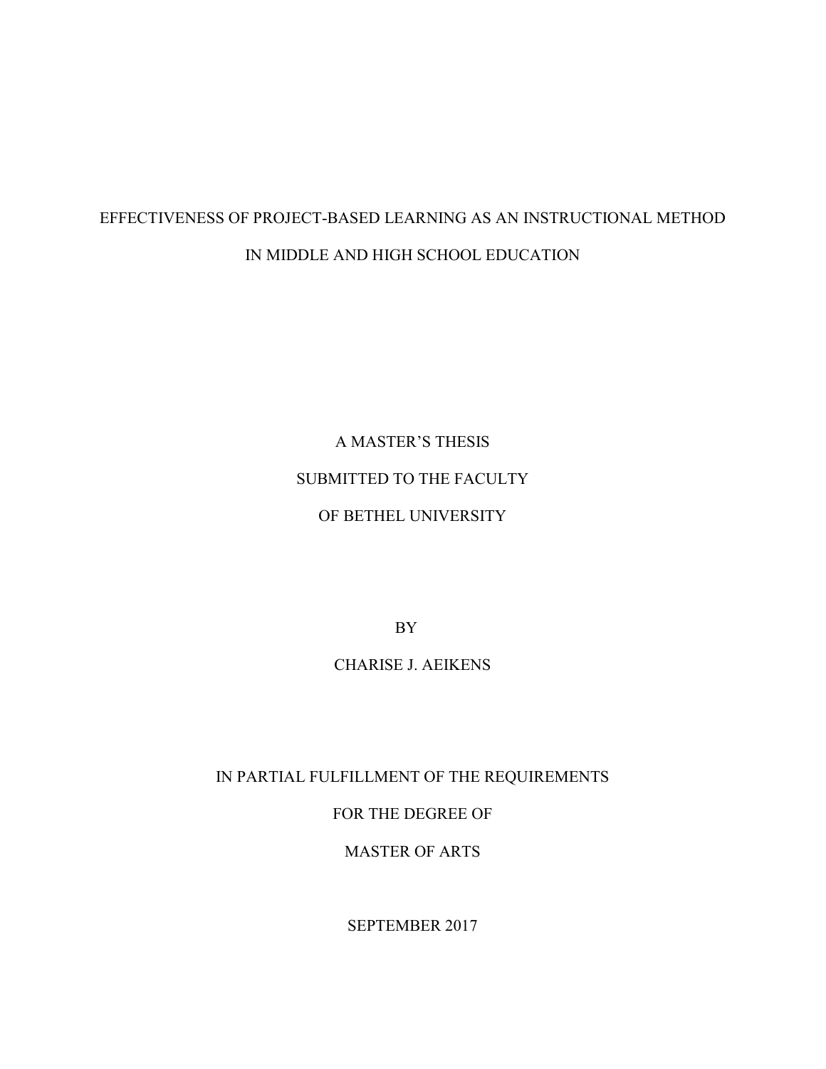EFFECTIVENESS OF PROJECT-BASED LEARNING AS AN INSTRUCTIONAL METHOD

IN MIDDLE AND HIGH SCHOOL EDUCATION

A MASTER'S THESIS

SUBMITTED TO THE FACULTY

OF BETHEL UNIVERSITY

BY

CHARISE J. AEIKENS

IN PARTIAL FULFILLMENT OF THE REQUIREMENTS

FOR THE DEGREE OF

MASTER OF ARTS

SEPTEMBER 2017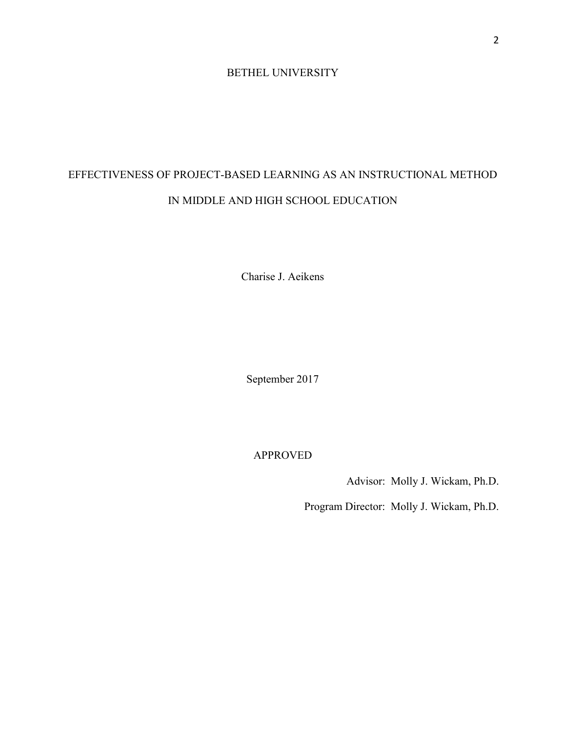BETHEL UNIVERSITY

EFFECTIVENESS OF PROJECT-BASED LEARNING AS AN INSTRUCTIONAL METHOD IN MIDDLE AND HIGH SCHOOL EDUCATION

Charise J. Aeikens

September 2017

APPROVED

Advisor: Molly J. Wickam, Ph.D.

Program Director: Molly J. Wickam, Ph.D.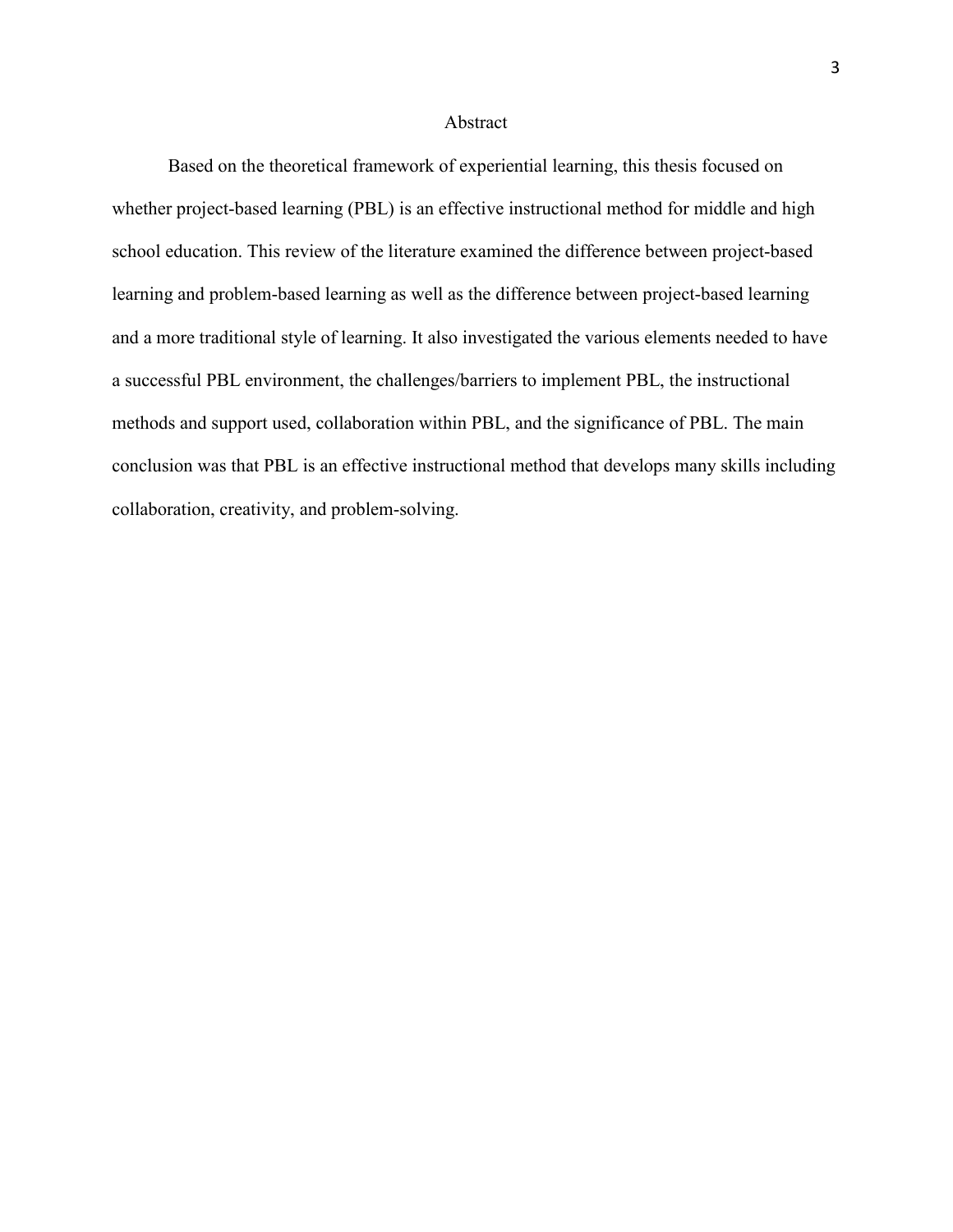## Abstract

Based on the theoretical framework of experiential learning, this thesis focused on whether project-based learning (PBL) is an effective instructional method for middle and high school education. This review of the literature examined the difference between project-based learning and problem-based learning as well as the difference between project-based learning and a more traditional style of learning. It also investigated the various elements needed to have a successful PBL environment, the challenges/barriers to implement PBL, the instructional methods and support used, collaboration within PBL, and the significance of PBL. The main conclusion was that PBL is an effective instructional method that develops many skills including collaboration, creativity, and problem-solving.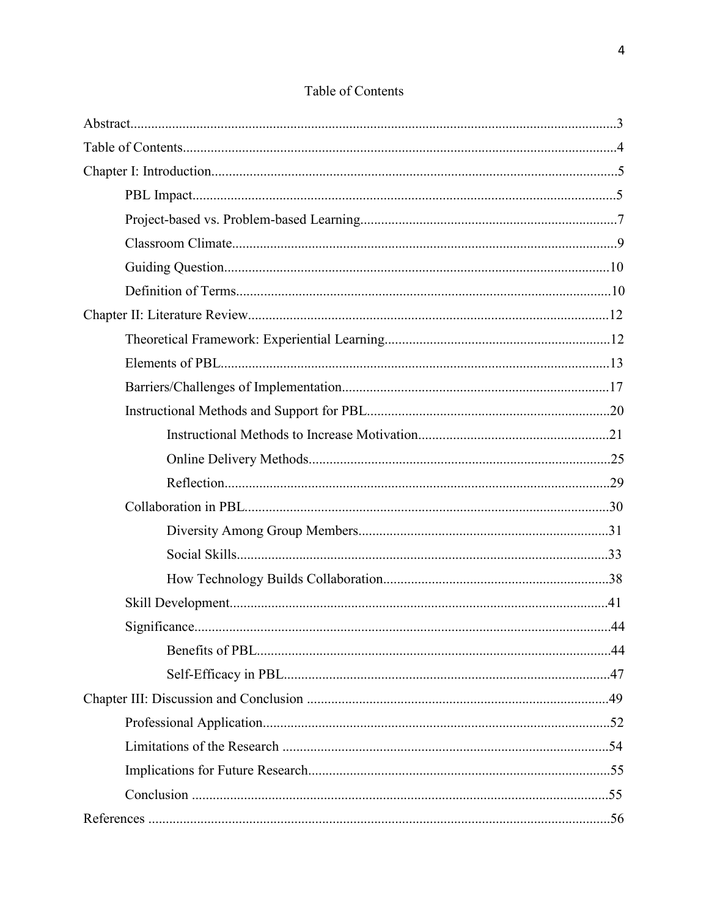# Table of Contents

Abstract....................................................................................................................................3

Table of Contents.....................................................................................................................4

Chapter I: Introduction.............................................................................................................5

- PBL Impact...........................................................................................................................5
- Project-based vs. Problem-based Learning..........................................................................7
- Classroom Climate................................................................................................................9
- Guiding Question.................................................................................................................10
- Definition of Terms..............................................................................................................10

Chapter II: Literature Review.................................................................................................12

- Theoretical Framework: Experiential Learning...................................................................12
- Elements of PBL..................................................................................................................13
- Barriers/Challenges of Implementation...............................................................................17
- Instructional Methods and Support for PBL........................................................................20
  - Instructional Methods to Increase Motivation...........................................................21
  - Online Delivery Methods...........................................................................................25
  - Reflection...................................................................................................................29
- Collaboration in PBL...........................................................................................................30
  - Diversity Among Group Members.............................................................................31
  - Social Skills................................................................................................................33
  - How Technology Builds Collaboration.....................................................................38
- Skill Development...............................................................................................................41
- Significance..........................................................................................................................44
  - Benefits of PBL..........................................................................................................44
  - Self-Efficacy in PBL...................................................................................................47

Chapter III: Discussion and Conclusion .................................................................................49

- Professional Application......................................................................................................52
- Limitations of the Research .................................................................................................54
- Implications for Future Research.........................................................................................55
- Conclusion ...........................................................................................................................55

References ...............................................................................................................................56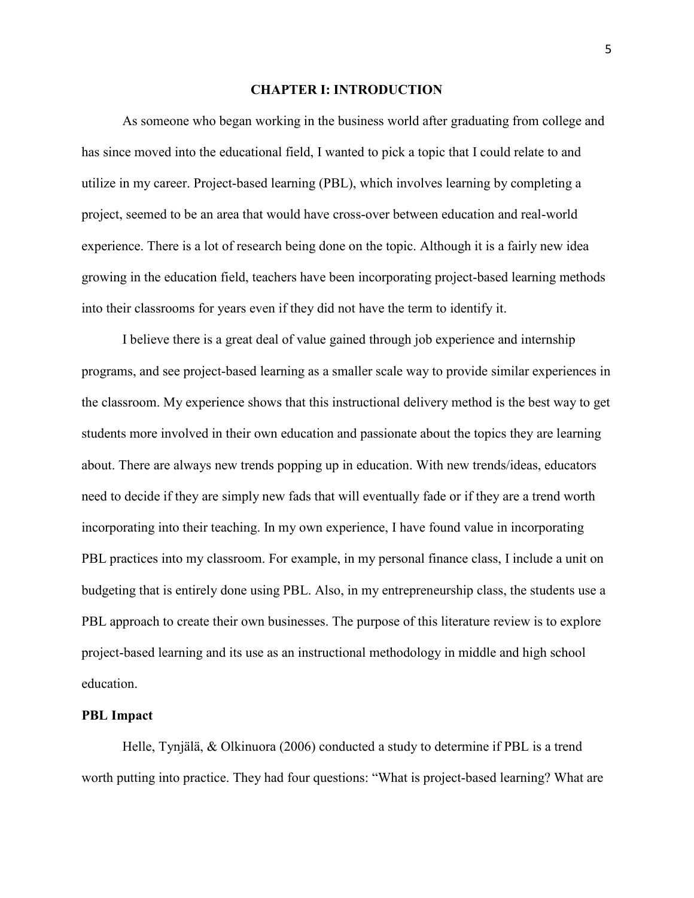# CHAPTER I: INTRODUCTION

As someone who began working in the business world after graduating from college and has since moved into the educational field, I wanted to pick a topic that I could relate to and utilize in my career. Project-based learning (PBL), which involves learning by completing a project, seemed to be an area that would have cross-over between education and real-world experience. There is a lot of research being done on the topic. Although it is a fairly new idea growing in the education field, teachers have been incorporating project-based learning methods into their classrooms for years even if they did not have the term to identify it.

I believe there is a great deal of value gained through job experience and internship programs, and see project-based learning as a smaller scale way to provide similar experiences in the classroom. My experience shows that this instructional delivery method is the best way to get students more involved in their own education and passionate about the topics they are learning about. There are always new trends popping up in education. With new trends/ideas, educators need to decide if they are simply new fads that will eventually fade or if they are a trend worth incorporating into their teaching. In my own experience, I have found value in incorporating PBL practices into my classroom. For example, in my personal finance class, I include a unit on budgeting that is entirely done using PBL. Also, in my entrepreneurship class, the students use a PBL approach to create their own businesses. The purpose of this literature review is to explore project-based learning and its use as an instructional methodology in middle and high school education.

## PBL Impact

Helle, Tynjälä, & Olkinuora (2006) conducted a study to determine if PBL is a trend worth putting into practice. They had four questions: "What is project-based learning? What are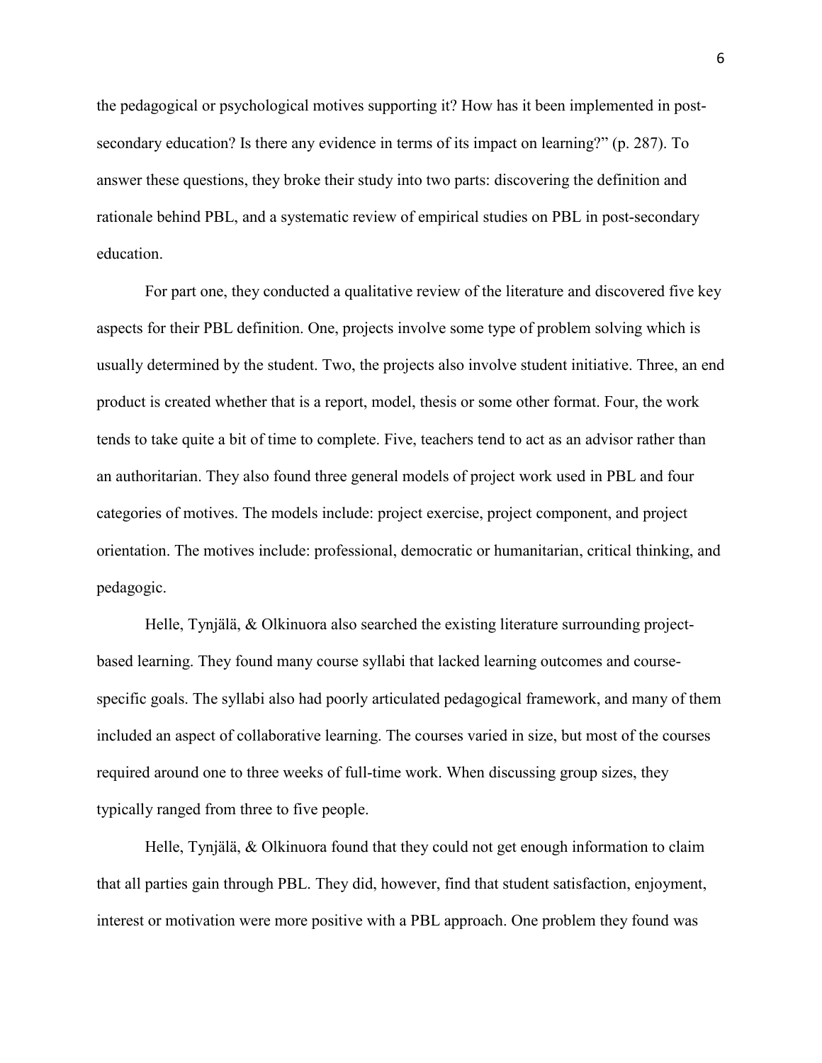the pedagogical or psychological motives supporting it? How has it been implemented in post-secondary education? Is there any evidence in terms of its impact on learning?" (p. 287). To answer these questions, they broke their study into two parts: discovering the definition and rationale behind PBL, and a systematic review of empirical studies on PBL in post-secondary education.

For part one, they conducted a qualitative review of the literature and discovered five key aspects for their PBL definition. One, projects involve some type of problem solving which is usually determined by the student. Two, the projects also involve student initiative. Three, an end product is created whether that is a report, model, thesis or some other format. Four, the work tends to take quite a bit of time to complete. Five, teachers tend to act as an advisor rather than an authoritarian. They also found three general models of project work used in PBL and four categories of motives. The models include: project exercise, project component, and project orientation. The motives include: professional, democratic or humanitarian, critical thinking, and pedagogic.

Helle, Tynjälä, & Olkinuora also searched the existing literature surrounding project-based learning. They found many course syllabi that lacked learning outcomes and course-specific goals. The syllabi also had poorly articulated pedagogical framework, and many of them included an aspect of collaborative learning. The courses varied in size, but most of the courses required around one to three weeks of full-time work. When discussing group sizes, they typically ranged from three to five people.

Helle, Tynjälä, & Olkinuora found that they could not get enough information to claim that all parties gain through PBL. They did, however, find that student satisfaction, enjoyment, interest or motivation were more positive with a PBL approach. One problem they found was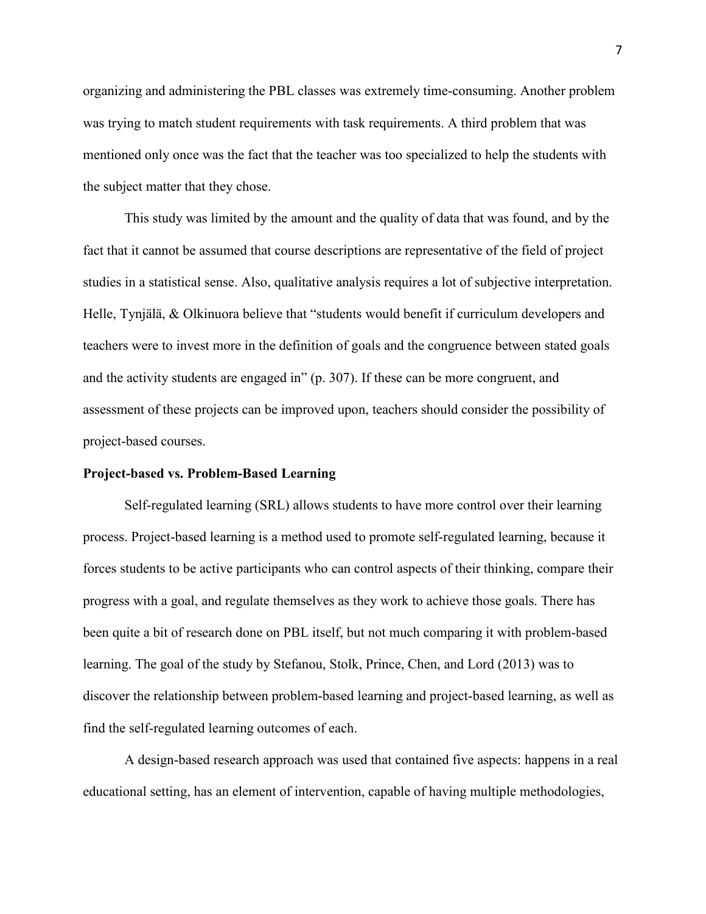organizing and administering the PBL classes was extremely time-consuming. Another problem was trying to match student requirements with task requirements. A third problem that was mentioned only once was the fact that the teacher was too specialized to help the students with the subject matter that they chose.

This study was limited by the amount and the quality of data that was found, and by the fact that it cannot be assumed that course descriptions are representative of the field of project studies in a statistical sense. Also, qualitative analysis requires a lot of subjective interpretation. Helle, Tynjälä, & Olkinuora believe that "students would benefit if curriculum developers and teachers were to invest more in the definition of goals and the congruence between stated goals and the activity students are engaged in" (p. 307). If these can be more congruent, and assessment of these projects can be improved upon, teachers should consider the possibility of project-based courses.

**Project-based vs. Problem-Based Learning**

Self-regulated learning (SRL) allows students to have more control over their learning process. Project-based learning is a method used to promote self-regulated learning, because it forces students to be active participants who can control aspects of their thinking, compare their progress with a goal, and regulate themselves as they work to achieve those goals. There has been quite a bit of research done on PBL itself, but not much comparing it with problem-based learning. The goal of the study by Stefanou, Stolk, Prince, Chen, and Lord (2013) was to discover the relationship between problem-based learning and project-based learning, as well as find the self-regulated learning outcomes of each.

A design-based research approach was used that contained five aspects: happens in a real educational setting, has an element of intervention, capable of having multiple methodologies,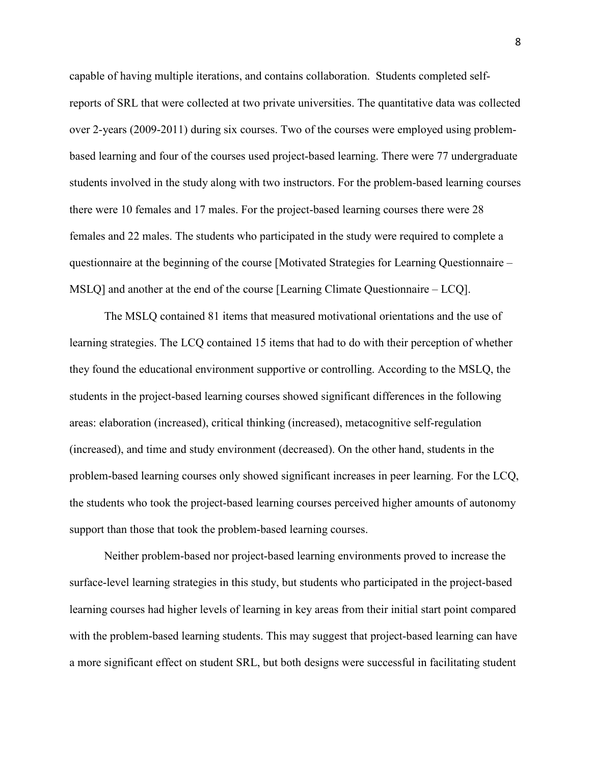capable of having multiple iterations, and contains collaboration. Students completed self-reports of SRL that were collected at two private universities. The quantitative data was collected over 2-years (2009-2011) during six courses. Two of the courses were employed using problem-based learning and four of the courses used project-based learning. There were 77 undergraduate students involved in the study along with two instructors. For the problem-based learning courses there were 10 females and 17 males. For the project-based learning courses there were 28 females and 22 males. The students who participated in the study were required to complete a questionnaire at the beginning of the course [Motivated Strategies for Learning Questionnaire – MSLQ] and another at the end of the course [Learning Climate Questionnaire – LCQ].

The MSLQ contained 81 items that measured motivational orientations and the use of learning strategies. The LCQ contained 15 items that had to do with their perception of whether they found the educational environment supportive or controlling. According to the MSLQ, the students in the project-based learning courses showed significant differences in the following areas: elaboration (increased), critical thinking (increased), metacognitive self-regulation (increased), and time and study environment (decreased). On the other hand, students in the problem-based learning courses only showed significant increases in peer learning. For the LCQ, the students who took the project-based learning courses perceived higher amounts of autonomy support than those that took the problem-based learning courses.

Neither problem-based nor project-based learning environments proved to increase the surface-level learning strategies in this study, but students who participated in the project-based learning courses had higher levels of learning in key areas from their initial start point compared with the problem-based learning students. This may suggest that project-based learning can have a more significant effect on student SRL, but both designs were successful in facilitating student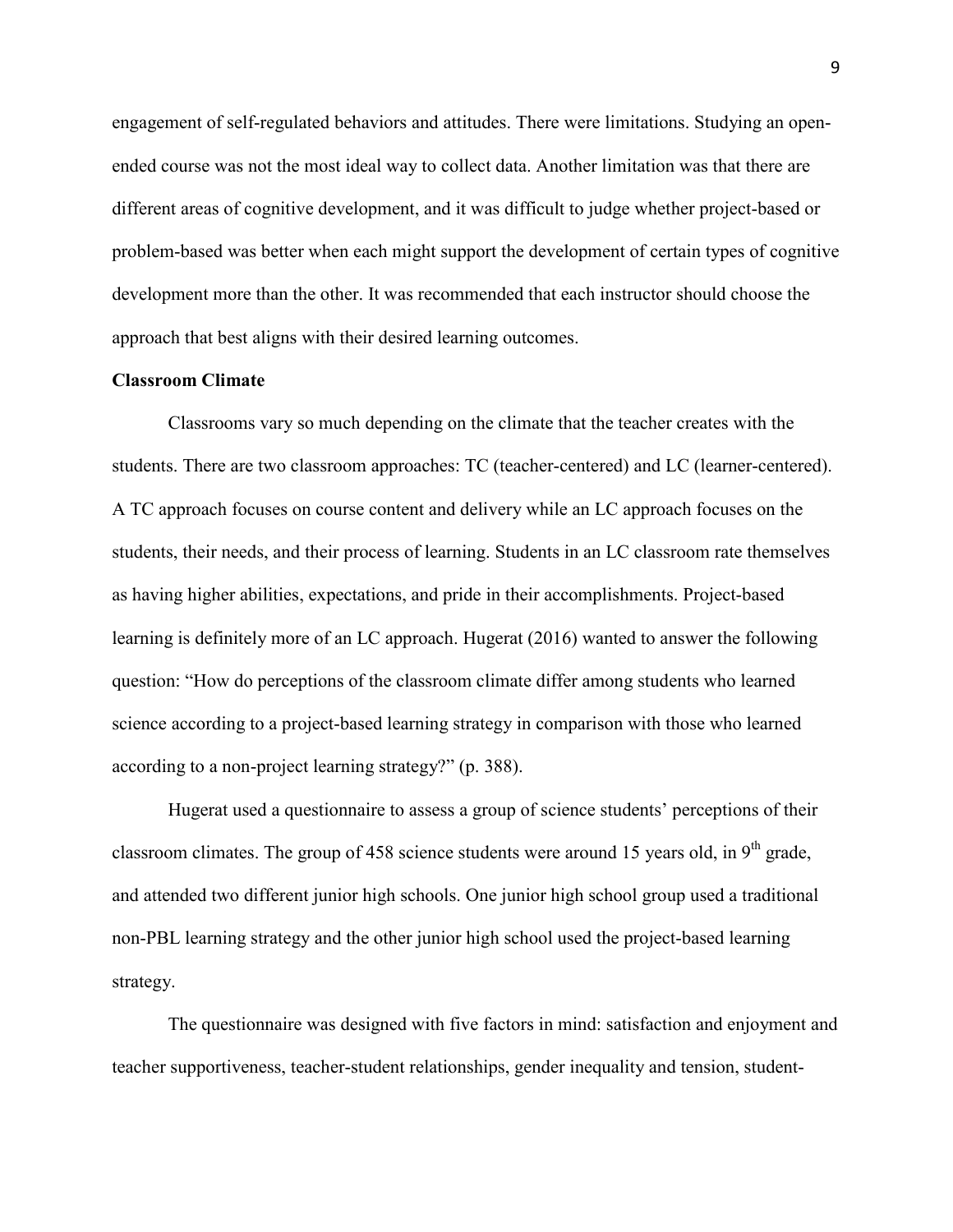engagement of self-regulated behaviors and attitudes. There were limitations. Studying an open-ended course was not the most ideal way to collect data. Another limitation was that there are different areas of cognitive development, and it was difficult to judge whether project-based or problem-based was better when each might support the development of certain types of cognitive development more than the other. It was recommended that each instructor should choose the approach that best aligns with their desired learning outcomes.

**Classroom Climate**

Classrooms vary so much depending on the climate that the teacher creates with the students. There are two classroom approaches: TC (teacher-centered) and LC (learner-centered). A TC approach focuses on course content and delivery while an LC approach focuses on the students, their needs, and their process of learning. Students in an LC classroom rate themselves as having higher abilities, expectations, and pride in their accomplishments. Project-based learning is definitely more of an LC approach. Hugerat (2016) wanted to answer the following question: "How do perceptions of the classroom climate differ among students who learned science according to a project-based learning strategy in comparison with those who learned according to a non-project learning strategy?" (p. 388).

Hugerat used a questionnaire to assess a group of science students' perceptions of their classroom climates. The group of 458 science students were around 15 years old, in 9th grade, and attended two different junior high schools. One junior high school group used a traditional non-PBL learning strategy and the other junior high school used the project-based learning strategy.

The questionnaire was designed with five factors in mind: satisfaction and enjoyment and teacher supportiveness, teacher-student relationships, gender inequality and tension, student-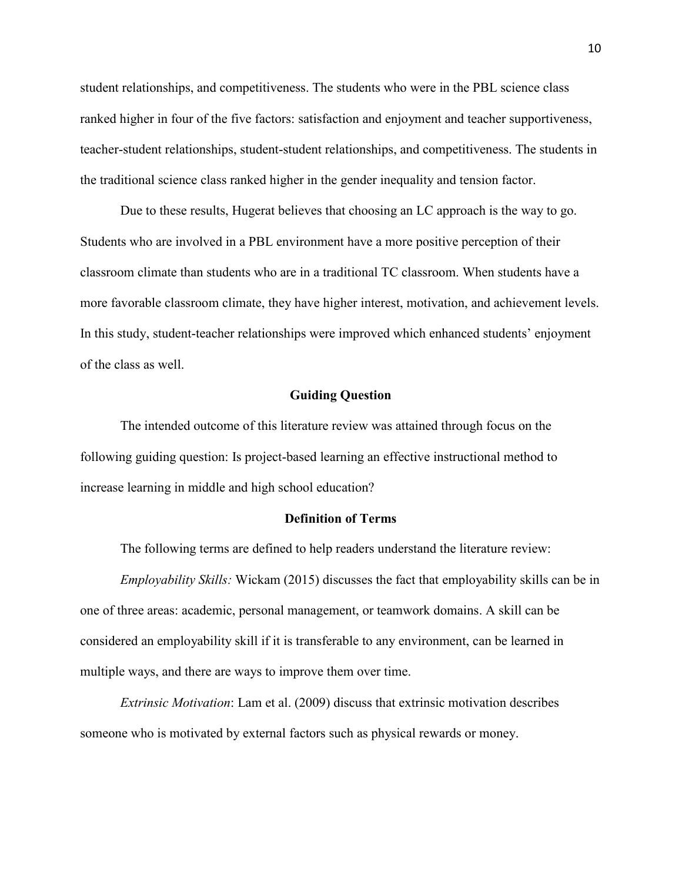student relationships, and competitiveness. The students who were in the PBL science class ranked higher in four of the five factors: satisfaction and enjoyment and teacher supportiveness, teacher-student relationships, student-student relationships, and competitiveness. The students in the traditional science class ranked higher in the gender inequality and tension factor.

Due to these results, Hugerat believes that choosing an LC approach is the way to go. Students who are involved in a PBL environment have a more positive perception of their classroom climate than students who are in a traditional TC classroom. When students have a more favorable classroom climate, they have higher interest, motivation, and achievement levels. In this study, student-teacher relationships were improved which enhanced students' enjoyment of the class as well.

## Guiding Question

The intended outcome of this literature review was attained through focus on the following guiding question: Is project-based learning an effective instructional method to increase learning in middle and high school education?

## Definition of Terms

The following terms are defined to help readers understand the literature review:

*Employability Skills:* Wickam (2015) discusses the fact that employability skills can be in one of three areas: academic, personal management, or teamwork domains. A skill can be considered an employability skill if it is transferable to any environment, can be learned in multiple ways, and there are ways to improve them over time.

*Extrinsic Motivation*: Lam et al. (2009) discuss that extrinsic motivation describes someone who is motivated by external factors such as physical rewards or money.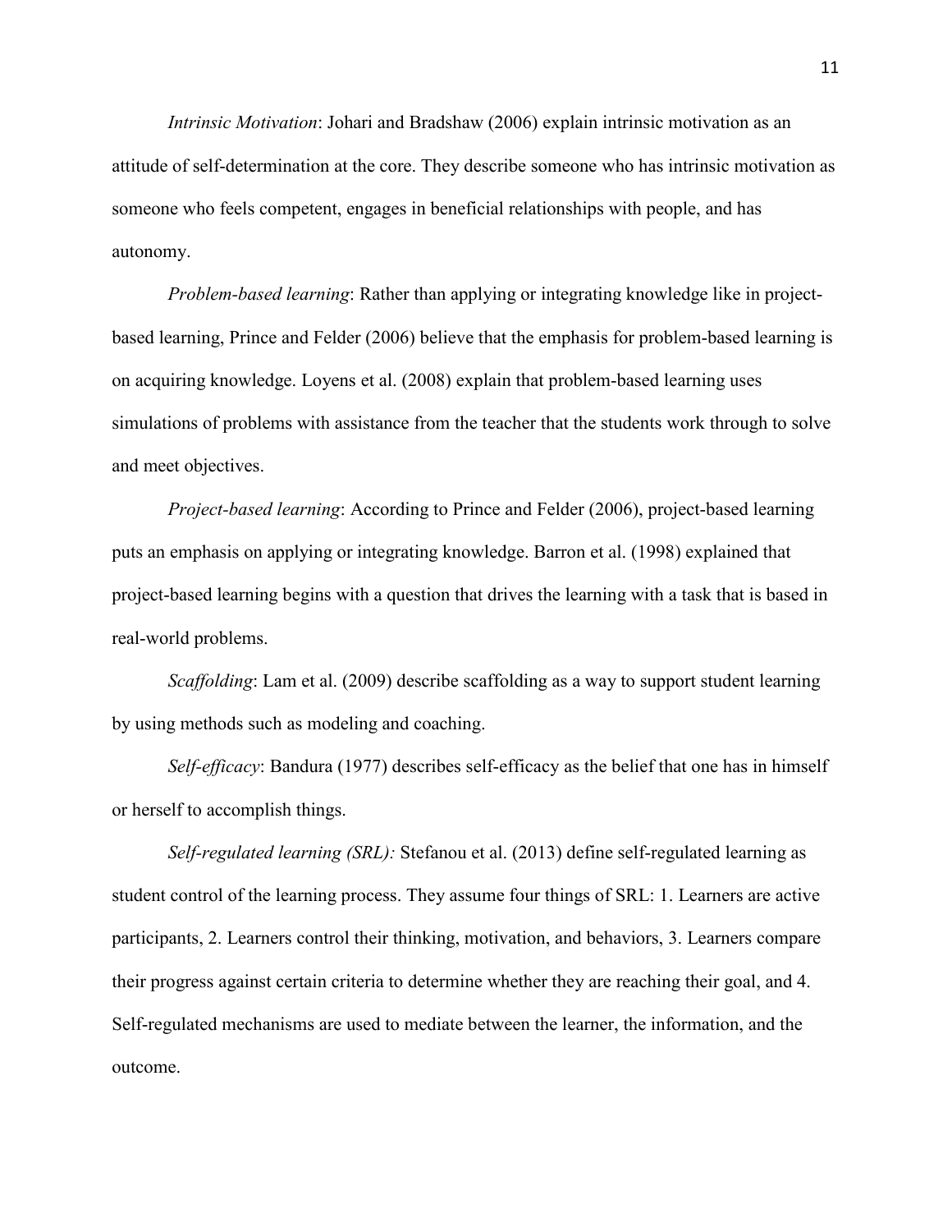*Intrinsic Motivation*: Johari and Bradshaw (2006) explain intrinsic motivation as an attitude of self-determination at the core. They describe someone who has intrinsic motivation as someone who feels competent, engages in beneficial relationships with people, and has autonomy.

*Problem-based learning*: Rather than applying or integrating knowledge like in project-based learning, Prince and Felder (2006) believe that the emphasis for problem-based learning is on acquiring knowledge. Loyens et al. (2008) explain that problem-based learning uses simulations of problems with assistance from the teacher that the students work through to solve and meet objectives.

*Project-based learning*: According to Prince and Felder (2006), project-based learning puts an emphasis on applying or integrating knowledge. Barron et al. (1998) explained that project-based learning begins with a question that drives the learning with a task that is based in real-world problems.

*Scaffolding*: Lam et al. (2009) describe scaffolding as a way to support student learning by using methods such as modeling and coaching.

*Self-efficacy*: Bandura (1977) describes self-efficacy as the belief that one has in himself or herself to accomplish things.

*Self-regulated learning (SRL):* Stefanou et al. (2013) define self-regulated learning as student control of the learning process. They assume four things of SRL: 1. Learners are active participants, 2. Learners control their thinking, motivation, and behaviors, 3. Learners compare their progress against certain criteria to determine whether they are reaching their goal, and 4. Self-regulated mechanisms are used to mediate between the learner, the information, and the outcome.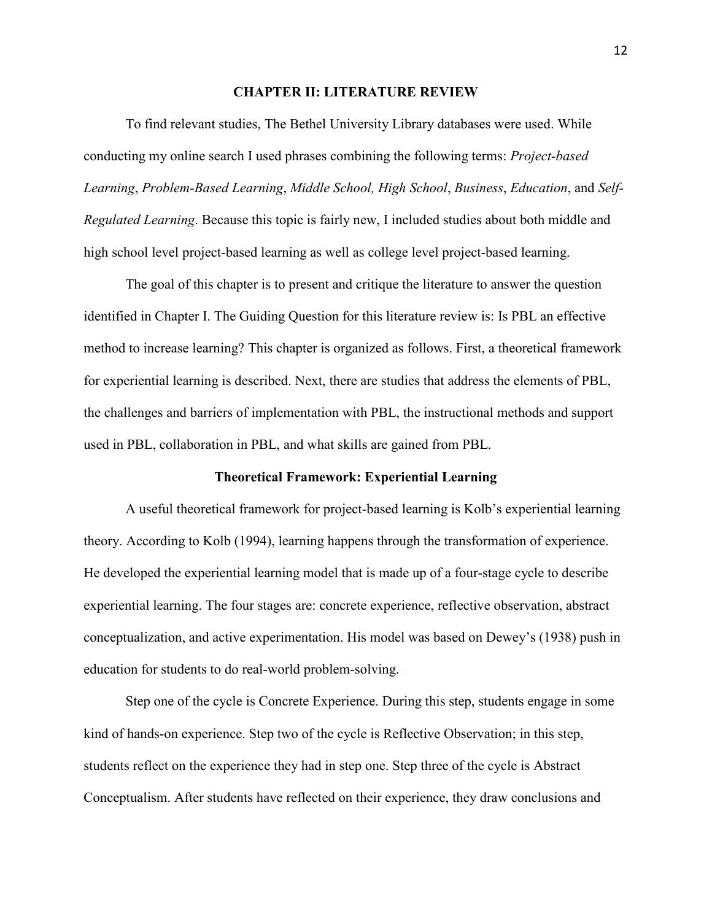## CHAPTER II: LITERATURE REVIEW

To find relevant studies, The Bethel University Library databases were used. While conducting my online search I used phrases combining the following terms: *Project-based Learning*, *Problem-Based Learning*, *Middle School, High School*, *Business*, *Education*, and *Self-Regulated Learning*. Because this topic is fairly new, I included studies about both middle and high school level project-based learning as well as college level project-based learning.

The goal of this chapter is to present and critique the literature to answer the question identified in Chapter I. The Guiding Question for this literature review is: Is PBL an effective method to increase learning? This chapter is organized as follows. First, a theoretical framework for experiential learning is described. Next, there are studies that address the elements of PBL, the challenges and barriers of implementation with PBL, the instructional methods and support used in PBL, collaboration in PBL, and what skills are gained from PBL.

### Theoretical Framework: Experiential Learning

A useful theoretical framework for project-based learning is Kolb's experiential learning theory. According to Kolb (1994), learning happens through the transformation of experience. He developed the experiential learning model that is made up of a four-stage cycle to describe experiential learning. The four stages are: concrete experience, reflective observation, abstract conceptualization, and active experimentation. His model was based on Dewey's (1938) push in education for students to do real-world problem-solving.

Step one of the cycle is Concrete Experience. During this step, students engage in some kind of hands-on experience. Step two of the cycle is Reflective Observation; in this step, students reflect on the experience they had in step one. Step three of the cycle is Abstract Conceptualism. After students have reflected on their experience, they draw conclusions and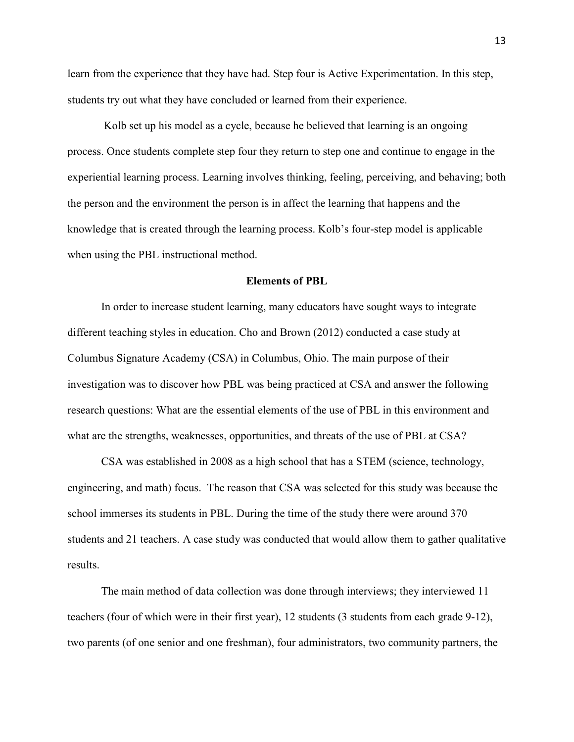learn from the experience that they have had. Step four is Active Experimentation. In this step, students try out what they have concluded or learned from their experience.

Kolb set up his model as a cycle, because he believed that learning is an ongoing process. Once students complete step four they return to step one and continue to engage in the experiential learning process. Learning involves thinking, feeling, perceiving, and behaving; both the person and the environment the person is in affect the learning that happens and the knowledge that is created through the learning process. Kolb's four-step model is applicable when using the PBL instructional method.

## Elements of PBL

In order to increase student learning, many educators have sought ways to integrate different teaching styles in education. Cho and Brown (2012) conducted a case study at Columbus Signature Academy (CSA) in Columbus, Ohio. The main purpose of their investigation was to discover how PBL was being practiced at CSA and answer the following research questions: What are the essential elements of the use of PBL in this environment and what are the strengths, weaknesses, opportunities, and threats of the use of PBL at CSA?

CSA was established in 2008 as a high school that has a STEM (science, technology, engineering, and math) focus. The reason that CSA was selected for this study was because the school immerses its students in PBL. During the time of the study there were around 370 students and 21 teachers. A case study was conducted that would allow them to gather qualitative results.

The main method of data collection was done through interviews; they interviewed 11 teachers (four of which were in their first year), 12 students (3 students from each grade 9-12), two parents (of one senior and one freshman), four administrators, two community partners, the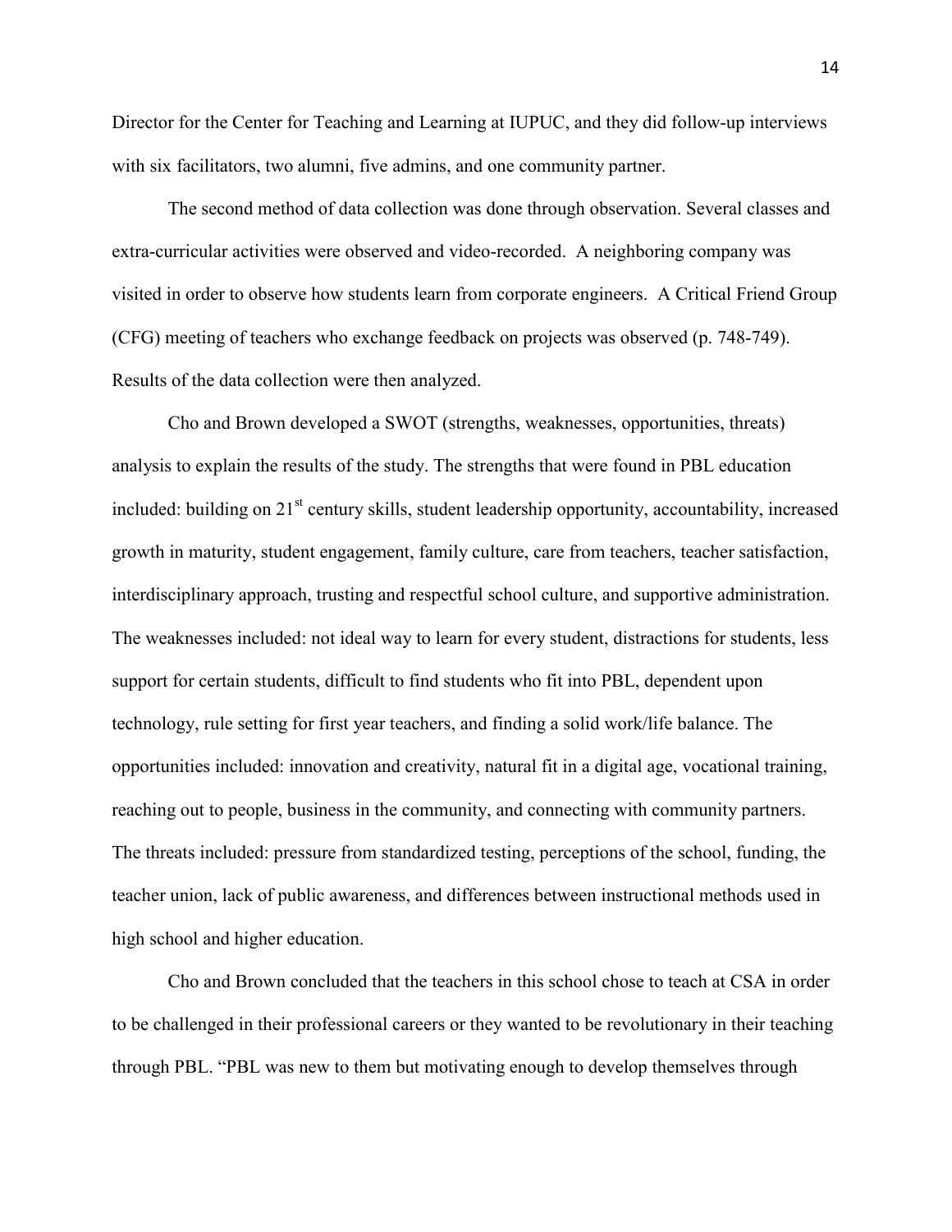Director for the Center for Teaching and Learning at IUPUC, and they did follow-up interviews with six facilitators, two alumni, five admins, and one community partner.

The second method of data collection was done through observation. Several classes and extra-curricular activities were observed and video-recorded. A neighboring company was visited in order to observe how students learn from corporate engineers. A Critical Friend Group (CFG) meeting of teachers who exchange feedback on projects was observed (p. 748-749). Results of the data collection were then analyzed.

Cho and Brown developed a SWOT (strengths, weaknesses, opportunities, threats) analysis to explain the results of the study. The strengths that were found in PBL education included: building on 21st century skills, student leadership opportunity, accountability, increased growth in maturity, student engagement, family culture, care from teachers, teacher satisfaction, interdisciplinary approach, trusting and respectful school culture, and supportive administration. The weaknesses included: not ideal way to learn for every student, distractions for students, less support for certain students, difficult to find students who fit into PBL, dependent upon technology, rule setting for first year teachers, and finding a solid work/life balance. The opportunities included: innovation and creativity, natural fit in a digital age, vocational training, reaching out to people, business in the community, and connecting with community partners. The threats included: pressure from standardized testing, perceptions of the school, funding, the teacher union, lack of public awareness, and differences between instructional methods used in high school and higher education.

Cho and Brown concluded that the teachers in this school chose to teach at CSA in order to be challenged in their professional careers or they wanted to be revolutionary in their teaching through PBL. "PBL was new to them but motivating enough to develop themselves through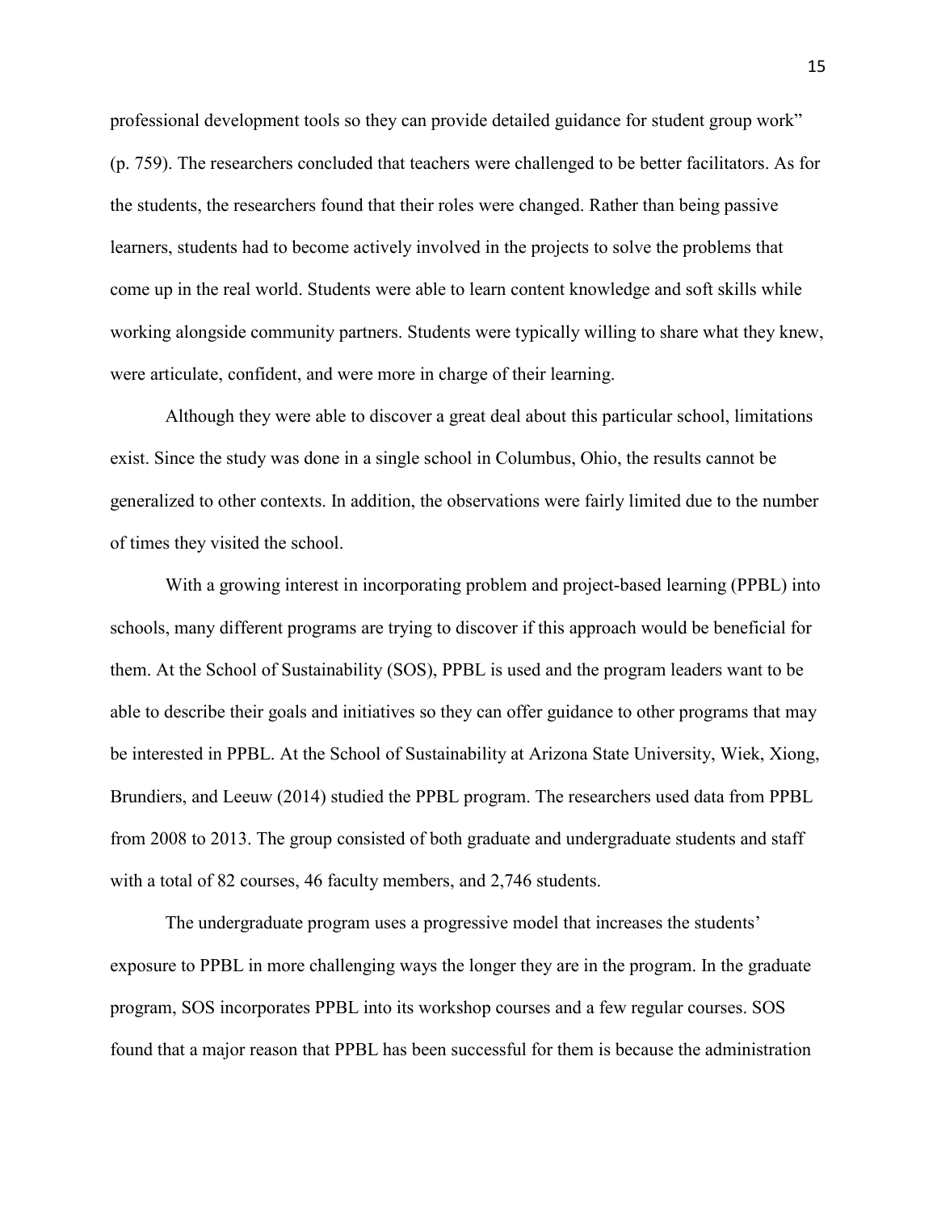professional development tools so they can provide detailed guidance for student group work" (p. 759). The researchers concluded that teachers were challenged to be better facilitators. As for the students, the researchers found that their roles were changed. Rather than being passive learners, students had to become actively involved in the projects to solve the problems that come up in the real world. Students were able to learn content knowledge and soft skills while working alongside community partners. Students were typically willing to share what they knew, were articulate, confident, and were more in charge of their learning.

Although they were able to discover a great deal about this particular school, limitations exist. Since the study was done in a single school in Columbus, Ohio, the results cannot be generalized to other contexts. In addition, the observations were fairly limited due to the number of times they visited the school.

With a growing interest in incorporating problem and project-based learning (PPBL) into schools, many different programs are trying to discover if this approach would be beneficial for them. At the School of Sustainability (SOS), PPBL is used and the program leaders want to be able to describe their goals and initiatives so they can offer guidance to other programs that may be interested in PPBL. At the School of Sustainability at Arizona State University, Wiek, Xiong, Brundiers, and Leeuw (2014) studied the PPBL program. The researchers used data from PPBL from 2008 to 2013. The group consisted of both graduate and undergraduate students and staff with a total of 82 courses, 46 faculty members, and 2,746 students.

The undergraduate program uses a progressive model that increases the students' exposure to PPBL in more challenging ways the longer they are in the program. In the graduate program, SOS incorporates PPBL into its workshop courses and a few regular courses. SOS found that a major reason that PPBL has been successful for them is because the administration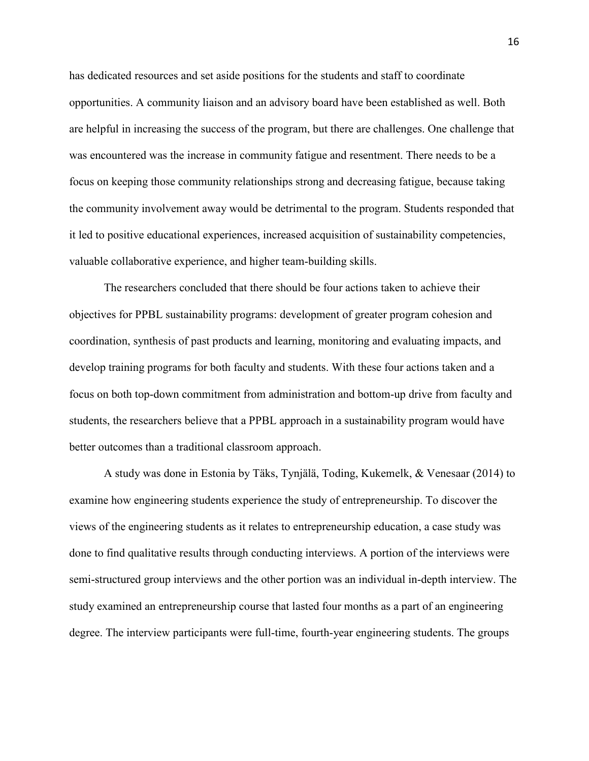has dedicated resources and set aside positions for the students and staff to coordinate opportunities. A community liaison and an advisory board have been established as well. Both are helpful in increasing the success of the program, but there are challenges. One challenge that was encountered was the increase in community fatigue and resentment. There needs to be a focus on keeping those community relationships strong and decreasing fatigue, because taking the community involvement away would be detrimental to the program. Students responded that it led to positive educational experiences, increased acquisition of sustainability competencies, valuable collaborative experience, and higher team-building skills.

The researchers concluded that there should be four actions taken to achieve their objectives for PPBL sustainability programs: development of greater program cohesion and coordination, synthesis of past products and learning, monitoring and evaluating impacts, and develop training programs for both faculty and students. With these four actions taken and a focus on both top-down commitment from administration and bottom-up drive from faculty and students, the researchers believe that a PPBL approach in a sustainability program would have better outcomes than a traditional classroom approach.

A study was done in Estonia by Täks, Tynjälä, Toding, Kukemelk, & Venesaar (2014) to examine how engineering students experience the study of entrepreneurship. To discover the views of the engineering students as it relates to entrepreneurship education, a case study was done to find qualitative results through conducting interviews. A portion of the interviews were semi-structured group interviews and the other portion was an individual in-depth interview. The study examined an entrepreneurship course that lasted four months as a part of an engineering degree. The interview participants were full-time, fourth-year engineering students. The groups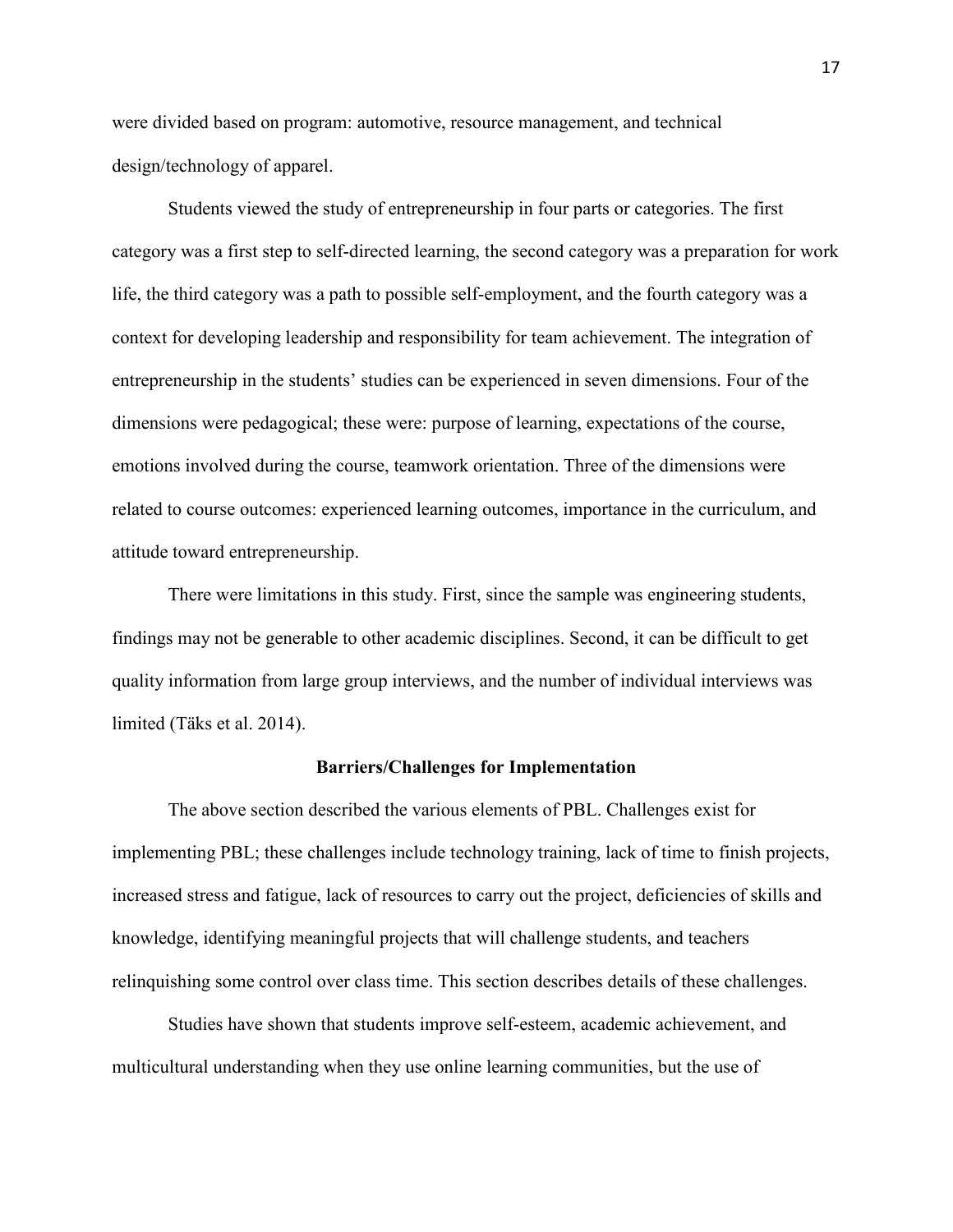were divided based on program: automotive, resource management, and technical design/technology of apparel.

Students viewed the study of entrepreneurship in four parts or categories. The first category was a first step to self-directed learning, the second category was a preparation for work life, the third category was a path to possible self-employment, and the fourth category was a context for developing leadership and responsibility for team achievement. The integration of entrepreneurship in the students' studies can be experienced in seven dimensions. Four of the dimensions were pedagogical; these were: purpose of learning, expectations of the course, emotions involved during the course, teamwork orientation. Three of the dimensions were related to course outcomes: experienced learning outcomes, importance in the curriculum, and attitude toward entrepreneurship.

There were limitations in this study. First, since the sample was engineering students, findings may not be generable to other academic disciplines. Second, it can be difficult to get quality information from large group interviews, and the number of individual interviews was limited (Täks et al. 2014).

## Barriers/Challenges for Implementation

The above section described the various elements of PBL. Challenges exist for implementing PBL; these challenges include technology training, lack of time to finish projects, increased stress and fatigue, lack of resources to carry out the project, deficiencies of skills and knowledge, identifying meaningful projects that will challenge students, and teachers relinquishing some control over class time. This section describes details of these challenges.

Studies have shown that students improve self-esteem, academic achievement, and multicultural understanding when they use online learning communities, but the use of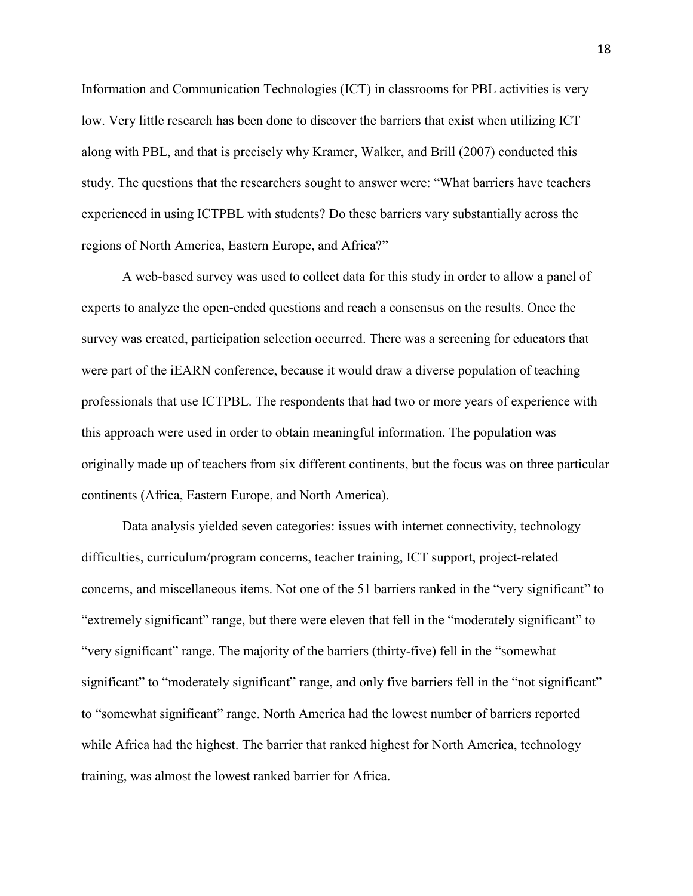Information and Communication Technologies (ICT) in classrooms for PBL activities is very low. Very little research has been done to discover the barriers that exist when utilizing ICT along with PBL, and that is precisely why Kramer, Walker, and Brill (2007) conducted this study. The questions that the researchers sought to answer were: "What barriers have teachers experienced in using ICTPBL with students? Do these barriers vary substantially across the regions of North America, Eastern Europe, and Africa?"

A web-based survey was used to collect data for this study in order to allow a panel of experts to analyze the open-ended questions and reach a consensus on the results. Once the survey was created, participation selection occurred. There was a screening for educators that were part of the iEARN conference, because it would draw a diverse population of teaching professionals that use ICTPBL. The respondents that had two or more years of experience with this approach were used in order to obtain meaningful information. The population was originally made up of teachers from six different continents, but the focus was on three particular continents (Africa, Eastern Europe, and North America).

Data analysis yielded seven categories: issues with internet connectivity, technology difficulties, curriculum/program concerns, teacher training, ICT support, project-related concerns, and miscellaneous items. Not one of the 51 barriers ranked in the "very significant" to "extremely significant" range, but there were eleven that fell in the "moderately significant" to "very significant" range. The majority of the barriers (thirty-five) fell in the "somewhat significant" to "moderately significant" range, and only five barriers fell in the "not significant" to "somewhat significant" range. North America had the lowest number of barriers reported while Africa had the highest. The barrier that ranked highest for North America, technology training, was almost the lowest ranked barrier for Africa.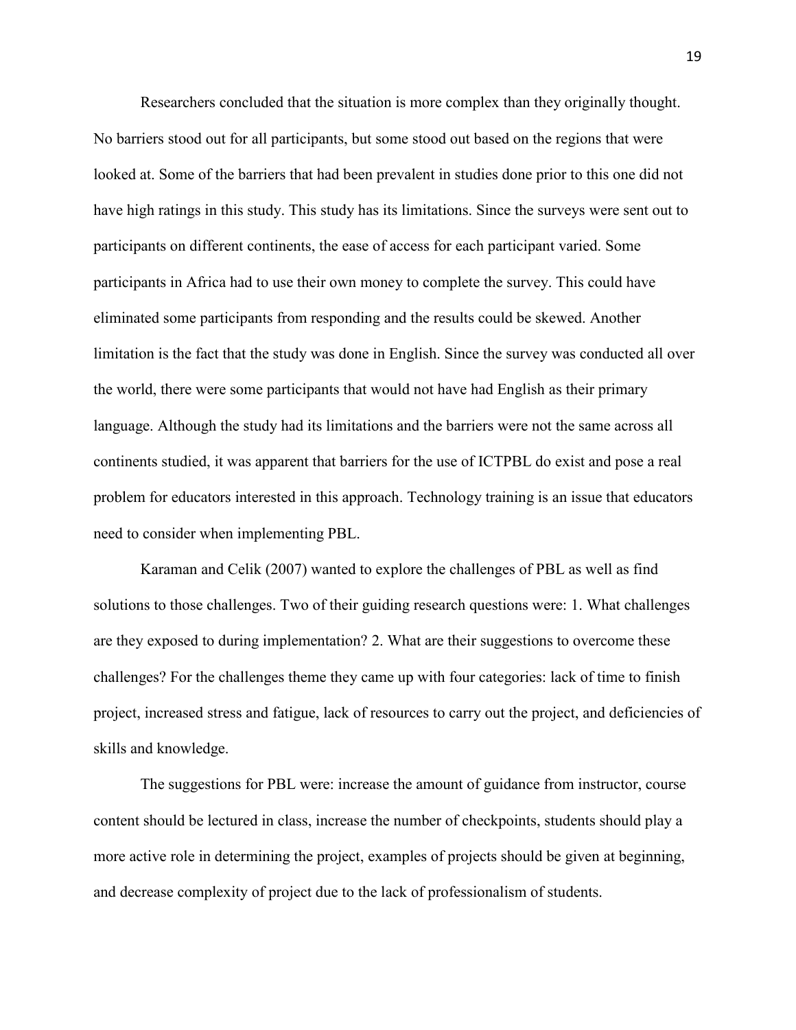Researchers concluded that the situation is more complex than they originally thought. No barriers stood out for all participants, but some stood out based on the regions that were looked at. Some of the barriers that had been prevalent in studies done prior to this one did not have high ratings in this study. This study has its limitations. Since the surveys were sent out to participants on different continents, the ease of access for each participant varied. Some participants in Africa had to use their own money to complete the survey. This could have eliminated some participants from responding and the results could be skewed. Another limitation is the fact that the study was done in English. Since the survey was conducted all over the world, there were some participants that would not have had English as their primary language. Although the study had its limitations and the barriers were not the same across all continents studied, it was apparent that barriers for the use of ICTPBL do exist and pose a real problem for educators interested in this approach. Technology training is an issue that educators need to consider when implementing PBL.

Karaman and Celik (2007) wanted to explore the challenges of PBL as well as find solutions to those challenges. Two of their guiding research questions were: 1. What challenges are they exposed to during implementation? 2. What are their suggestions to overcome these challenges? For the challenges theme they came up with four categories: lack of time to finish project, increased stress and fatigue, lack of resources to carry out the project, and deficiencies of skills and knowledge.

The suggestions for PBL were: increase the amount of guidance from instructor, course content should be lectured in class, increase the number of checkpoints, students should play a more active role in determining the project, examples of projects should be given at beginning, and decrease complexity of project due to the lack of professionalism of students.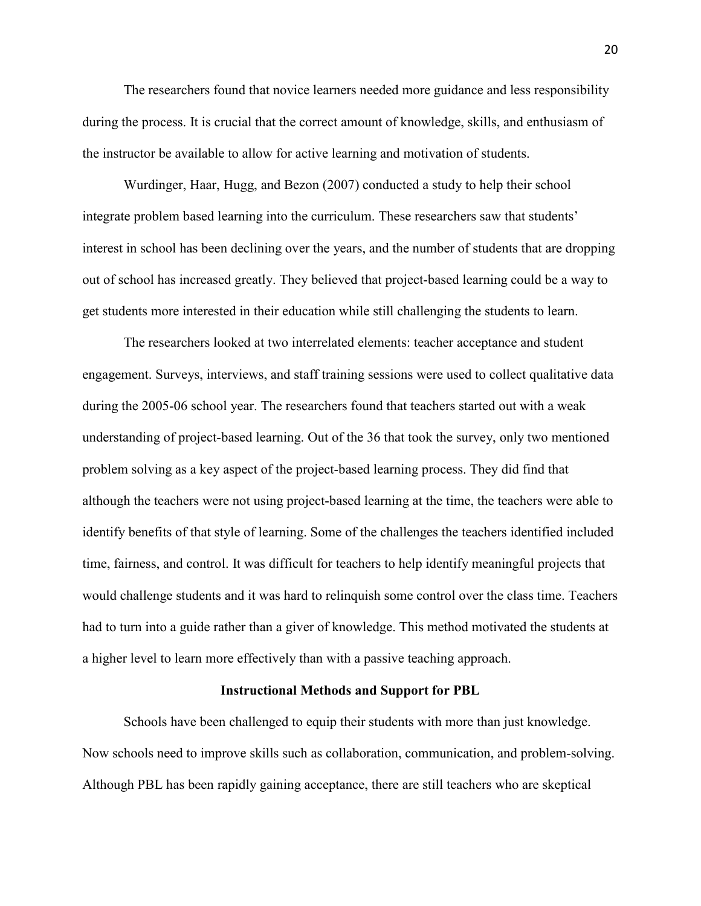The researchers found that novice learners needed more guidance and less responsibility during the process. It is crucial that the correct amount of knowledge, skills, and enthusiasm of the instructor be available to allow for active learning and motivation of students.

Wurdinger, Haar, Hugg, and Bezon (2007) conducted a study to help their school integrate problem based learning into the curriculum. These researchers saw that students' interest in school has been declining over the years, and the number of students that are dropping out of school has increased greatly. They believed that project-based learning could be a way to get students more interested in their education while still challenging the students to learn.

The researchers looked at two interrelated elements: teacher acceptance and student engagement. Surveys, interviews, and staff training sessions were used to collect qualitative data during the 2005-06 school year. The researchers found that teachers started out with a weak understanding of project-based learning. Out of the 36 that took the survey, only two mentioned problem solving as a key aspect of the project-based learning process. They did find that although the teachers were not using project-based learning at the time, the teachers were able to identify benefits of that style of learning. Some of the challenges the teachers identified included time, fairness, and control. It was difficult for teachers to help identify meaningful projects that would challenge students and it was hard to relinquish some control over the class time. Teachers had to turn into a guide rather than a giver of knowledge. This method motivated the students at a higher level to learn more effectively than with a passive teaching approach.

## Instructional Methods and Support for PBL

Schools have been challenged to equip their students with more than just knowledge. Now schools need to improve skills such as collaboration, communication, and problem-solving. Although PBL has been rapidly gaining acceptance, there are still teachers who are skeptical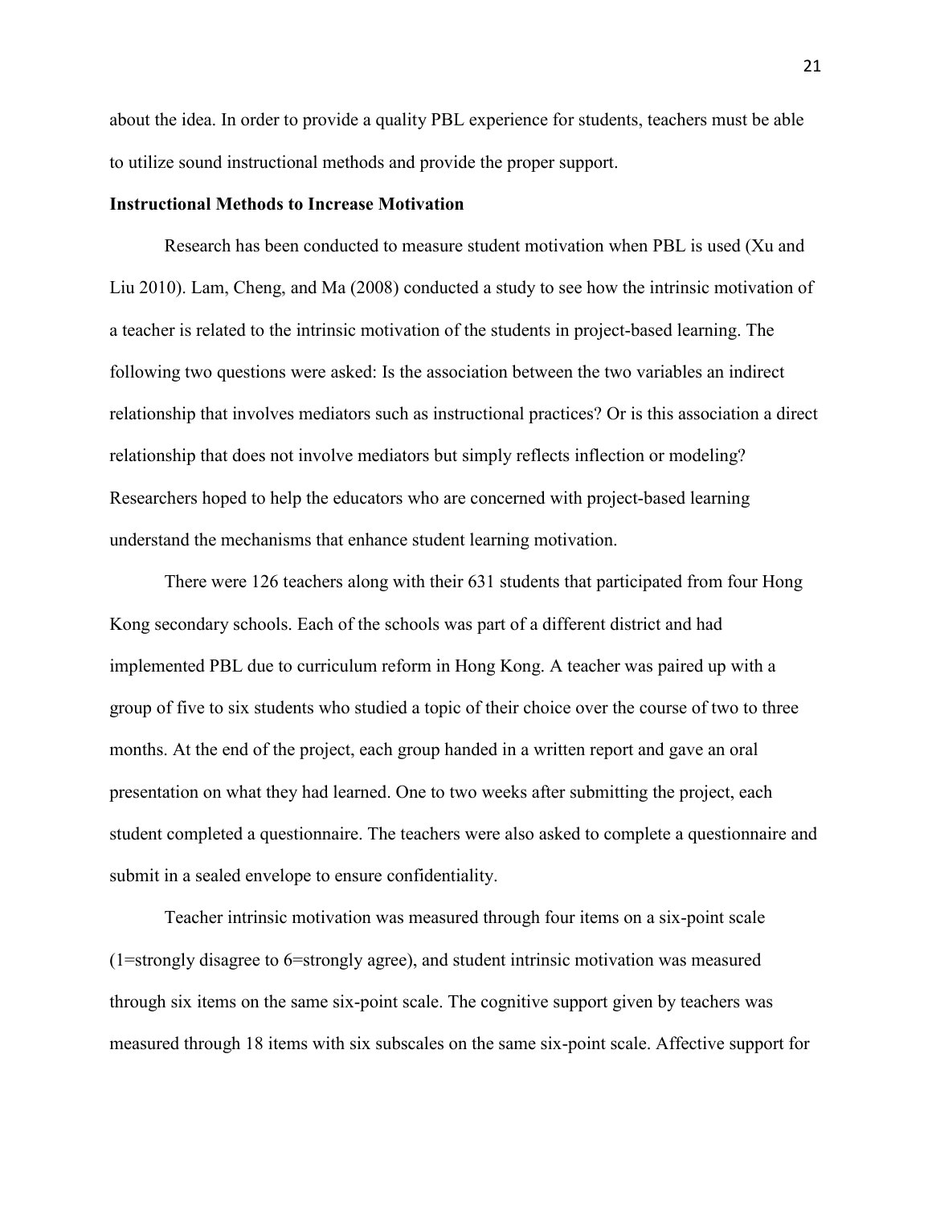about the idea. In order to provide a quality PBL experience for students, teachers must be able to utilize sound instructional methods and provide the proper support.

**Instructional Methods to Increase Motivation**

Research has been conducted to measure student motivation when PBL is used (Xu and Liu 2010). Lam, Cheng, and Ma (2008) conducted a study to see how the intrinsic motivation of a teacher is related to the intrinsic motivation of the students in project-based learning. The following two questions were asked: Is the association between the two variables an indirect relationship that involves mediators such as instructional practices? Or is this association a direct relationship that does not involve mediators but simply reflects inflection or modeling? Researchers hoped to help the educators who are concerned with project-based learning understand the mechanisms that enhance student learning motivation.

There were 126 teachers along with their 631 students that participated from four Hong Kong secondary schools. Each of the schools was part of a different district and had implemented PBL due to curriculum reform in Hong Kong. A teacher was paired up with a group of five to six students who studied a topic of their choice over the course of two to three months. At the end of the project, each group handed in a written report and gave an oral presentation on what they had learned. One to two weeks after submitting the project, each student completed a questionnaire. The teachers were also asked to complete a questionnaire and submit in a sealed envelope to ensure confidentiality.

Teacher intrinsic motivation was measured through four items on a six-point scale (1=strongly disagree to 6=strongly agree), and student intrinsic motivation was measured through six items on the same six-point scale. The cognitive support given by teachers was measured through 18 items with six subscales on the same six-point scale. Affective support for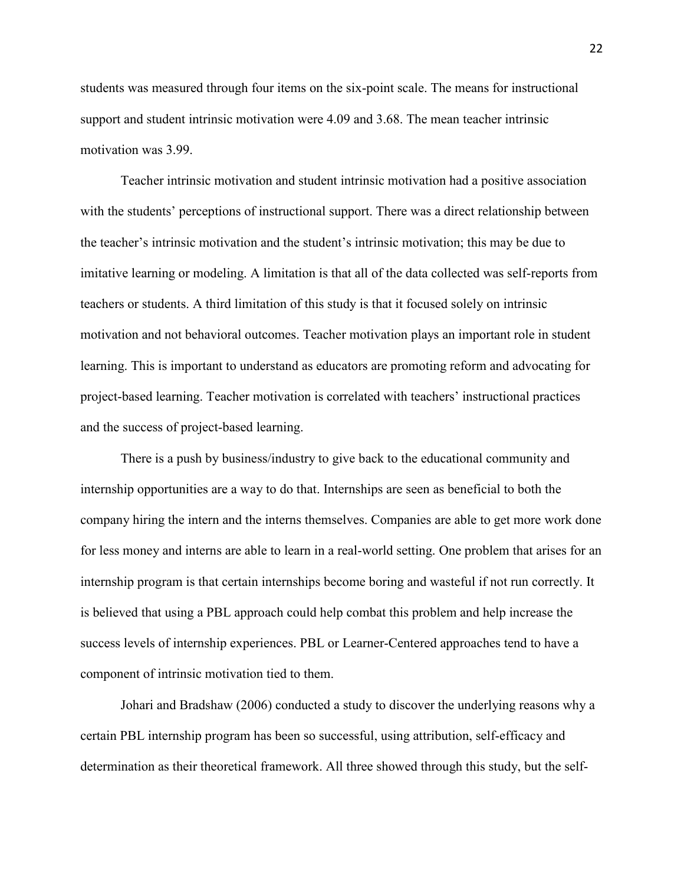students was measured through four items on the six-point scale. The means for instructional support and student intrinsic motivation were 4.09 and 3.68. The mean teacher intrinsic motivation was 3.99.

Teacher intrinsic motivation and student intrinsic motivation had a positive association with the students' perceptions of instructional support. There was a direct relationship between the teacher's intrinsic motivation and the student's intrinsic motivation; this may be due to imitative learning or modeling. A limitation is that all of the data collected was self-reports from teachers or students. A third limitation of this study is that it focused solely on intrinsic motivation and not behavioral outcomes. Teacher motivation plays an important role in student learning. This is important to understand as educators are promoting reform and advocating for project-based learning. Teacher motivation is correlated with teachers' instructional practices and the success of project-based learning.

There is a push by business/industry to give back to the educational community and internship opportunities are a way to do that. Internships are seen as beneficial to both the company hiring the intern and the interns themselves. Companies are able to get more work done for less money and interns are able to learn in a real-world setting. One problem that arises for an internship program is that certain internships become boring and wasteful if not run correctly. It is believed that using a PBL approach could help combat this problem and help increase the success levels of internship experiences. PBL or Learner-Centered approaches tend to have a component of intrinsic motivation tied to them.

Johari and Bradshaw (2006) conducted a study to discover the underlying reasons why a certain PBL internship program has been so successful, using attribution, self-efficacy and determination as their theoretical framework. All three showed through this study, but the self-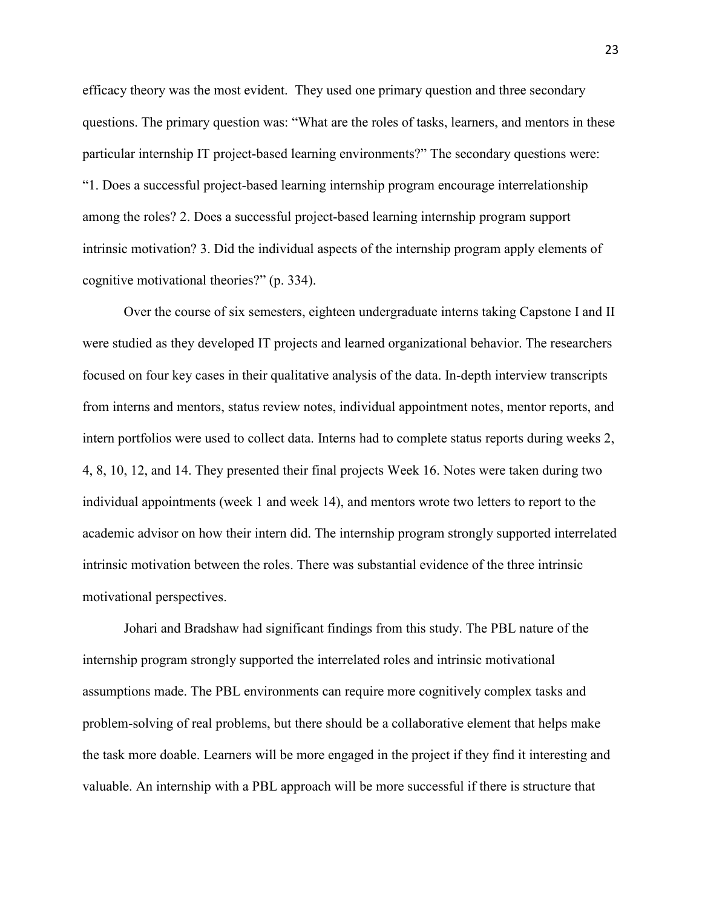efficacy theory was the most evident. They used one primary question and three secondary questions. The primary question was: "What are the roles of tasks, learners, and mentors in these particular internship IT project-based learning environments?" The secondary questions were: "1. Does a successful project-based learning internship program encourage interrelationship among the roles? 2. Does a successful project-based learning internship program support intrinsic motivation? 3. Did the individual aspects of the internship program apply elements of cognitive motivational theories?" (p. 334).

Over the course of six semesters, eighteen undergraduate interns taking Capstone I and II were studied as they developed IT projects and learned organizational behavior. The researchers focused on four key cases in their qualitative analysis of the data. In-depth interview transcripts from interns and mentors, status review notes, individual appointment notes, mentor reports, and intern portfolios were used to collect data. Interns had to complete status reports during weeks 2, 4, 8, 10, 12, and 14. They presented their final projects Week 16. Notes were taken during two individual appointments (week 1 and week 14), and mentors wrote two letters to report to the academic advisor on how their intern did. The internship program strongly supported interrelated intrinsic motivation between the roles. There was substantial evidence of the three intrinsic motivational perspectives.

Johari and Bradshaw had significant findings from this study. The PBL nature of the internship program strongly supported the interrelated roles and intrinsic motivational assumptions made. The PBL environments can require more cognitively complex tasks and problem-solving of real problems, but there should be a collaborative element that helps make the task more doable. Learners will be more engaged in the project if they find it interesting and valuable. An internship with a PBL approach will be more successful if there is structure that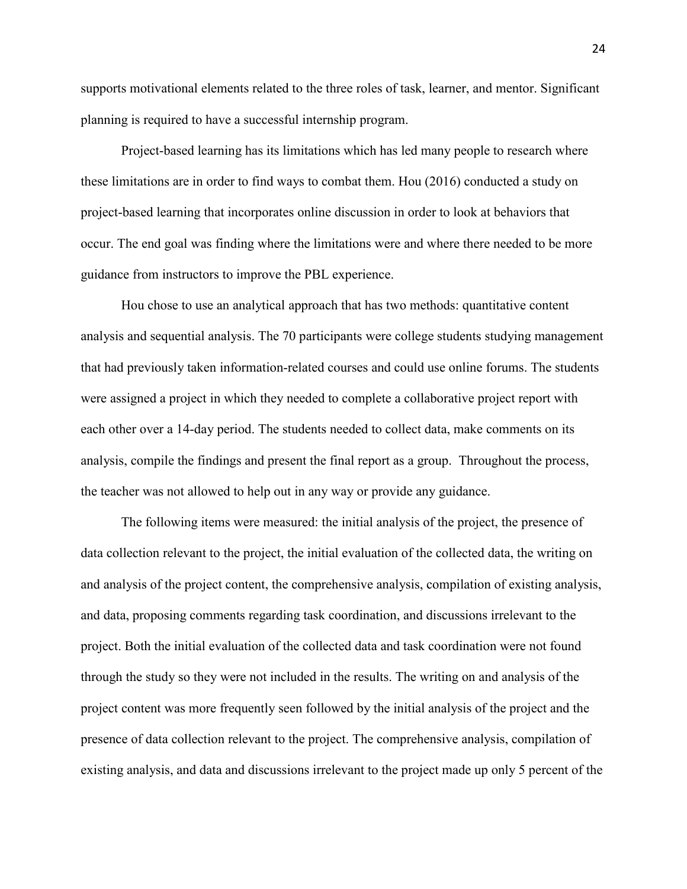supports motivational elements related to the three roles of task, learner, and mentor. Significant planning is required to have a successful internship program.

Project-based learning has its limitations which has led many people to research where these limitations are in order to find ways to combat them. Hou (2016) conducted a study on project-based learning that incorporates online discussion in order to look at behaviors that occur. The end goal was finding where the limitations were and where there needed to be more guidance from instructors to improve the PBL experience.

Hou chose to use an analytical approach that has two methods: quantitative content analysis and sequential analysis. The 70 participants were college students studying management that had previously taken information-related courses and could use online forums. The students were assigned a project in which they needed to complete a collaborative project report with each other over a 14-day period. The students needed to collect data, make comments on its analysis, compile the findings and present the final report as a group. Throughout the process, the teacher was not allowed to help out in any way or provide any guidance.

The following items were measured: the initial analysis of the project, the presence of data collection relevant to the project, the initial evaluation of the collected data, the writing on and analysis of the project content, the comprehensive analysis, compilation of existing analysis, and data, proposing comments regarding task coordination, and discussions irrelevant to the project. Both the initial evaluation of the collected data and task coordination were not found through the study so they were not included in the results. The writing on and analysis of the project content was more frequently seen followed by the initial analysis of the project and the presence of data collection relevant to the project. The comprehensive analysis, compilation of existing analysis, and data and discussions irrelevant to the project made up only 5 percent of the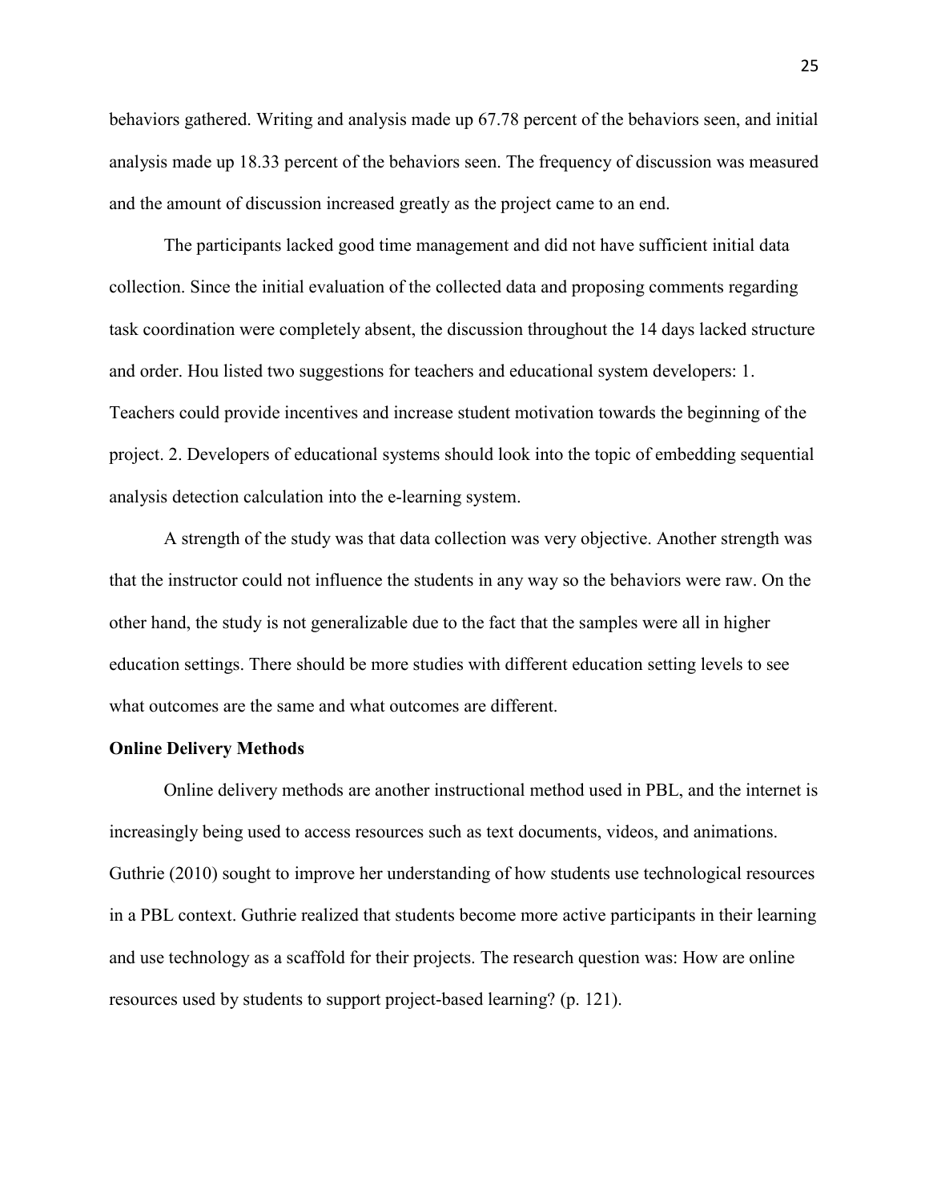behaviors gathered. Writing and analysis made up 67.78 percent of the behaviors seen, and initial analysis made up 18.33 percent of the behaviors seen. The frequency of discussion was measured and the amount of discussion increased greatly as the project came to an end.

The participants lacked good time management and did not have sufficient initial data collection. Since the initial evaluation of the collected data and proposing comments regarding task coordination were completely absent, the discussion throughout the 14 days lacked structure and order. Hou listed two suggestions for teachers and educational system developers: 1. Teachers could provide incentives and increase student motivation towards the beginning of the project. 2. Developers of educational systems should look into the topic of embedding sequential analysis detection calculation into the e-learning system.

A strength of the study was that data collection was very objective. Another strength was that the instructor could not influence the students in any way so the behaviors were raw. On the other hand, the study is not generalizable due to the fact that the samples were all in higher education settings. There should be more studies with different education setting levels to see what outcomes are the same and what outcomes are different.

**Online Delivery Methods**

Online delivery methods are another instructional method used in PBL, and the internet is increasingly being used to access resources such as text documents, videos, and animations. Guthrie (2010) sought to improve her understanding of how students use technological resources in a PBL context. Guthrie realized that students become more active participants in their learning and use technology as a scaffold for their projects. The research question was: How are online resources used by students to support project-based learning? (p. 121).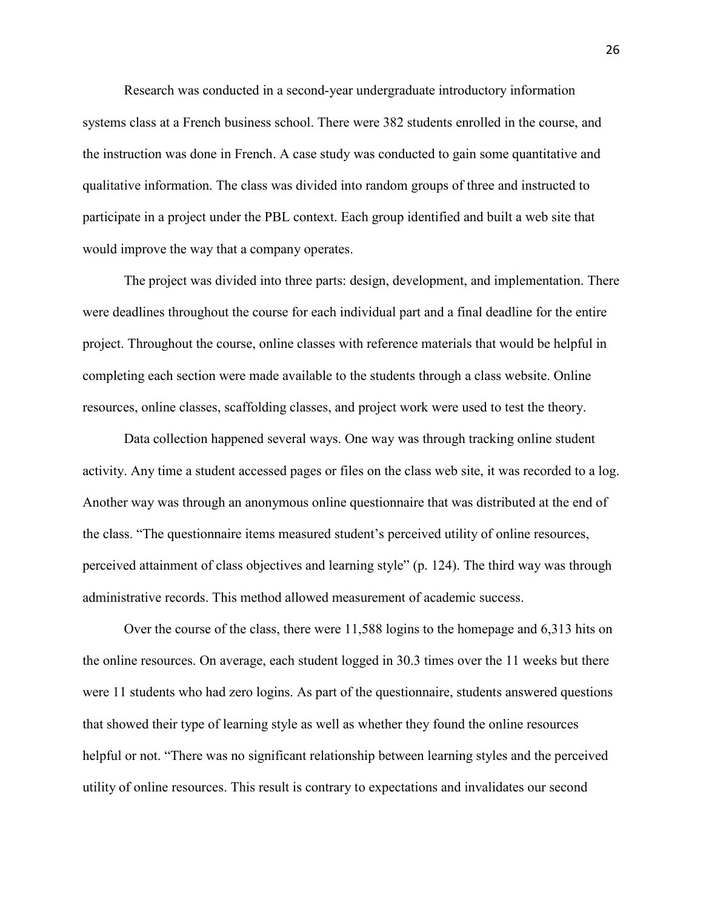Research was conducted in a second-year undergraduate introductory information systems class at a French business school. There were 382 students enrolled in the course, and the instruction was done in French. A case study was conducted to gain some quantitative and qualitative information. The class was divided into random groups of three and instructed to participate in a project under the PBL context. Each group identified and built a web site that would improve the way that a company operates.

The project was divided into three parts: design, development, and implementation. There were deadlines throughout the course for each individual part and a final deadline for the entire project. Throughout the course, online classes with reference materials that would be helpful in completing each section were made available to the students through a class website. Online resources, online classes, scaffolding classes, and project work were used to test the theory.

Data collection happened several ways. One way was through tracking online student activity. Any time a student accessed pages or files on the class web site, it was recorded to a log. Another way was through an anonymous online questionnaire that was distributed at the end of the class. "The questionnaire items measured student's perceived utility of online resources, perceived attainment of class objectives and learning style" (p. 124). The third way was through administrative records. This method allowed measurement of academic success.

Over the course of the class, there were 11,588 logins to the homepage and 6,313 hits on the online resources. On average, each student logged in 30.3 times over the 11 weeks but there were 11 students who had zero logins. As part of the questionnaire, students answered questions that showed their type of learning style as well as whether they found the online resources helpful or not. "There was no significant relationship between learning styles and the perceived utility of online resources. This result is contrary to expectations and invalidates our second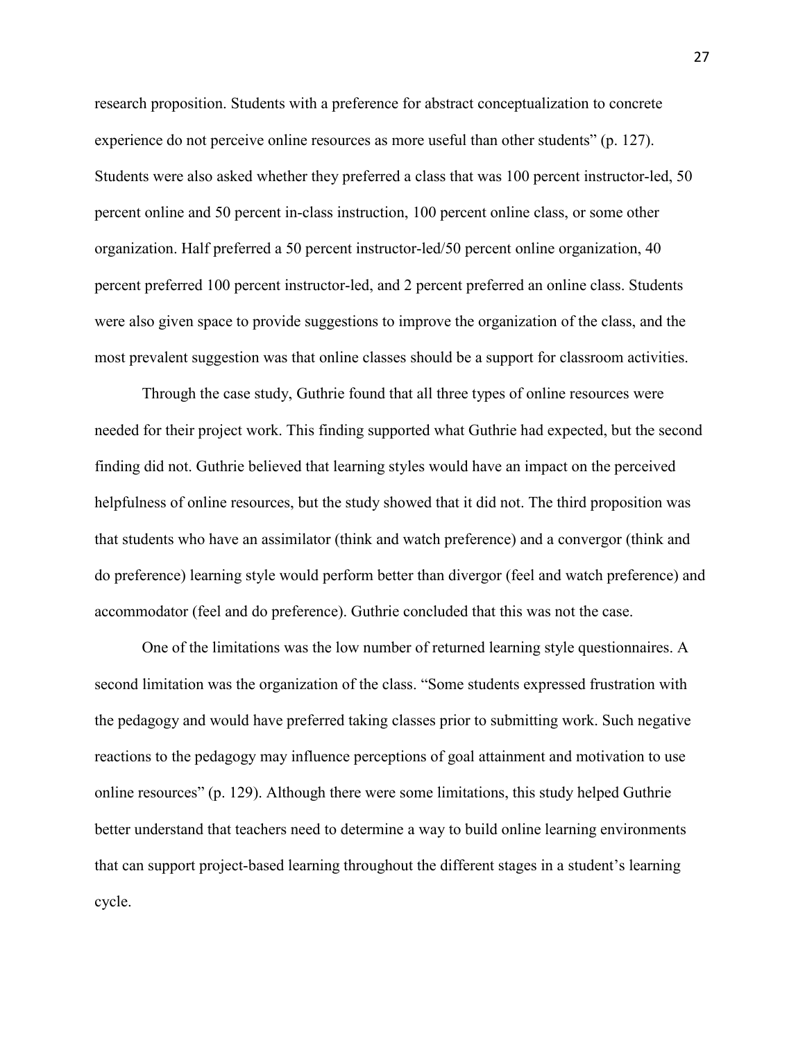research proposition. Students with a preference for abstract conceptualization to concrete experience do not perceive online resources as more useful than other students" (p. 127). Students were also asked whether they preferred a class that was 100 percent instructor-led, 50 percent online and 50 percent in-class instruction, 100 percent online class, or some other organization. Half preferred a 50 percent instructor-led/50 percent online organization, 40 percent preferred 100 percent instructor-led, and 2 percent preferred an online class. Students were also given space to provide suggestions to improve the organization of the class, and the most prevalent suggestion was that online classes should be a support for classroom activities.

Through the case study, Guthrie found that all three types of online resources were needed for their project work. This finding supported what Guthrie had expected, but the second finding did not. Guthrie believed that learning styles would have an impact on the perceived helpfulness of online resources, but the study showed that it did not. The third proposition was that students who have an assimilator (think and watch preference) and a convergor (think and do preference) learning style would perform better than divergor (feel and watch preference) and accommodator (feel and do preference). Guthrie concluded that this was not the case.

One of the limitations was the low number of returned learning style questionnaires. A second limitation was the organization of the class. "Some students expressed frustration with the pedagogy and would have preferred taking classes prior to submitting work. Such negative reactions to the pedagogy may influence perceptions of goal attainment and motivation to use online resources" (p. 129). Although there were some limitations, this study helped Guthrie better understand that teachers need to determine a way to build online learning environments that can support project-based learning throughout the different stages in a student's learning cycle.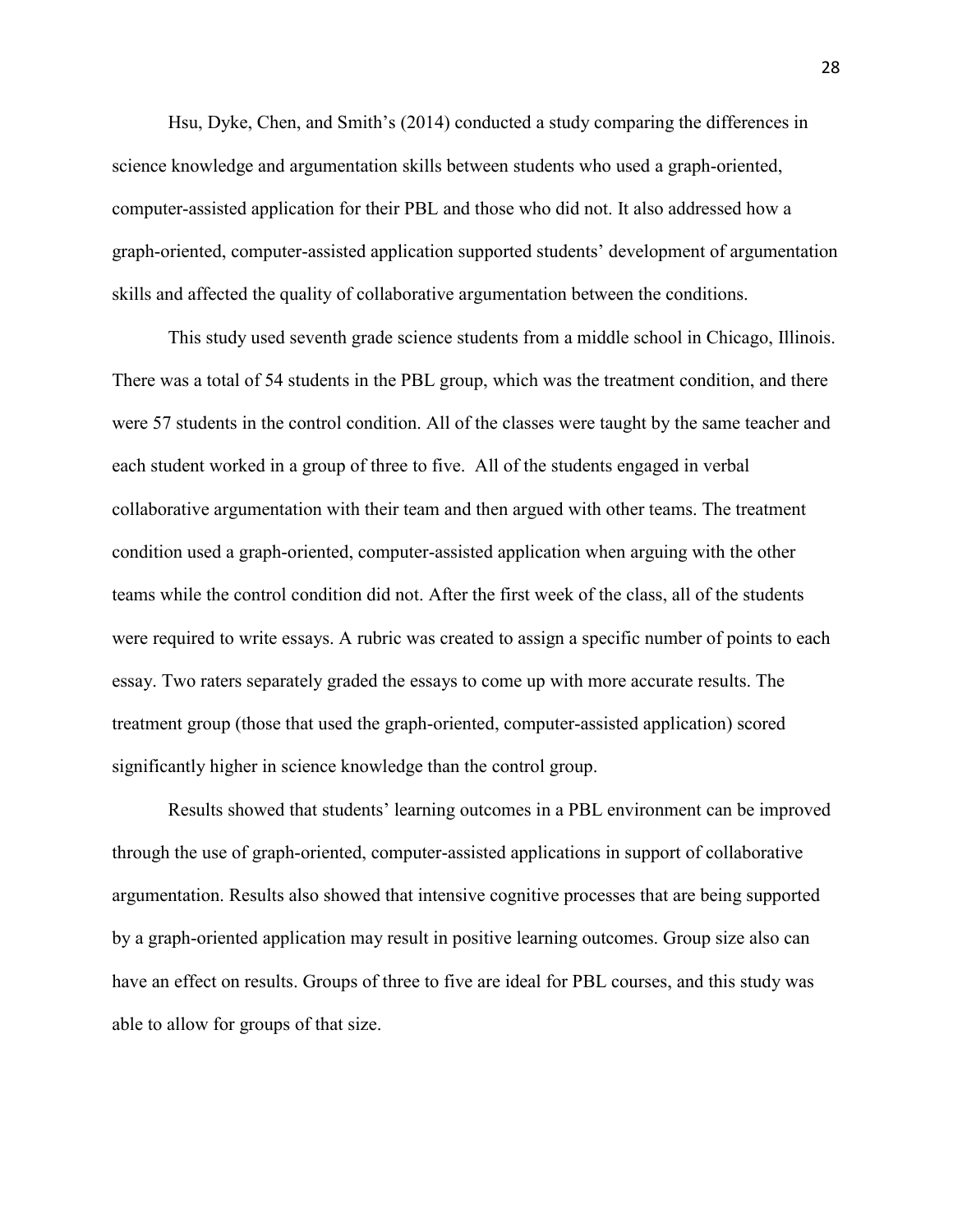Hsu, Dyke, Chen, and Smith's (2014) conducted a study comparing the differences in science knowledge and argumentation skills between students who used a graph-oriented, computer-assisted application for their PBL and those who did not. It also addressed how a graph-oriented, computer-assisted application supported students' development of argumentation skills and affected the quality of collaborative argumentation between the conditions.

This study used seventh grade science students from a middle school in Chicago, Illinois. There was a total of 54 students in the PBL group, which was the treatment condition, and there were 57 students in the control condition. All of the classes were taught by the same teacher and each student worked in a group of three to five. All of the students engaged in verbal collaborative argumentation with their team and then argued with other teams. The treatment condition used a graph-oriented, computer-assisted application when arguing with the other teams while the control condition did not. After the first week of the class, all of the students were required to write essays. A rubric was created to assign a specific number of points to each essay. Two raters separately graded the essays to come up with more accurate results. The treatment group (those that used the graph-oriented, computer-assisted application) scored significantly higher in science knowledge than the control group.

Results showed that students' learning outcomes in a PBL environment can be improved through the use of graph-oriented, computer-assisted applications in support of collaborative argumentation. Results also showed that intensive cognitive processes that are being supported by a graph-oriented application may result in positive learning outcomes. Group size also can have an effect on results. Groups of three to five are ideal for PBL courses, and this study was able to allow for groups of that size.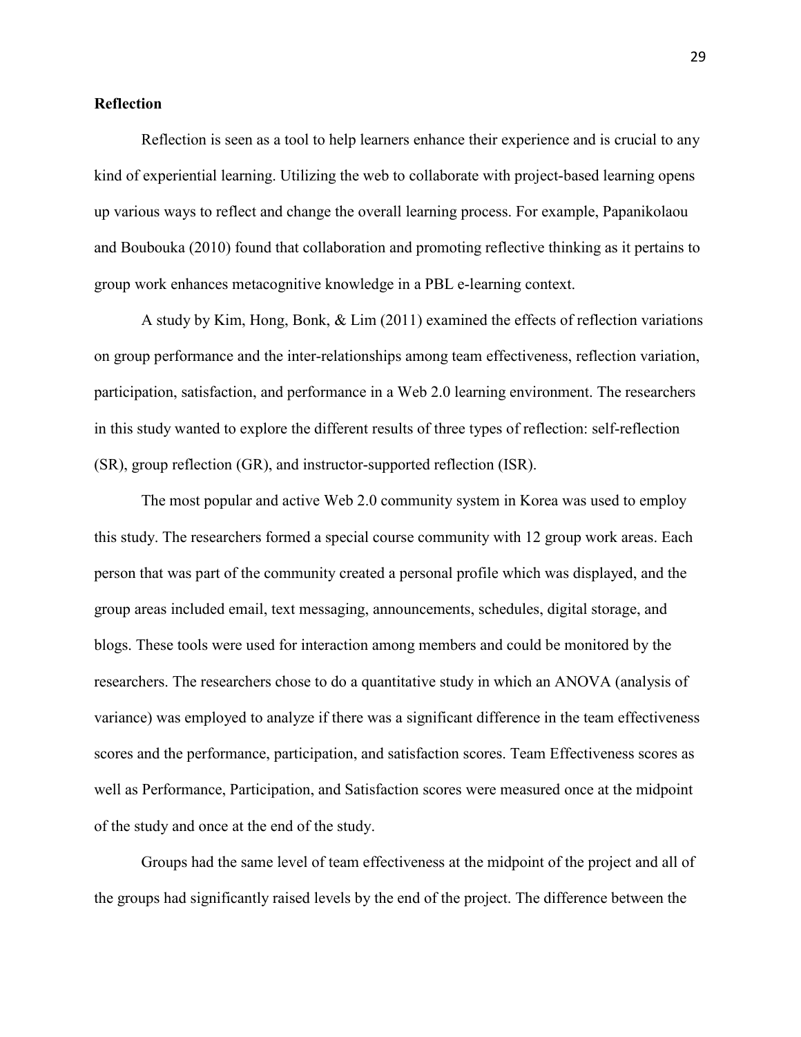**Reflection**

Reflection is seen as a tool to help learners enhance their experience and is crucial to any kind of experiential learning. Utilizing the web to collaborate with project-based learning opens up various ways to reflect and change the overall learning process. For example, Papanikolaou and Boubouka (2010) found that collaboration and promoting reflective thinking as it pertains to group work enhances metacognitive knowledge in a PBL e-learning context.

A study by Kim, Hong, Bonk, & Lim (2011) examined the effects of reflection variations on group performance and the inter-relationships among team effectiveness, reflection variation, participation, satisfaction, and performance in a Web 2.0 learning environment. The researchers in this study wanted to explore the different results of three types of reflection: self-reflection (SR), group reflection (GR), and instructor-supported reflection (ISR).

The most popular and active Web 2.0 community system in Korea was used to employ this study. The researchers formed a special course community with 12 group work areas. Each person that was part of the community created a personal profile which was displayed, and the group areas included email, text messaging, announcements, schedules, digital storage, and blogs. These tools were used for interaction among members and could be monitored by the researchers. The researchers chose to do a quantitative study in which an ANOVA (analysis of variance) was employed to analyze if there was a significant difference in the team effectiveness scores and the performance, participation, and satisfaction scores. Team Effectiveness scores as well as Performance, Participation, and Satisfaction scores were measured once at the midpoint of the study and once at the end of the study.

Groups had the same level of team effectiveness at the midpoint of the project and all of the groups had significantly raised levels by the end of the project. The difference between the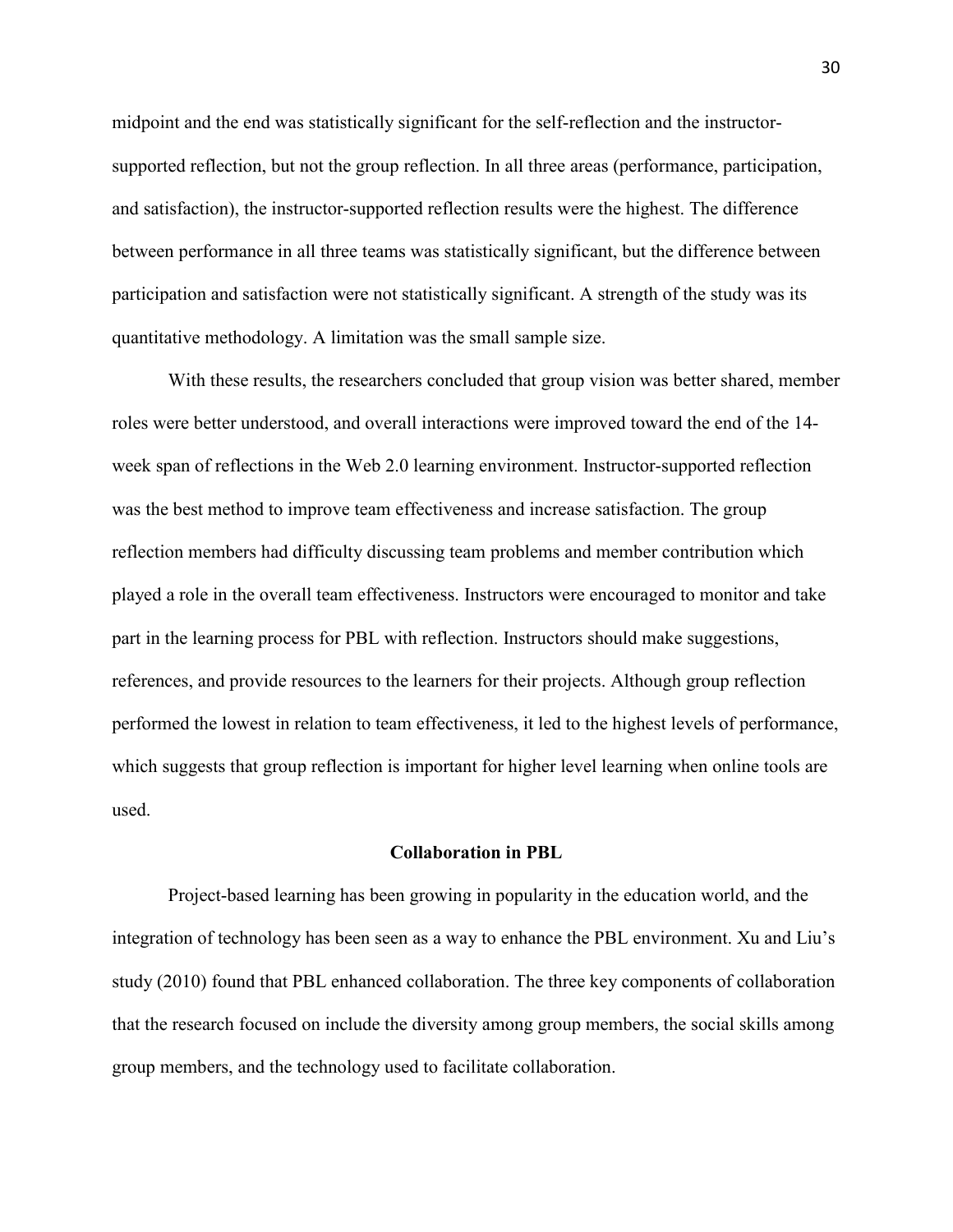midpoint and the end was statistically significant for the self-reflection and the instructor-supported reflection, but not the group reflection. In all three areas (performance, participation, and satisfaction), the instructor-supported reflection results were the highest. The difference between performance in all three teams was statistically significant, but the difference between participation and satisfaction were not statistically significant. A strength of the study was its quantitative methodology. A limitation was the small sample size.

With these results, the researchers concluded that group vision was better shared, member roles were better understood, and overall interactions were improved toward the end of the 14-week span of reflections in the Web 2.0 learning environment. Instructor-supported reflection was the best method to improve team effectiveness and increase satisfaction. The group reflection members had difficulty discussing team problems and member contribution which played a role in the overall team effectiveness. Instructors were encouraged to monitor and take part in the learning process for PBL with reflection. Instructors should make suggestions, references, and provide resources to the learners for their projects. Although group reflection performed the lowest in relation to team effectiveness, it led to the highest levels of performance, which suggests that group reflection is important for higher level learning when online tools are used.

## Collaboration in PBL

Project-based learning has been growing in popularity in the education world, and the integration of technology has been seen as a way to enhance the PBL environment. Xu and Liu's study (2010) found that PBL enhanced collaboration. The three key components of collaboration that the research focused on include the diversity among group members, the social skills among group members, and the technology used to facilitate collaboration.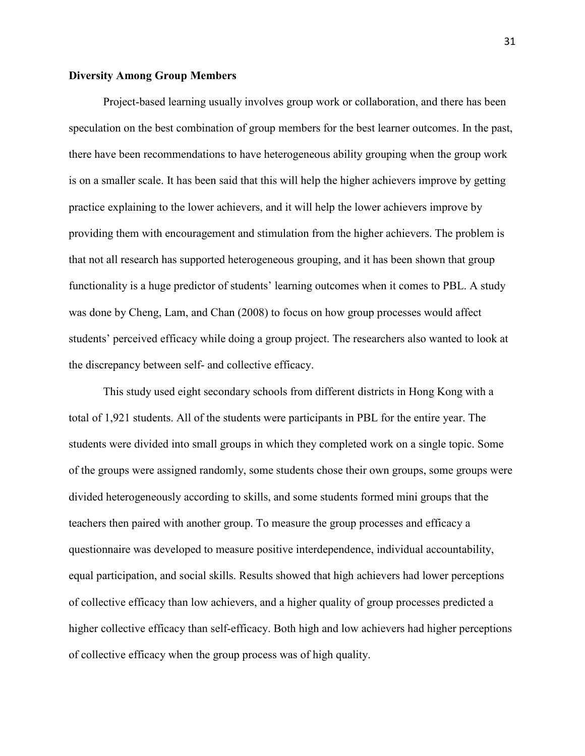**Diversity Among Group Members**

Project-based learning usually involves group work or collaboration, and there has been speculation on the best combination of group members for the best learner outcomes. In the past, there have been recommendations to have heterogeneous ability grouping when the group work is on a smaller scale. It has been said that this will help the higher achievers improve by getting practice explaining to the lower achievers, and it will help the lower achievers improve by providing them with encouragement and stimulation from the higher achievers. The problem is that not all research has supported heterogeneous grouping, and it has been shown that group functionality is a huge predictor of students' learning outcomes when it comes to PBL. A study was done by Cheng, Lam, and Chan (2008) to focus on how group processes would affect students' perceived efficacy while doing a group project. The researchers also wanted to look at the discrepancy between self- and collective efficacy.

This study used eight secondary schools from different districts in Hong Kong with a total of 1,921 students. All of the students were participants in PBL for the entire year. The students were divided into small groups in which they completed work on a single topic. Some of the groups were assigned randomly, some students chose their own groups, some groups were divided heterogeneously according to skills, and some students formed mini groups that the teachers then paired with another group. To measure the group processes and efficacy a questionnaire was developed to measure positive interdependence, individual accountability, equal participation, and social skills. Results showed that high achievers had lower perceptions of collective efficacy than low achievers, and a higher quality of group processes predicted a higher collective efficacy than self-efficacy. Both high and low achievers had higher perceptions of collective efficacy when the group process was of high quality.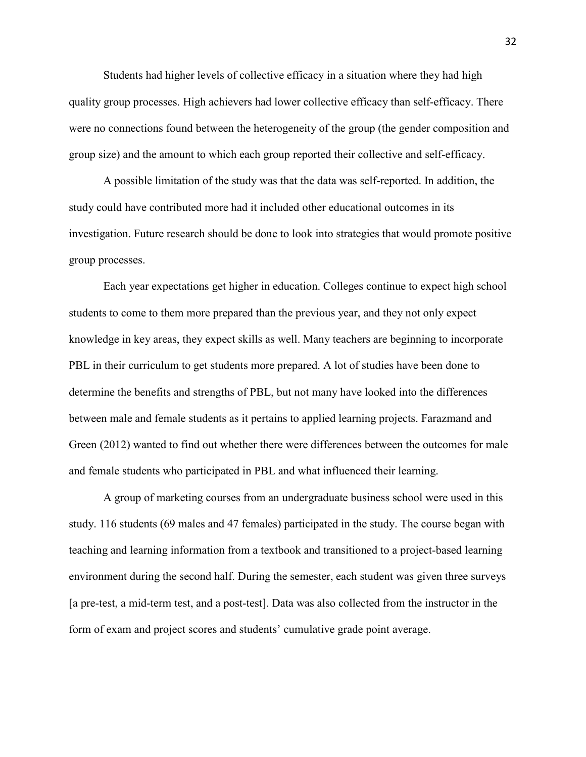Students had higher levels of collective efficacy in a situation where they had high quality group processes. High achievers had lower collective efficacy than self-efficacy. There were no connections found between the heterogeneity of the group (the gender composition and group size) and the amount to which each group reported their collective and self-efficacy.

A possible limitation of the study was that the data was self-reported. In addition, the study could have contributed more had it included other educational outcomes in its investigation. Future research should be done to look into strategies that would promote positive group processes.

Each year expectations get higher in education. Colleges continue to expect high school students to come to them more prepared than the previous year, and they not only expect knowledge in key areas, they expect skills as well. Many teachers are beginning to incorporate PBL in their curriculum to get students more prepared. A lot of studies have been done to determine the benefits and strengths of PBL, but not many have looked into the differences between male and female students as it pertains to applied learning projects. Farazmand and Green (2012) wanted to find out whether there were differences between the outcomes for male and female students who participated in PBL and what influenced their learning.

A group of marketing courses from an undergraduate business school were used in this study. 116 students (69 males and 47 females) participated in the study. The course began with teaching and learning information from a textbook and transitioned to a project-based learning environment during the second half. During the semester, each student was given three surveys [a pre-test, a mid-term test, and a post-test]. Data was also collected from the instructor in the form of exam and project scores and students' cumulative grade point average.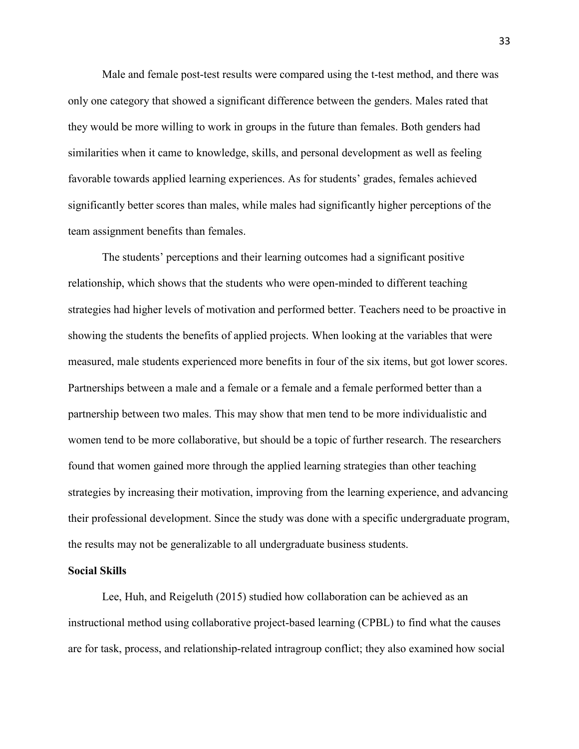Male and female post-test results were compared using the t-test method, and there was only one category that showed a significant difference between the genders. Males rated that they would be more willing to work in groups in the future than females. Both genders had similarities when it came to knowledge, skills, and personal development as well as feeling favorable towards applied learning experiences. As for students' grades, females achieved significantly better scores than males, while males had significantly higher perceptions of the team assignment benefits than females.

The students' perceptions and their learning outcomes had a significant positive relationship, which shows that the students who were open-minded to different teaching strategies had higher levels of motivation and performed better. Teachers need to be proactive in showing the students the benefits of applied projects. When looking at the variables that were measured, male students experienced more benefits in four of the six items, but got lower scores. Partnerships between a male and a female or a female and a female performed better than a partnership between two males. This may show that men tend to be more individualistic and women tend to be more collaborative, but should be a topic of further research. The researchers found that women gained more through the applied learning strategies than other teaching strategies by increasing their motivation, improving from the learning experience, and advancing their professional development. Since the study was done with a specific undergraduate program, the results may not be generalizable to all undergraduate business students.

**Social Skills**

Lee, Huh, and Reigeluth (2015) studied how collaboration can be achieved as an instructional method using collaborative project-based learning (CPBL) to find what the causes are for task, process, and relationship-related intragroup conflict; they also examined how social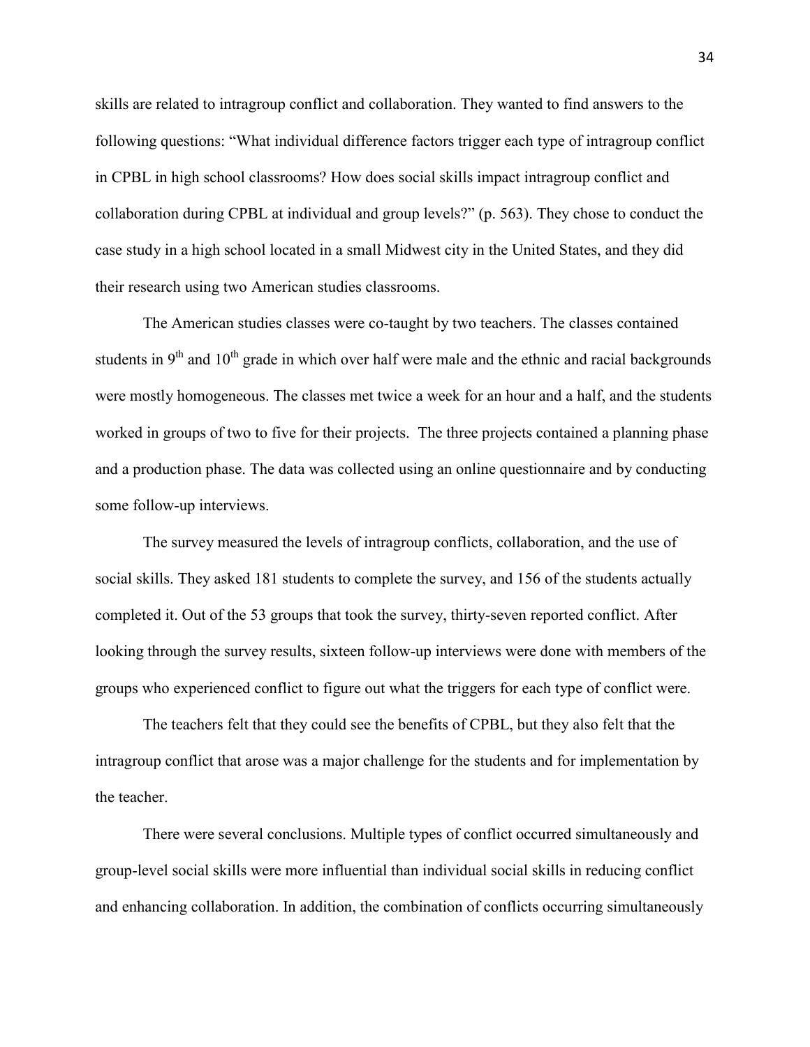skills are related to intragroup conflict and collaboration. They wanted to find answers to the following questions: "What individual difference factors trigger each type of intragroup conflict in CPBL in high school classrooms? How does social skills impact intragroup conflict and collaboration during CPBL at individual and group levels?" (p. 563). They chose to conduct the case study in a high school located in a small Midwest city in the United States, and they did their research using two American studies classrooms.

The American studies classes were co-taught by two teachers. The classes contained students in 9th and 10th grade in which over half were male and the ethnic and racial backgrounds were mostly homogeneous. The classes met twice a week for an hour and a half, and the students worked in groups of two to five for their projects. The three projects contained a planning phase and a production phase. The data was collected using an online questionnaire and by conducting some follow-up interviews.

The survey measured the levels of intragroup conflicts, collaboration, and the use of social skills. They asked 181 students to complete the survey, and 156 of the students actually completed it. Out of the 53 groups that took the survey, thirty-seven reported conflict. After looking through the survey results, sixteen follow-up interviews were done with members of the groups who experienced conflict to figure out what the triggers for each type of conflict were.

The teachers felt that they could see the benefits of CPBL, but they also felt that the intragroup conflict that arose was a major challenge for the students and for implementation by the teacher.

There were several conclusions. Multiple types of conflict occurred simultaneously and group-level social skills were more influential than individual social skills in reducing conflict and enhancing collaboration. In addition, the combination of conflicts occurring simultaneously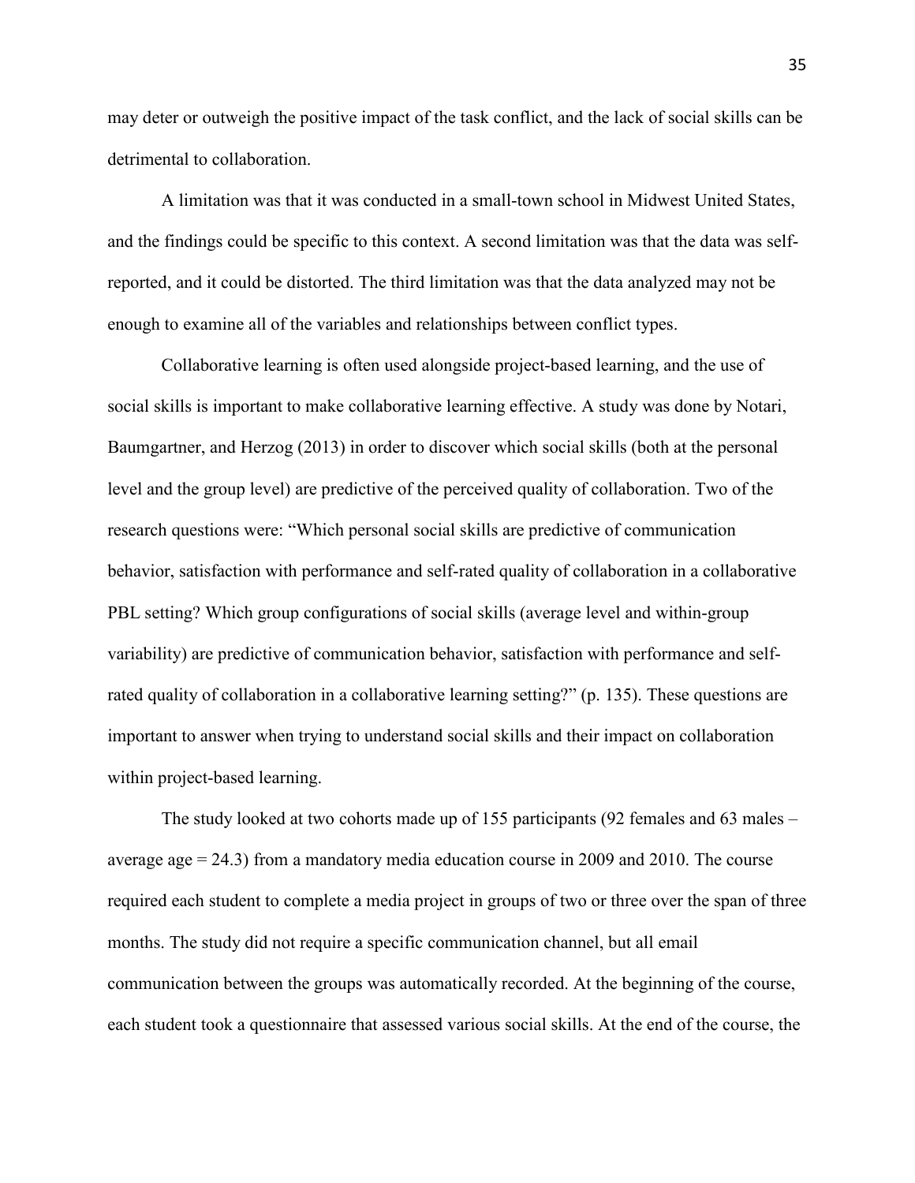may deter or outweigh the positive impact of the task conflict, and the lack of social skills can be detrimental to collaboration.

A limitation was that it was conducted in a small-town school in Midwest United States, and the findings could be specific to this context. A second limitation was that the data was self-reported, and it could be distorted. The third limitation was that the data analyzed may not be enough to examine all of the variables and relationships between conflict types.

Collaborative learning is often used alongside project-based learning, and the use of social skills is important to make collaborative learning effective. A study was done by Notari, Baumgartner, and Herzog (2013) in order to discover which social skills (both at the personal level and the group level) are predictive of the perceived quality of collaboration. Two of the research questions were: "Which personal social skills are predictive of communication behavior, satisfaction with performance and self-rated quality of collaboration in a collaborative PBL setting? Which group configurations of social skills (average level and within-group variability) are predictive of communication behavior, satisfaction with performance and self-rated quality of collaboration in a collaborative learning setting?" (p. 135). These questions are important to answer when trying to understand social skills and their impact on collaboration within project-based learning.

The study looked at two cohorts made up of 155 participants (92 females and 63 males – average age = 24.3) from a mandatory media education course in 2009 and 2010. The course required each student to complete a media project in groups of two or three over the span of three months. The study did not require a specific communication channel, but all email communication between the groups was automatically recorded. At the beginning of the course, each student took a questionnaire that assessed various social skills. At the end of the course, the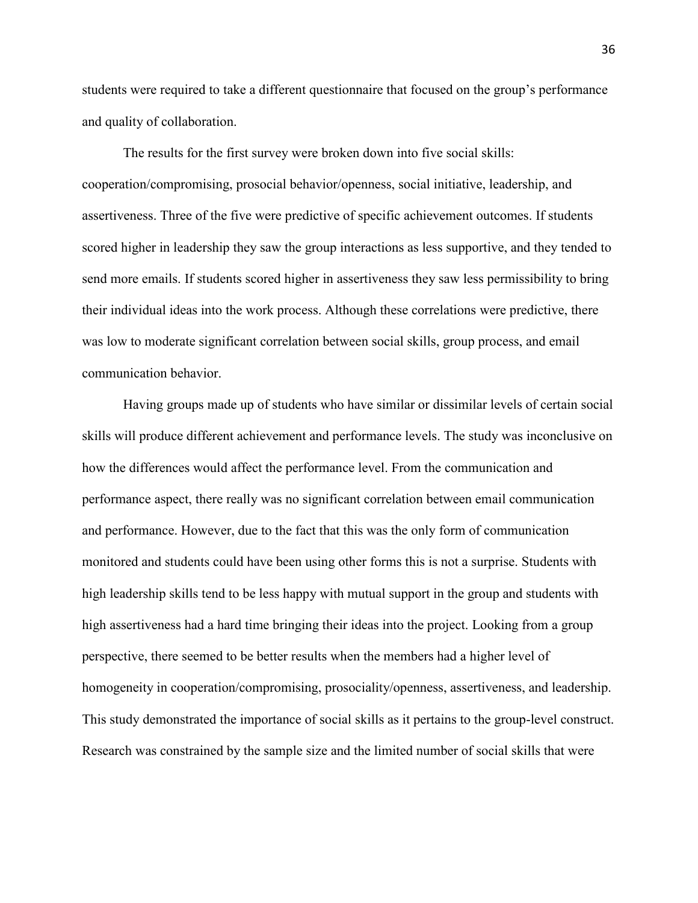students were required to take a different questionnaire that focused on the group's performance and quality of collaboration.

The results for the first survey were broken down into five social skills: cooperation/compromising, prosocial behavior/openness, social initiative, leadership, and assertiveness. Three of the five were predictive of specific achievement outcomes. If students scored higher in leadership they saw the group interactions as less supportive, and they tended to send more emails. If students scored higher in assertiveness they saw less permissibility to bring their individual ideas into the work process. Although these correlations were predictive, there was low to moderate significant correlation between social skills, group process, and email communication behavior.

Having groups made up of students who have similar or dissimilar levels of certain social skills will produce different achievement and performance levels. The study was inconclusive on how the differences would affect the performance level. From the communication and performance aspect, there really was no significant correlation between email communication and performance. However, due to the fact that this was the only form of communication monitored and students could have been using other forms this is not a surprise. Students with high leadership skills tend to be less happy with mutual support in the group and students with high assertiveness had a hard time bringing their ideas into the project. Looking from a group perspective, there seemed to be better results when the members had a higher level of homogeneity in cooperation/compromising, prosociality/openness, assertiveness, and leadership. This study demonstrated the importance of social skills as it pertains to the group-level construct. Research was constrained by the sample size and the limited number of social skills that were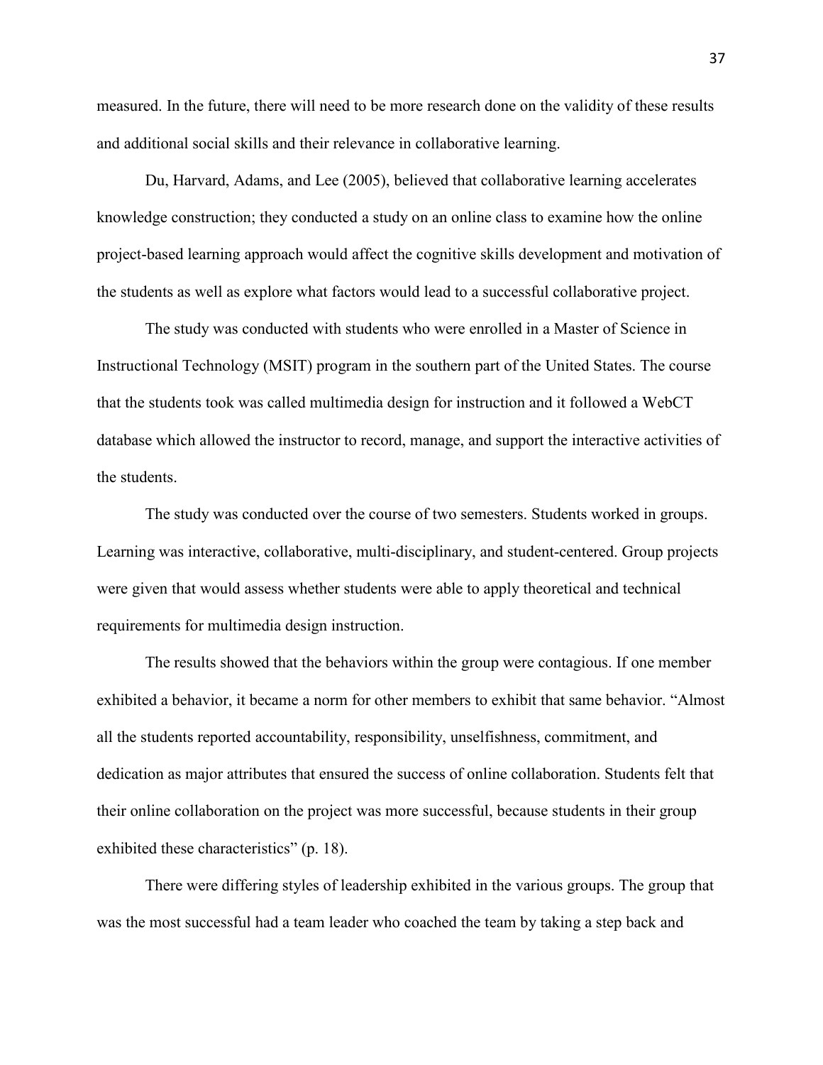measured. In the future, there will need to be more research done on the validity of these results and additional social skills and their relevance in collaborative learning.

Du, Harvard, Adams, and Lee (2005), believed that collaborative learning accelerates knowledge construction; they conducted a study on an online class to examine how the online project-based learning approach would affect the cognitive skills development and motivation of the students as well as explore what factors would lead to a successful collaborative project.

The study was conducted with students who were enrolled in a Master of Science in Instructional Technology (MSIT) program in the southern part of the United States. The course that the students took was called multimedia design for instruction and it followed a WebCT database which allowed the instructor to record, manage, and support the interactive activities of the students.

The study was conducted over the course of two semesters. Students worked in groups. Learning was interactive, collaborative, multi-disciplinary, and student-centered. Group projects were given that would assess whether students were able to apply theoretical and technical requirements for multimedia design instruction.

The results showed that the behaviors within the group were contagious. If one member exhibited a behavior, it became a norm for other members to exhibit that same behavior. "Almost all the students reported accountability, responsibility, unselfishness, commitment, and dedication as major attributes that ensured the success of online collaboration. Students felt that their online collaboration on the project was more successful, because students in their group exhibited these characteristics" (p. 18).

There were differing styles of leadership exhibited in the various groups. The group that was the most successful had a team leader who coached the team by taking a step back and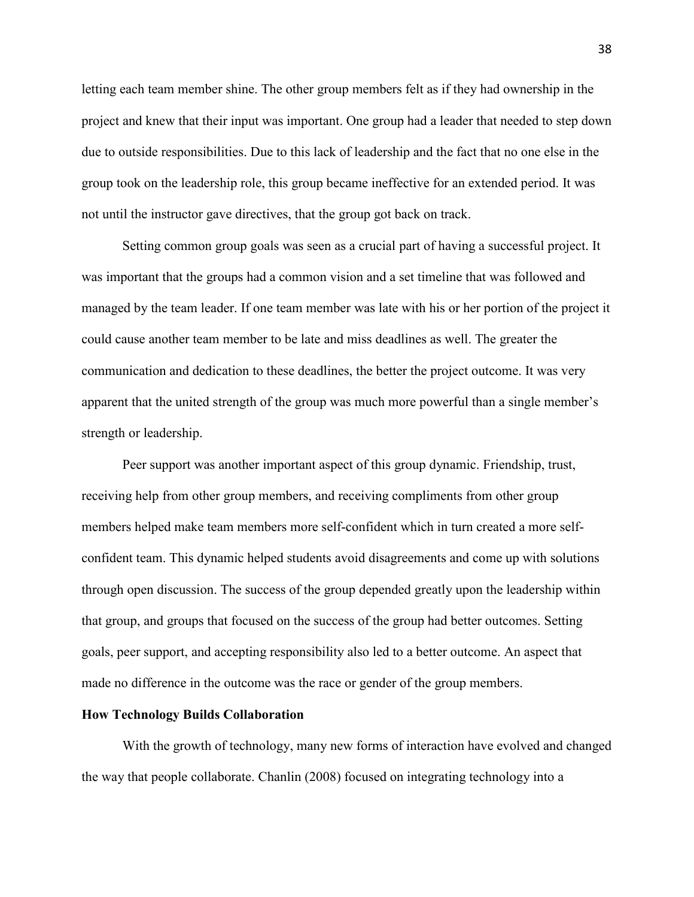letting each team member shine. The other group members felt as if they had ownership in the project and knew that their input was important. One group had a leader that needed to step down due to outside responsibilities. Due to this lack of leadership and the fact that no one else in the group took on the leadership role, this group became ineffective for an extended period. It was not until the instructor gave directives, that the group got back on track.

Setting common group goals was seen as a crucial part of having a successful project. It was important that the groups had a common vision and a set timeline that was followed and managed by the team leader. If one team member was late with his or her portion of the project it could cause another team member to be late and miss deadlines as well. The greater the communication and dedication to these deadlines, the better the project outcome. It was very apparent that the united strength of the group was much more powerful than a single member's strength or leadership.

Peer support was another important aspect of this group dynamic. Friendship, trust, receiving help from other group members, and receiving compliments from other group members helped make team members more self-confident which in turn created a more self-confident team. This dynamic helped students avoid disagreements and come up with solutions through open discussion. The success of the group depended greatly upon the leadership within that group, and groups that focused on the success of the group had better outcomes. Setting goals, peer support, and accepting responsibility also led to a better outcome. An aspect that made no difference in the outcome was the race or gender of the group members.

**How Technology Builds Collaboration**

With the growth of technology, many new forms of interaction have evolved and changed the way that people collaborate. Chanlin (2008) focused on integrating technology into a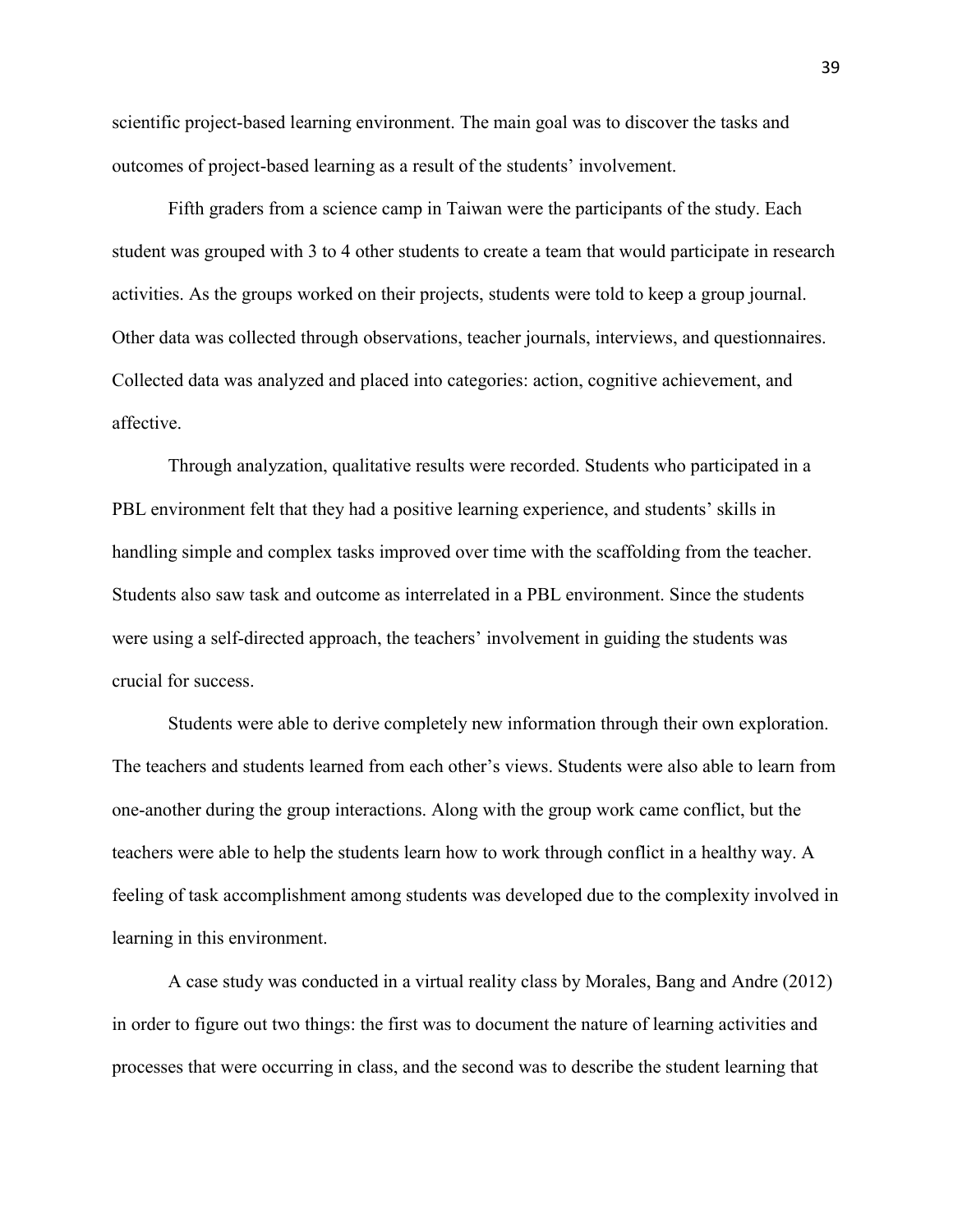scientific project-based learning environment. The main goal was to discover the tasks and outcomes of project-based learning as a result of the students' involvement.

Fifth graders from a science camp in Taiwan were the participants of the study. Each student was grouped with 3 to 4 other students to create a team that would participate in research activities. As the groups worked on their projects, students were told to keep a group journal. Other data was collected through observations, teacher journals, interviews, and questionnaires. Collected data was analyzed and placed into categories: action, cognitive achievement, and affective.

Through analyzation, qualitative results were recorded. Students who participated in a PBL environment felt that they had a positive learning experience, and students' skills in handling simple and complex tasks improved over time with the scaffolding from the teacher. Students also saw task and outcome as interrelated in a PBL environment. Since the students were using a self-directed approach, the teachers' involvement in guiding the students was crucial for success.

Students were able to derive completely new information through their own exploration. The teachers and students learned from each other's views. Students were also able to learn from one-another during the group interactions. Along with the group work came conflict, but the teachers were able to help the students learn how to work through conflict in a healthy way. A feeling of task accomplishment among students was developed due to the complexity involved in learning in this environment.

A case study was conducted in a virtual reality class by Morales, Bang and Andre (2012) in order to figure out two things: the first was to document the nature of learning activities and processes that were occurring in class, and the second was to describe the student learning that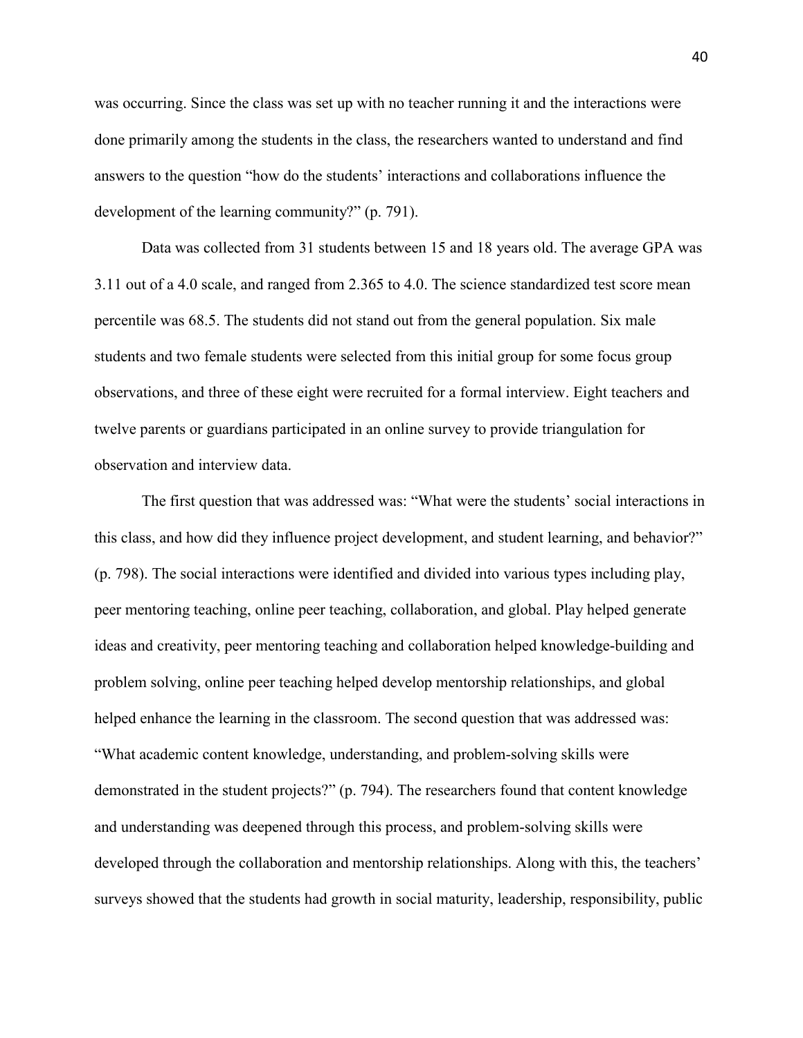was occurring. Since the class was set up with no teacher running it and the interactions were done primarily among the students in the class, the researchers wanted to understand and find answers to the question "how do the students' interactions and collaborations influence the development of the learning community?" (p. 791).

Data was collected from 31 students between 15 and 18 years old. The average GPA was 3.11 out of a 4.0 scale, and ranged from 2.365 to 4.0. The science standardized test score mean percentile was 68.5. The students did not stand out from the general population. Six male students and two female students were selected from this initial group for some focus group observations, and three of these eight were recruited for a formal interview. Eight teachers and twelve parents or guardians participated in an online survey to provide triangulation for observation and interview data.

The first question that was addressed was: "What were the students' social interactions in this class, and how did they influence project development, and student learning, and behavior?" (p. 798). The social interactions were identified and divided into various types including play, peer mentoring teaching, online peer teaching, collaboration, and global. Play helped generate ideas and creativity, peer mentoring teaching and collaboration helped knowledge-building and problem solving, online peer teaching helped develop mentorship relationships, and global helped enhance the learning in the classroom. The second question that was addressed was: "What academic content knowledge, understanding, and problem-solving skills were demonstrated in the student projects?" (p. 794). The researchers found that content knowledge and understanding was deepened through this process, and problem-solving skills were developed through the collaboration and mentorship relationships. Along with this, the teachers' surveys showed that the students had growth in social maturity, leadership, responsibility, public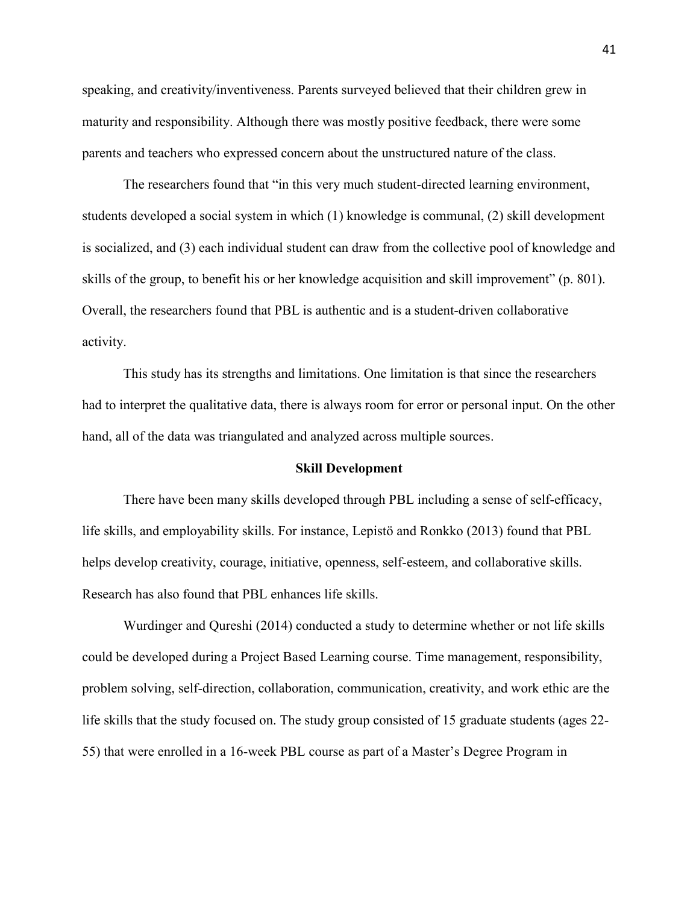speaking, and creativity/inventiveness. Parents surveyed believed that their children grew in maturity and responsibility. Although there was mostly positive feedback, there were some parents and teachers who expressed concern about the unstructured nature of the class.

The researchers found that "in this very much student-directed learning environment, students developed a social system in which (1) knowledge is communal, (2) skill development is socialized, and (3) each individual student can draw from the collective pool of knowledge and skills of the group, to benefit his or her knowledge acquisition and skill improvement" (p. 801). Overall, the researchers found that PBL is authentic and is a student-driven collaborative activity.

This study has its strengths and limitations. One limitation is that since the researchers had to interpret the qualitative data, there is always room for error or personal input. On the other hand, all of the data was triangulated and analyzed across multiple sources.

## Skill Development

There have been many skills developed through PBL including a sense of self-efficacy, life skills, and employability skills. For instance, Lepistö and Ronkko (2013) found that PBL helps develop creativity, courage, initiative, openness, self-esteem, and collaborative skills. Research has also found that PBL enhances life skills.

Wurdinger and Qureshi (2014) conducted a study to determine whether or not life skills could be developed during a Project Based Learning course. Time management, responsibility, problem solving, self-direction, collaboration, communication, creativity, and work ethic are the life skills that the study focused on. The study group consisted of 15 graduate students (ages 22-55) that were enrolled in a 16-week PBL course as part of a Master's Degree Program in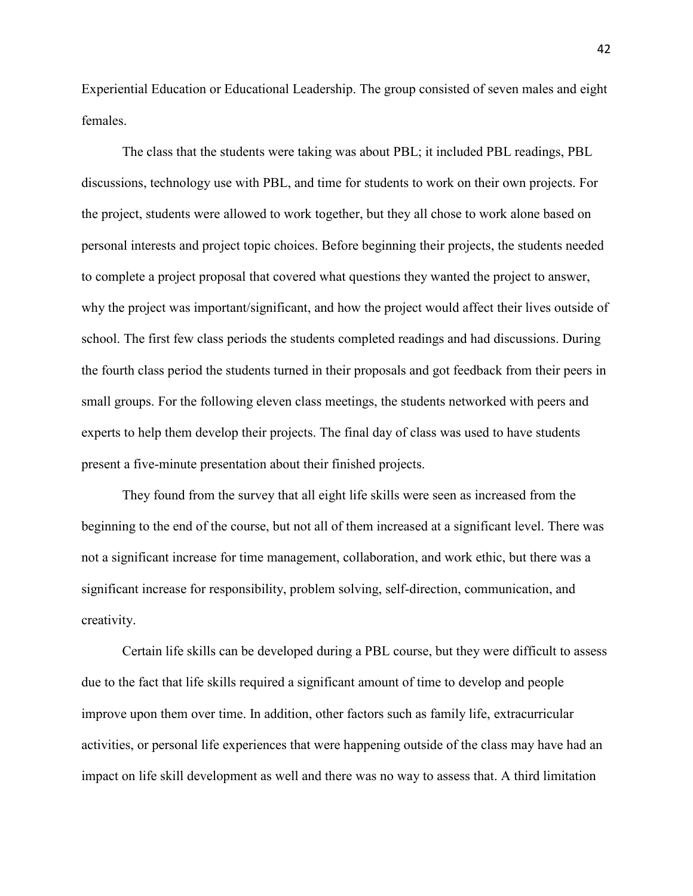Experiential Education or Educational Leadership. The group consisted of seven males and eight females.

The class that the students were taking was about PBL; it included PBL readings, PBL discussions, technology use with PBL, and time for students to work on their own projects. For the project, students were allowed to work together, but they all chose to work alone based on personal interests and project topic choices. Before beginning their projects, the students needed to complete a project proposal that covered what questions they wanted the project to answer, why the project was important/significant, and how the project would affect their lives outside of school. The first few class periods the students completed readings and had discussions. During the fourth class period the students turned in their proposals and got feedback from their peers in small groups. For the following eleven class meetings, the students networked with peers and experts to help them develop their projects. The final day of class was used to have students present a five-minute presentation about their finished projects.

They found from the survey that all eight life skills were seen as increased from the beginning to the end of the course, but not all of them increased at a significant level. There was not a significant increase for time management, collaboration, and work ethic, but there was a significant increase for responsibility, problem solving, self-direction, communication, and creativity.

Certain life skills can be developed during a PBL course, but they were difficult to assess due to the fact that life skills required a significant amount of time to develop and people improve upon them over time. In addition, other factors such as family life, extracurricular activities, or personal life experiences that were happening outside of the class may have had an impact on life skill development as well and there was no way to assess that. A third limitation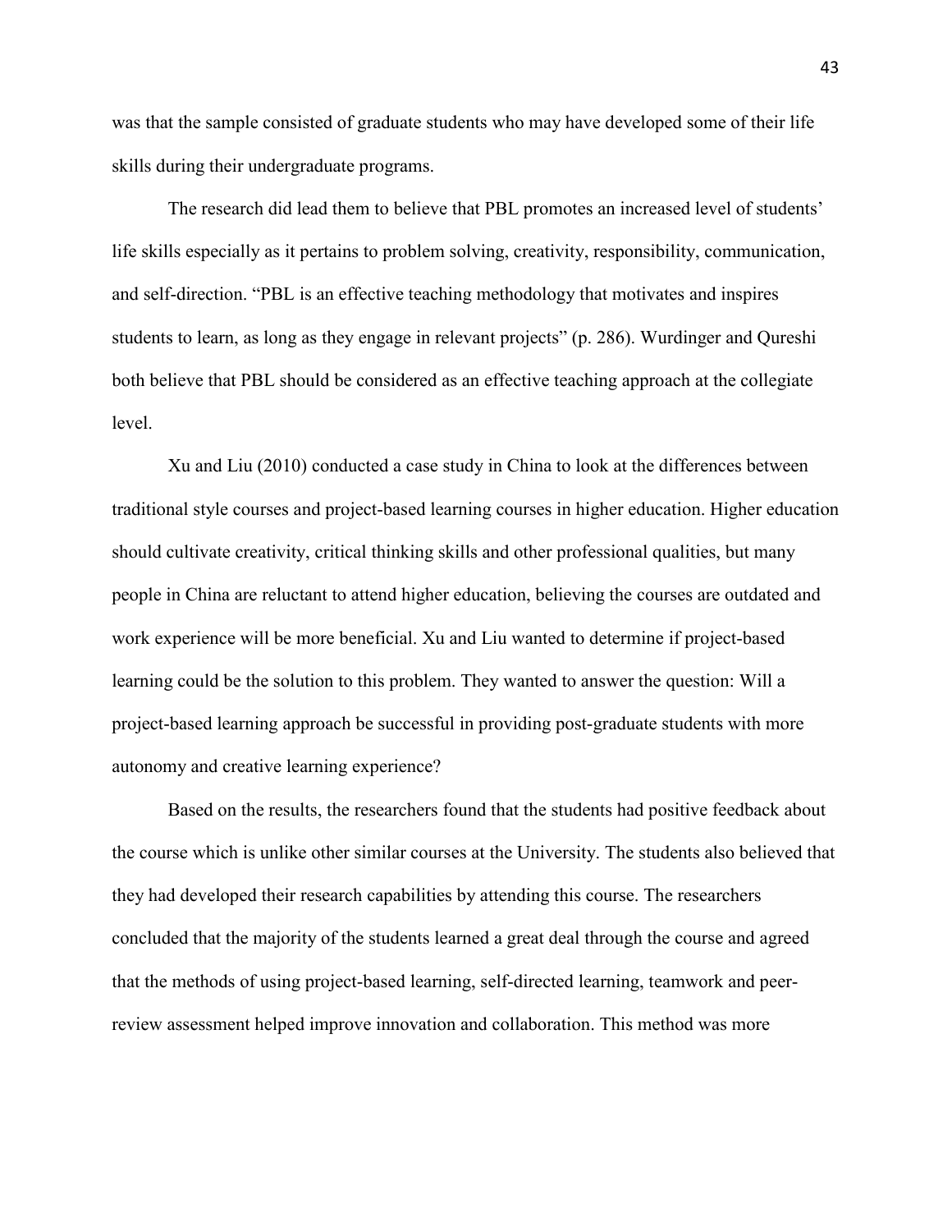was that the sample consisted of graduate students who may have developed some of their life skills during their undergraduate programs.

The research did lead them to believe that PBL promotes an increased level of students' life skills especially as it pertains to problem solving, creativity, responsibility, communication, and self-direction. "PBL is an effective teaching methodology that motivates and inspires students to learn, as long as they engage in relevant projects" (p. 286). Wurdinger and Qureshi both believe that PBL should be considered as an effective teaching approach at the collegiate level.

Xu and Liu (2010) conducted a case study in China to look at the differences between traditional style courses and project-based learning courses in higher education. Higher education should cultivate creativity, critical thinking skills and other professional qualities, but many people in China are reluctant to attend higher education, believing the courses are outdated and work experience will be more beneficial. Xu and Liu wanted to determine if project-based learning could be the solution to this problem. They wanted to answer the question: Will a project-based learning approach be successful in providing post-graduate students with more autonomy and creative learning experience?

Based on the results, the researchers found that the students had positive feedback about the course which is unlike other similar courses at the University. The students also believed that they had developed their research capabilities by attending this course. The researchers concluded that the majority of the students learned a great deal through the course and agreed that the methods of using project-based learning, self-directed learning, teamwork and peer-review assessment helped improve innovation and collaboration. This method was more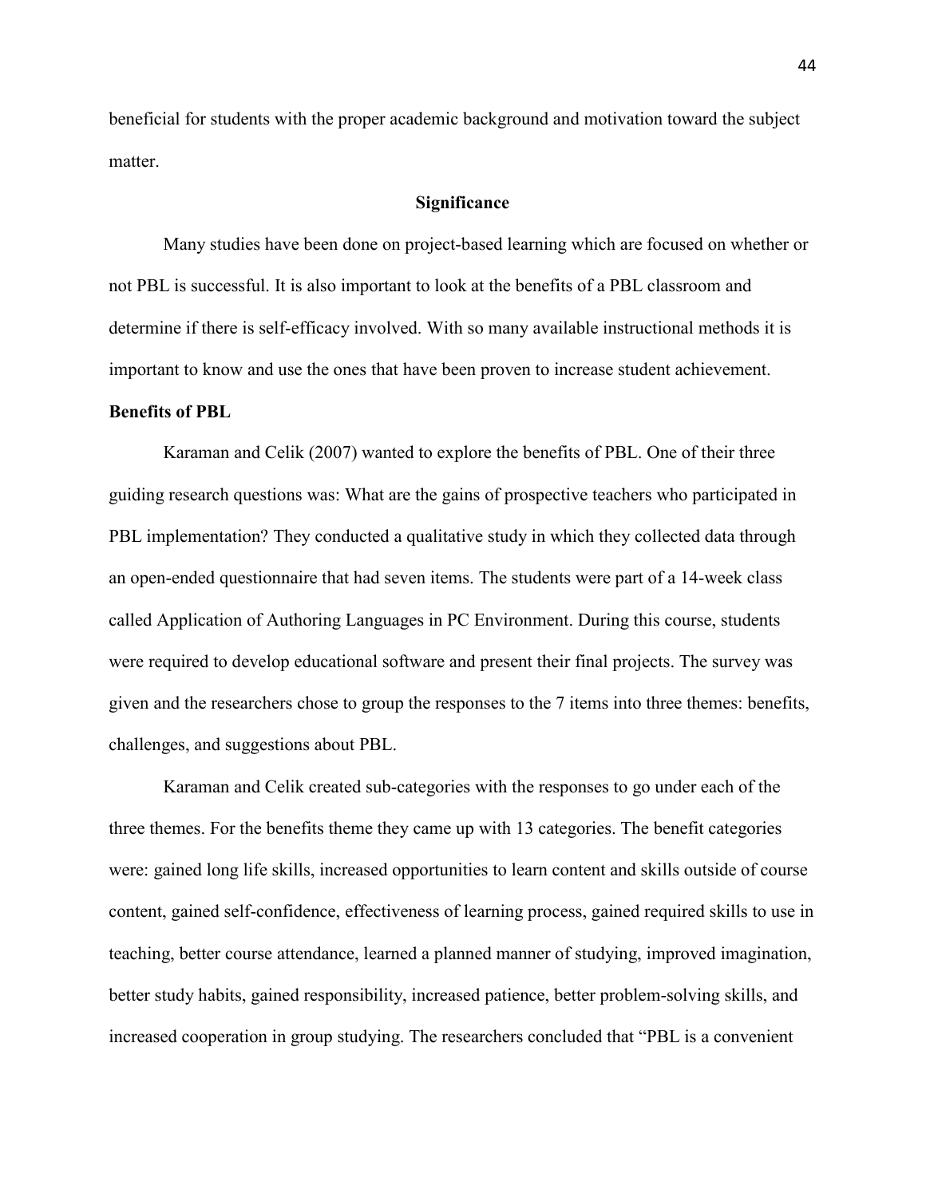beneficial for students with the proper academic background and motivation toward the subject matter.

## Significance

Many studies have been done on project-based learning which are focused on whether or not PBL is successful. It is also important to look at the benefits of a PBL classroom and determine if there is self-efficacy involved. With so many available instructional methods it is important to know and use the ones that have been proven to increase student achievement.

### Benefits of PBL

Karaman and Celik (2007) wanted to explore the benefits of PBL. One of their three guiding research questions was: What are the gains of prospective teachers who participated in PBL implementation? They conducted a qualitative study in which they collected data through an open-ended questionnaire that had seven items. The students were part of a 14-week class called Application of Authoring Languages in PC Environment. During this course, students were required to develop educational software and present their final projects. The survey was given and the researchers chose to group the responses to the 7 items into three themes: benefits, challenges, and suggestions about PBL.

Karaman and Celik created sub-categories with the responses to go under each of the three themes. For the benefits theme they came up with 13 categories. The benefit categories were: gained long life skills, increased opportunities to learn content and skills outside of course content, gained self-confidence, effectiveness of learning process, gained required skills to use in teaching, better course attendance, learned a planned manner of studying, improved imagination, better study habits, gained responsibility, increased patience, better problem-solving skills, and increased cooperation in group studying. The researchers concluded that "PBL is a convenient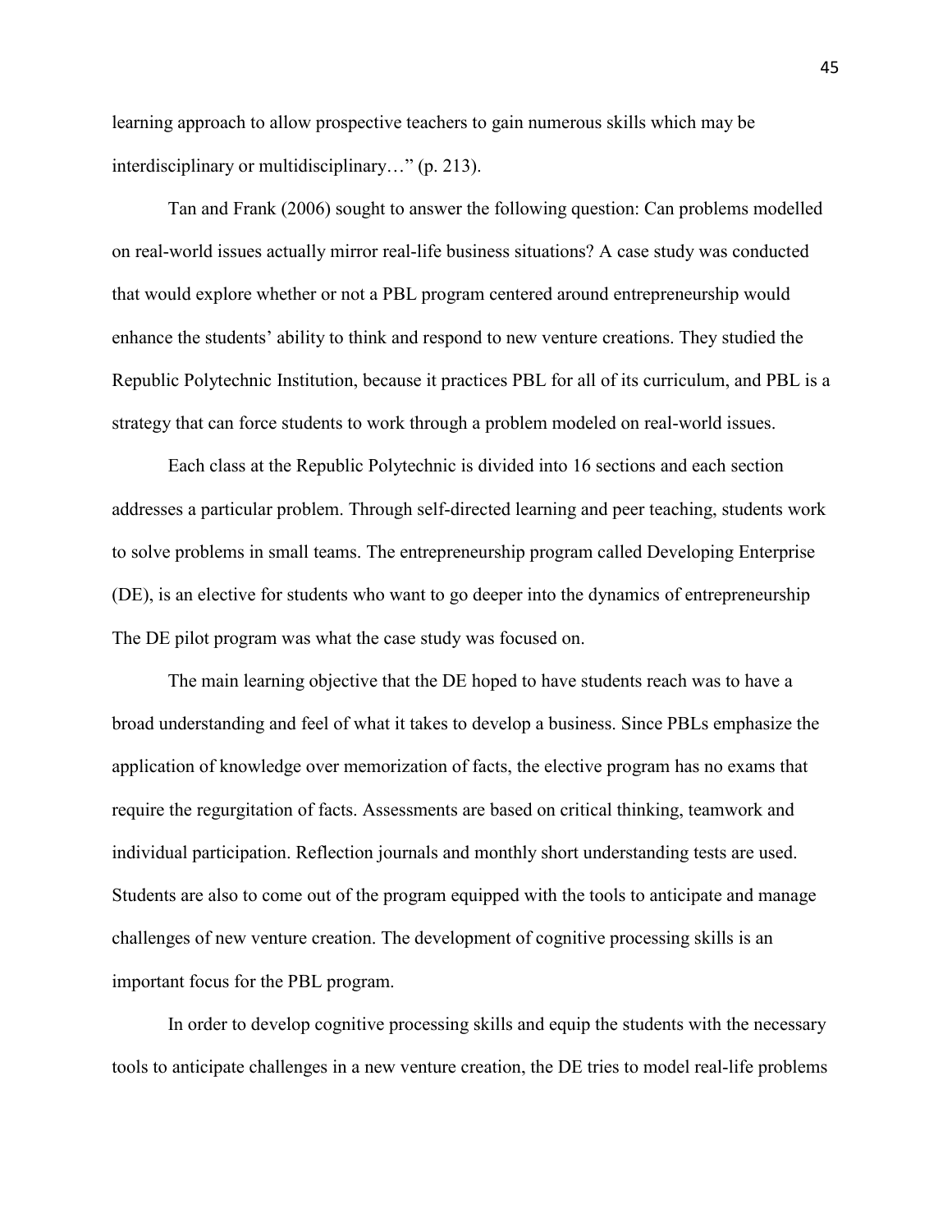learning approach to allow prospective teachers to gain numerous skills which may be interdisciplinary or multidisciplinary…" (p. 213).

Tan and Frank (2006) sought to answer the following question: Can problems modelled on real-world issues actually mirror real-life business situations? A case study was conducted that would explore whether or not a PBL program centered around entrepreneurship would enhance the students' ability to think and respond to new venture creations. They studied the Republic Polytechnic Institution, because it practices PBL for all of its curriculum, and PBL is a strategy that can force students to work through a problem modeled on real-world issues.

Each class at the Republic Polytechnic is divided into 16 sections and each section addresses a particular problem. Through self-directed learning and peer teaching, students work to solve problems in small teams. The entrepreneurship program called Developing Enterprise (DE), is an elective for students who want to go deeper into the dynamics of entrepreneurship The DE pilot program was what the case study was focused on.

The main learning objective that the DE hoped to have students reach was to have a broad understanding and feel of what it takes to develop a business. Since PBLs emphasize the application of knowledge over memorization of facts, the elective program has no exams that require the regurgitation of facts. Assessments are based on critical thinking, teamwork and individual participation. Reflection journals and monthly short understanding tests are used. Students are also to come out of the program equipped with the tools to anticipate and manage challenges of new venture creation. The development of cognitive processing skills is an important focus for the PBL program.

In order to develop cognitive processing skills and equip the students with the necessary tools to anticipate challenges in a new venture creation, the DE tries to model real-life problems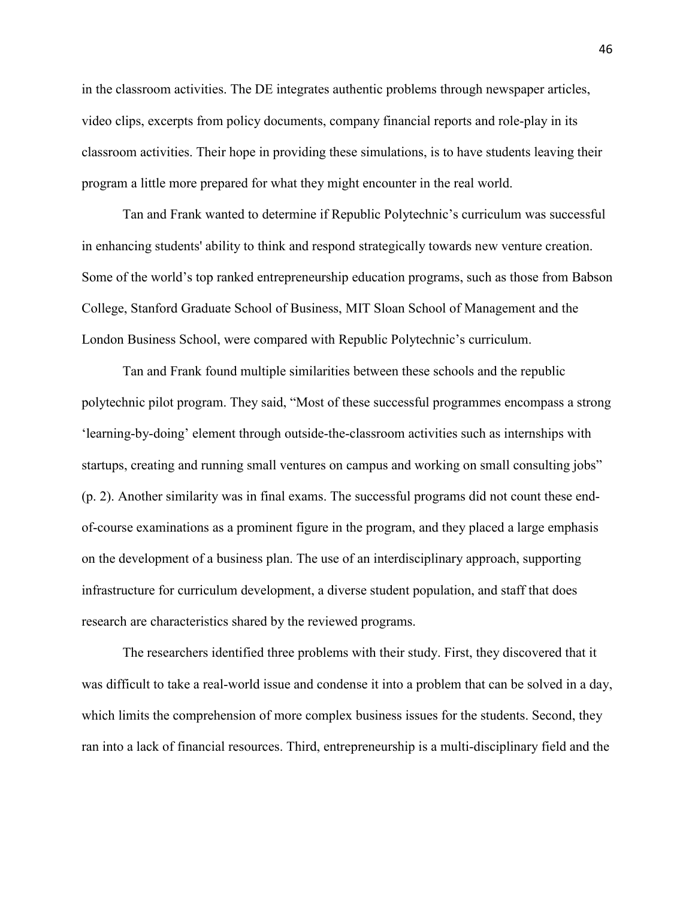in the classroom activities. The DE integrates authentic problems through newspaper articles, video clips, excerpts from policy documents, company financial reports and role-play in its classroom activities. Their hope in providing these simulations, is to have students leaving their program a little more prepared for what they might encounter in the real world.

Tan and Frank wanted to determine if Republic Polytechnic's curriculum was successful in enhancing students' ability to think and respond strategically towards new venture creation. Some of the world's top ranked entrepreneurship education programs, such as those from Babson College, Stanford Graduate School of Business, MIT Sloan School of Management and the London Business School, were compared with Republic Polytechnic's curriculum.

Tan and Frank found multiple similarities between these schools and the republic polytechnic pilot program. They said, "Most of these successful programmes encompass a strong 'learning-by-doing' element through outside-the-classroom activities such as internships with startups, creating and running small ventures on campus and working on small consulting jobs" (p. 2). Another similarity was in final exams. The successful programs did not count these end-of-course examinations as a prominent figure in the program, and they placed a large emphasis on the development of a business plan. The use of an interdisciplinary approach, supporting infrastructure for curriculum development, a diverse student population, and staff that does research are characteristics shared by the reviewed programs.

The researchers identified three problems with their study. First, they discovered that it was difficult to take a real-world issue and condense it into a problem that can be solved in a day, which limits the comprehension of more complex business issues for the students. Second, they ran into a lack of financial resources. Third, entrepreneurship is a multi-disciplinary field and the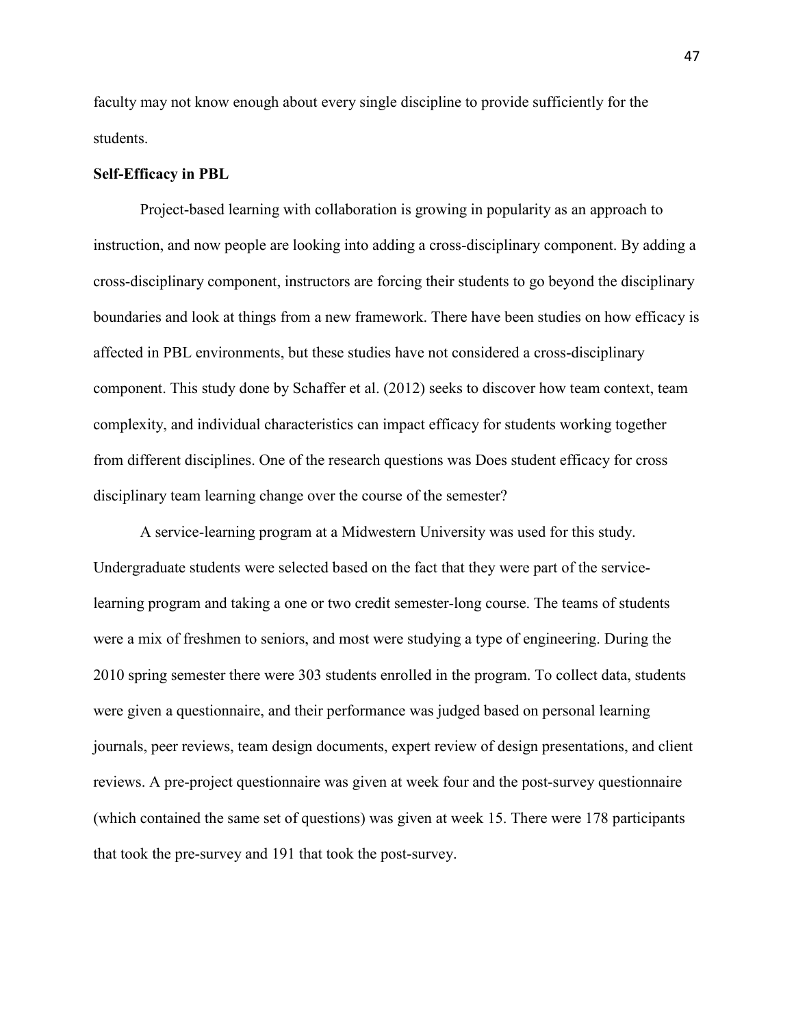faculty may not know enough about every single discipline to provide sufficiently for the students.

**Self-Efficacy in PBL**

Project-based learning with collaboration is growing in popularity as an approach to instruction, and now people are looking into adding a cross-disciplinary component. By adding a cross-disciplinary component, instructors are forcing their students to go beyond the disciplinary boundaries and look at things from a new framework. There have been studies on how efficacy is affected in PBL environments, but these studies have not considered a cross-disciplinary component. This study done by Schaffer et al. (2012) seeks to discover how team context, team complexity, and individual characteristics can impact efficacy for students working together from different disciplines. One of the research questions was Does student efficacy for cross disciplinary team learning change over the course of the semester?

A service-learning program at a Midwestern University was used for this study. Undergraduate students were selected based on the fact that they were part of the service-learning program and taking a one or two credit semester-long course. The teams of students were a mix of freshmen to seniors, and most were studying a type of engineering. During the 2010 spring semester there were 303 students enrolled in the program. To collect data, students were given a questionnaire, and their performance was judged based on personal learning journals, peer reviews, team design documents, expert review of design presentations, and client reviews. A pre-project questionnaire was given at week four and the post-survey questionnaire (which contained the same set of questions) was given at week 15. There were 178 participants that took the pre-survey and 191 that took the post-survey.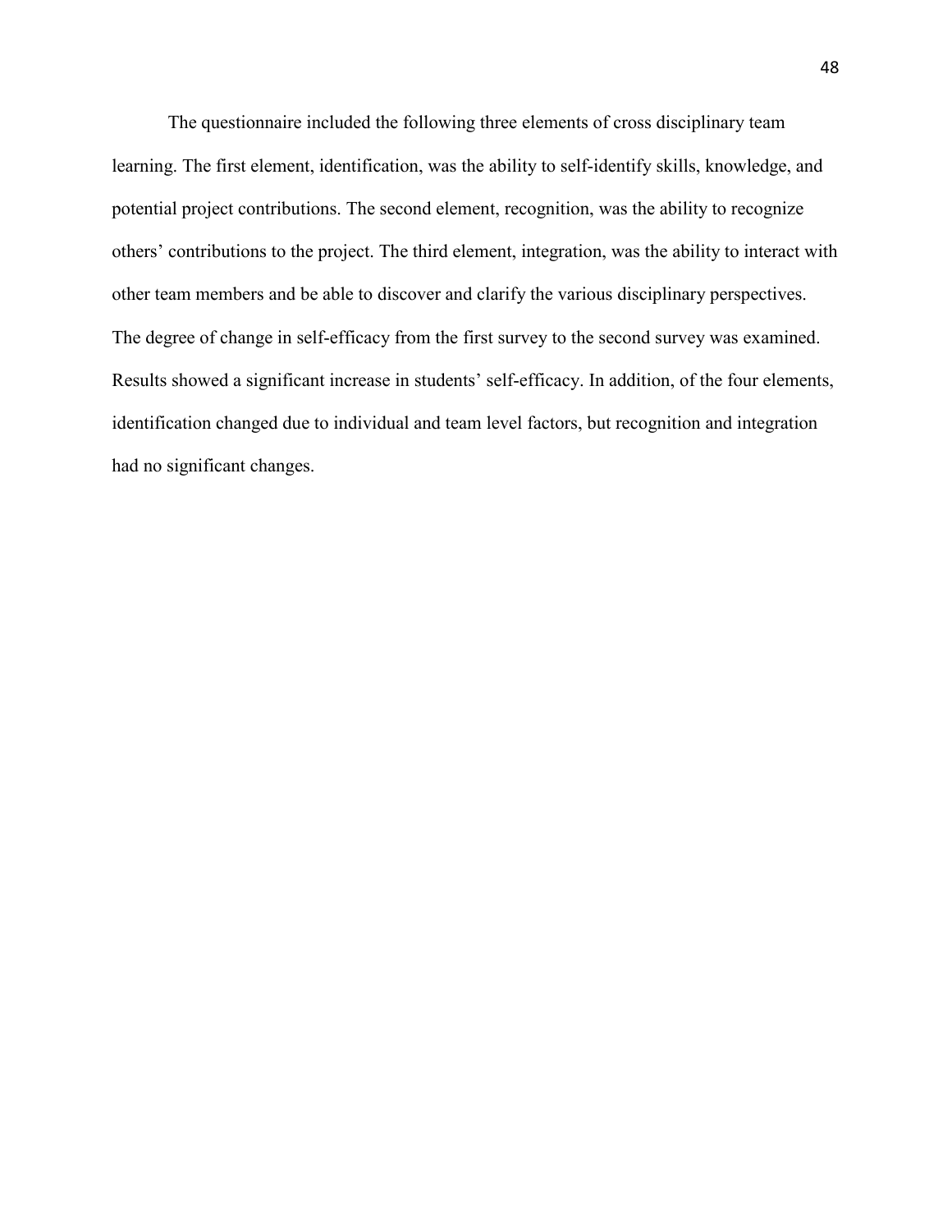The questionnaire included the following three elements of cross disciplinary team learning. The first element, identification, was the ability to self-identify skills, knowledge, and potential project contributions. The second element, recognition, was the ability to recognize others' contributions to the project. The third element, integration, was the ability to interact with other team members and be able to discover and clarify the various disciplinary perspectives. The degree of change in self-efficacy from the first survey to the second survey was examined. Results showed a significant increase in students' self-efficacy. In addition, of the four elements, identification changed due to individual and team level factors, but recognition and integration had no significant changes.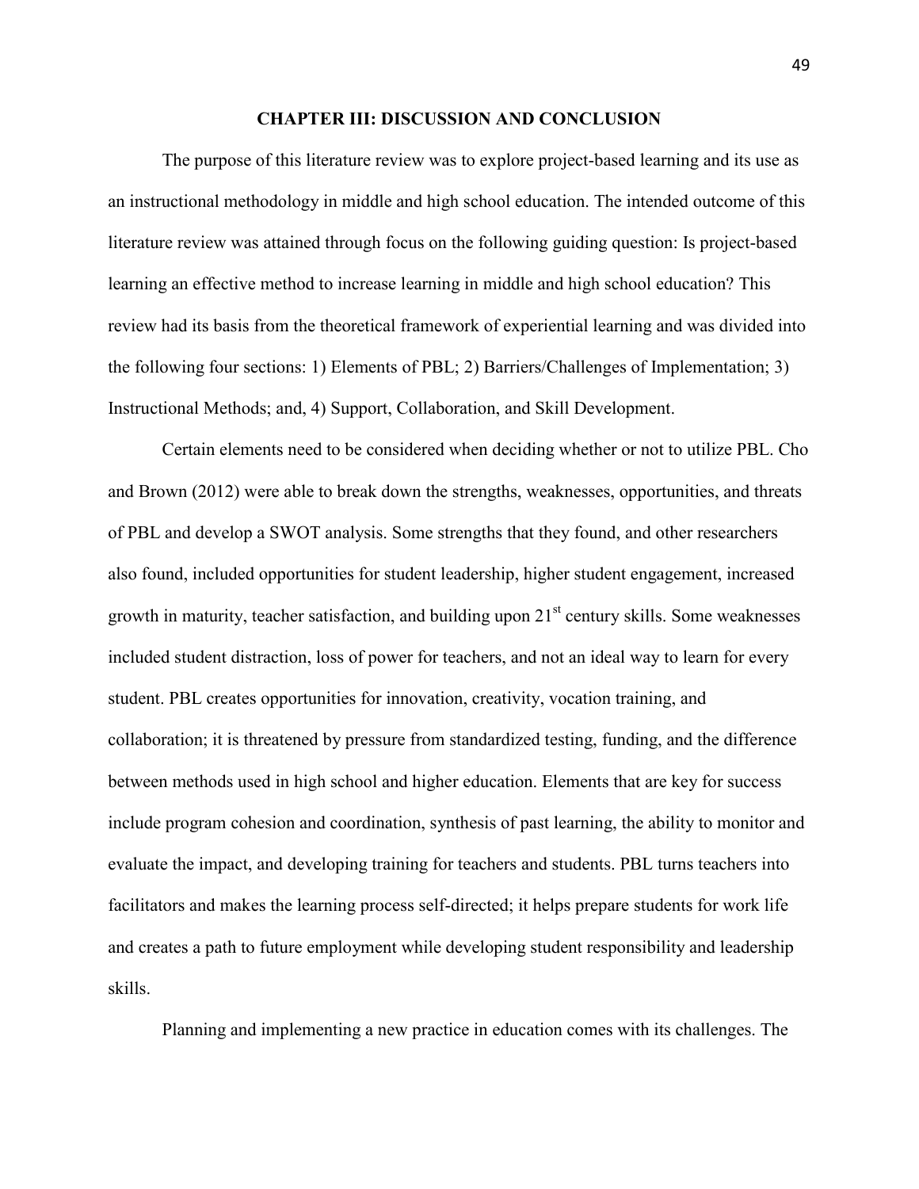## CHAPTER III: DISCUSSION AND CONCLUSION

The purpose of this literature review was to explore project-based learning and its use as an instructional methodology in middle and high school education. The intended outcome of this literature review was attained through focus on the following guiding question: Is project-based learning an effective method to increase learning in middle and high school education? This review had its basis from the theoretical framework of experiential learning and was divided into the following four sections: 1) Elements of PBL; 2) Barriers/Challenges of Implementation; 3) Instructional Methods; and, 4) Support, Collaboration, and Skill Development.

Certain elements need to be considered when deciding whether or not to utilize PBL. Cho and Brown (2012) were able to break down the strengths, weaknesses, opportunities, and threats of PBL and develop a SWOT analysis. Some strengths that they found, and other researchers also found, included opportunities for student leadership, higher student engagement, increased growth in maturity, teacher satisfaction, and building upon 21st century skills. Some weaknesses included student distraction, loss of power for teachers, and not an ideal way to learn for every student. PBL creates opportunities for innovation, creativity, vocation training, and collaboration; it is threatened by pressure from standardized testing, funding, and the difference between methods used in high school and higher education. Elements that are key for success include program cohesion and coordination, synthesis of past learning, the ability to monitor and evaluate the impact, and developing training for teachers and students. PBL turns teachers into facilitators and makes the learning process self-directed; it helps prepare students for work life and creates a path to future employment while developing student responsibility and leadership skills.

Planning and implementing a new practice in education comes with its challenges. The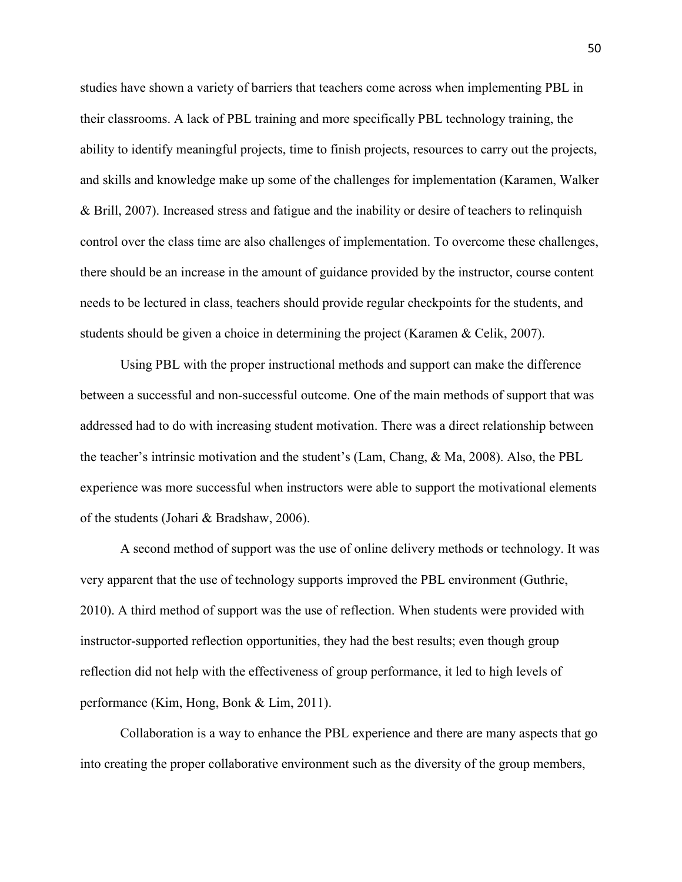studies have shown a variety of barriers that teachers come across when implementing PBL in their classrooms. A lack of PBL training and more specifically PBL technology training, the ability to identify meaningful projects, time to finish projects, resources to carry out the projects, and skills and knowledge make up some of the challenges for implementation (Karamen, Walker & Brill, 2007). Increased stress and fatigue and the inability or desire of teachers to relinquish control over the class time are also challenges of implementation. To overcome these challenges, there should be an increase in the amount of guidance provided by the instructor, course content needs to be lectured in class, teachers should provide regular checkpoints for the students, and students should be given a choice in determining the project (Karamen & Celik, 2007).

Using PBL with the proper instructional methods and support can make the difference between a successful and non-successful outcome. One of the main methods of support that was addressed had to do with increasing student motivation. There was a direct relationship between the teacher's intrinsic motivation and the student's (Lam, Chang, & Ma, 2008). Also, the PBL experience was more successful when instructors were able to support the motivational elements of the students (Johari & Bradshaw, 2006).

A second method of support was the use of online delivery methods or technology. It was very apparent that the use of technology supports improved the PBL environment (Guthrie, 2010). A third method of support was the use of reflection. When students were provided with instructor-supported reflection opportunities, they had the best results; even though group reflection did not help with the effectiveness of group performance, it led to high levels of performance (Kim, Hong, Bonk & Lim, 2011).

Collaboration is a way to enhance the PBL experience and there are many aspects that go into creating the proper collaborative environment such as the diversity of the group members,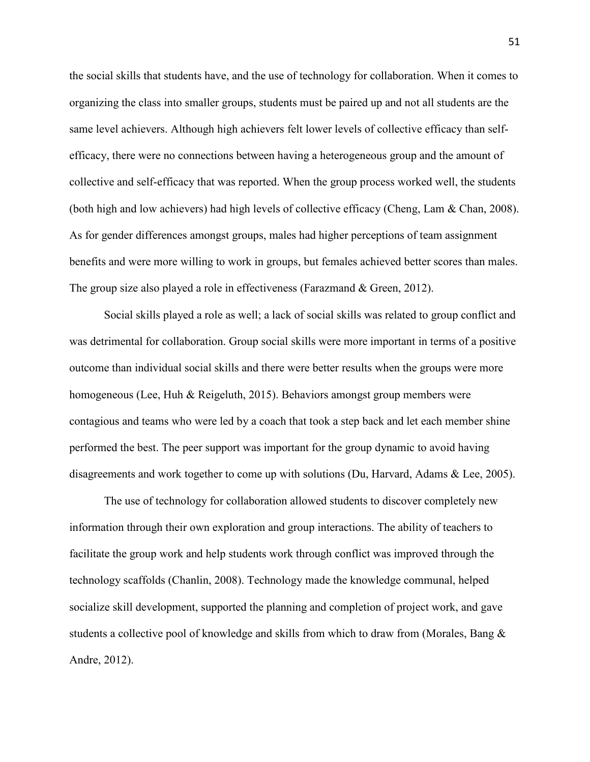the social skills that students have, and the use of technology for collaboration. When it comes to organizing the class into smaller groups, students must be paired up and not all students are the same level achievers. Although high achievers felt lower levels of collective efficacy than self-efficacy, there were no connections between having a heterogeneous group and the amount of collective and self-efficacy that was reported. When the group process worked well, the students (both high and low achievers) had high levels of collective efficacy (Cheng, Lam & Chan, 2008). As for gender differences amongst groups, males had higher perceptions of team assignment benefits and were more willing to work in groups, but females achieved better scores than males. The group size also played a role in effectiveness (Farazmand & Green, 2012).

Social skills played a role as well; a lack of social skills was related to group conflict and was detrimental for collaboration. Group social skills were more important in terms of a positive outcome than individual social skills and there were better results when the groups were more homogeneous (Lee, Huh & Reigeluth, 2015). Behaviors amongst group members were contagious and teams who were led by a coach that took a step back and let each member shine performed the best. The peer support was important for the group dynamic to avoid having disagreements and work together to come up with solutions (Du, Harvard, Adams & Lee, 2005).

The use of technology for collaboration allowed students to discover completely new information through their own exploration and group interactions. The ability of teachers to facilitate the group work and help students work through conflict was improved through the technology scaffolds (Chanlin, 2008). Technology made the knowledge communal, helped socialize skill development, supported the planning and completion of project work, and gave students a collective pool of knowledge and skills from which to draw from (Morales, Bang & Andre, 2012).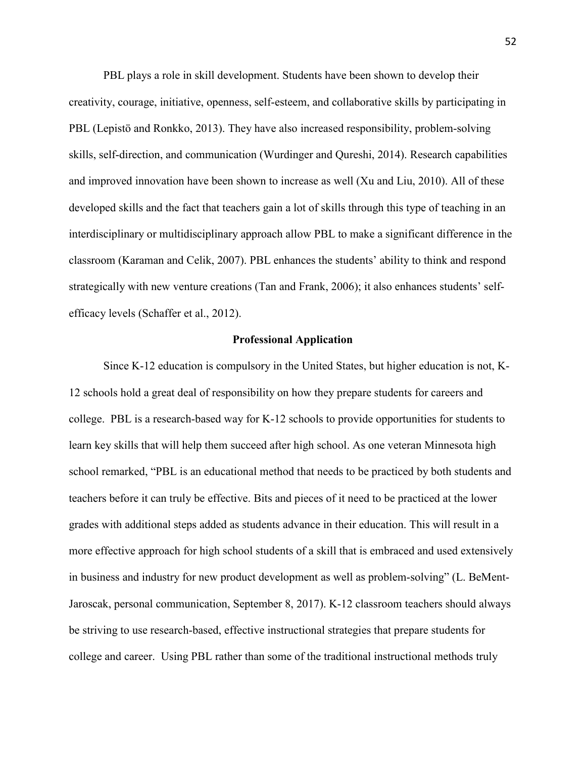PBL plays a role in skill development. Students have been shown to develop their creativity, courage, initiative, openness, self-esteem, and collaborative skills by participating in PBL (Lepistö and Ronkko, 2013). They have also increased responsibility, problem-solving skills, self-direction, and communication (Wurdinger and Qureshi, 2014). Research capabilities and improved innovation have been shown to increase as well (Xu and Liu, 2010). All of these developed skills and the fact that teachers gain a lot of skills through this type of teaching in an interdisciplinary or multidisciplinary approach allow PBL to make a significant difference in the classroom (Karaman and Celik, 2007). PBL enhances the students' ability to think and respond strategically with new venture creations (Tan and Frank, 2006); it also enhances students' self-efficacy levels (Schaffer et al., 2012).

## Professional Application

Since K-12 education is compulsory in the United States, but higher education is not, K-12 schools hold a great deal of responsibility on how they prepare students for careers and college. PBL is a research-based way for K-12 schools to provide opportunities for students to learn key skills that will help them succeed after high school. As one veteran Minnesota high school remarked, "PBL is an educational method that needs to be practiced by both students and teachers before it can truly be effective. Bits and pieces of it need to be practiced at the lower grades with additional steps added as students advance in their education. This will result in a more effective approach for high school students of a skill that is embraced and used extensively in business and industry for new product development as well as problem-solving" (L. BeMent-Jaroscak, personal communication, September 8, 2017). K-12 classroom teachers should always be striving to use research-based, effective instructional strategies that prepare students for college and career. Using PBL rather than some of the traditional instructional methods truly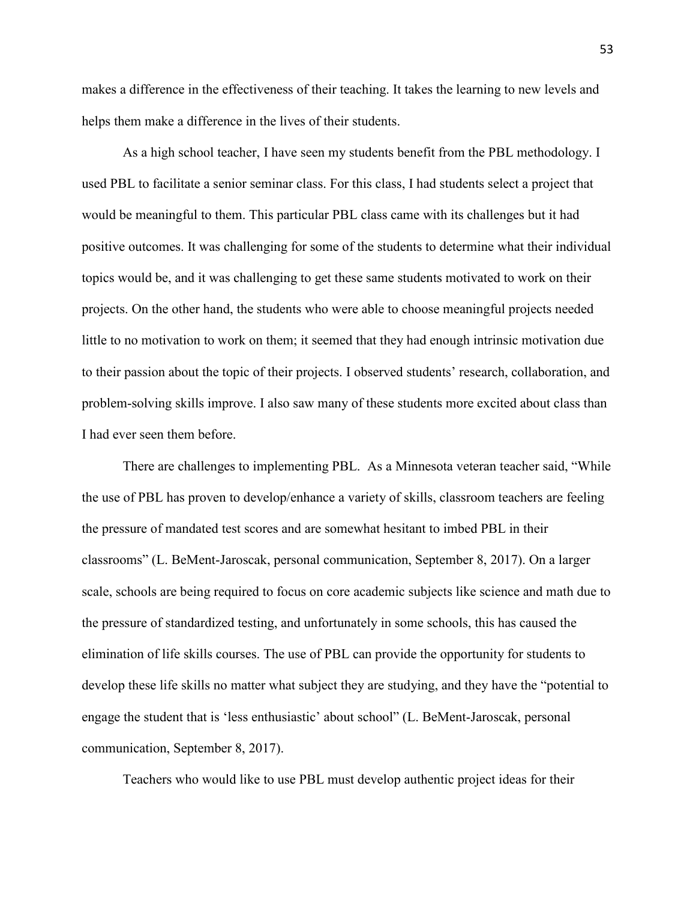makes a difference in the effectiveness of their teaching. It takes the learning to new levels and helps them make a difference in the lives of their students.

As a high school teacher, I have seen my students benefit from the PBL methodology. I used PBL to facilitate a senior seminar class. For this class, I had students select a project that would be meaningful to them. This particular PBL class came with its challenges but it had positive outcomes. It was challenging for some of the students to determine what their individual topics would be, and it was challenging to get these same students motivated to work on their projects. On the other hand, the students who were able to choose meaningful projects needed little to no motivation to work on them; it seemed that they had enough intrinsic motivation due to their passion about the topic of their projects. I observed students' research, collaboration, and problem-solving skills improve. I also saw many of these students more excited about class than I had ever seen them before.

There are challenges to implementing PBL. As a Minnesota veteran teacher said, "While the use of PBL has proven to develop/enhance a variety of skills, classroom teachers are feeling the pressure of mandated test scores and are somewhat hesitant to imbed PBL in their classrooms" (L. BeMent-Jaroscak, personal communication, September 8, 2017). On a larger scale, schools are being required to focus on core academic subjects like science and math due to the pressure of standardized testing, and unfortunately in some schools, this has caused the elimination of life skills courses. The use of PBL can provide the opportunity for students to develop these life skills no matter what subject they are studying, and they have the "potential to engage the student that is 'less enthusiastic' about school" (L. BeMent-Jaroscak, personal communication, September 8, 2017).

Teachers who would like to use PBL must develop authentic project ideas for their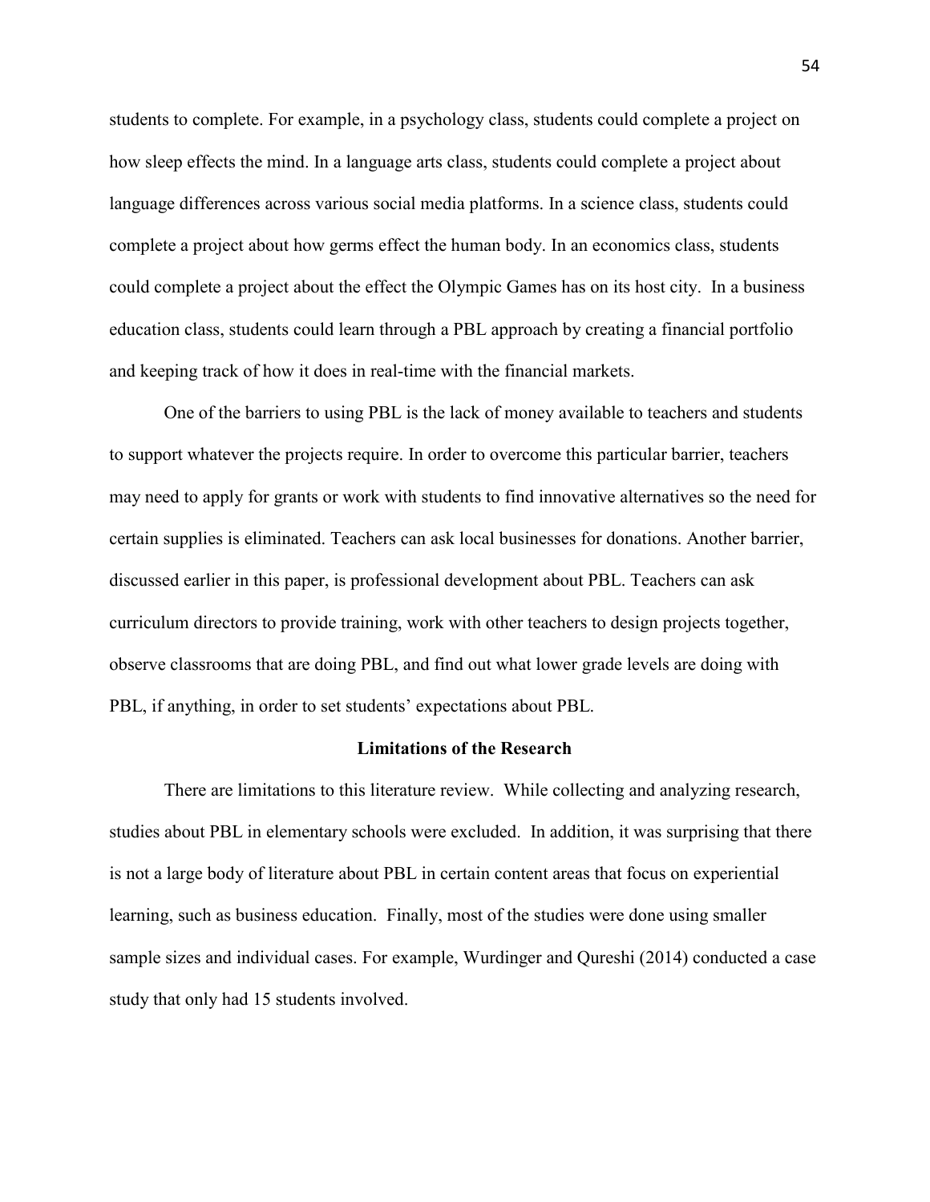students to complete. For example, in a psychology class, students could complete a project on how sleep effects the mind. In a language arts class, students could complete a project about language differences across various social media platforms. In a science class, students could complete a project about how germs effect the human body. In an economics class, students could complete a project about the effect the Olympic Games has on its host city. In a business education class, students could learn through a PBL approach by creating a financial portfolio and keeping track of how it does in real-time with the financial markets.

One of the barriers to using PBL is the lack of money available to teachers and students to support whatever the projects require. In order to overcome this particular barrier, teachers may need to apply for grants or work with students to find innovative alternatives so the need for certain supplies is eliminated. Teachers can ask local businesses for donations. Another barrier, discussed earlier in this paper, is professional development about PBL. Teachers can ask curriculum directors to provide training, work with other teachers to design projects together, observe classrooms that are doing PBL, and find out what lower grade levels are doing with PBL, if anything, in order to set students' expectations about PBL.

## Limitations of the Research

There are limitations to this literature review. While collecting and analyzing research, studies about PBL in elementary schools were excluded. In addition, it was surprising that there is not a large body of literature about PBL in certain content areas that focus on experiential learning, such as business education. Finally, most of the studies were done using smaller sample sizes and individual cases. For example, Wurdinger and Qureshi (2014) conducted a case study that only had 15 students involved.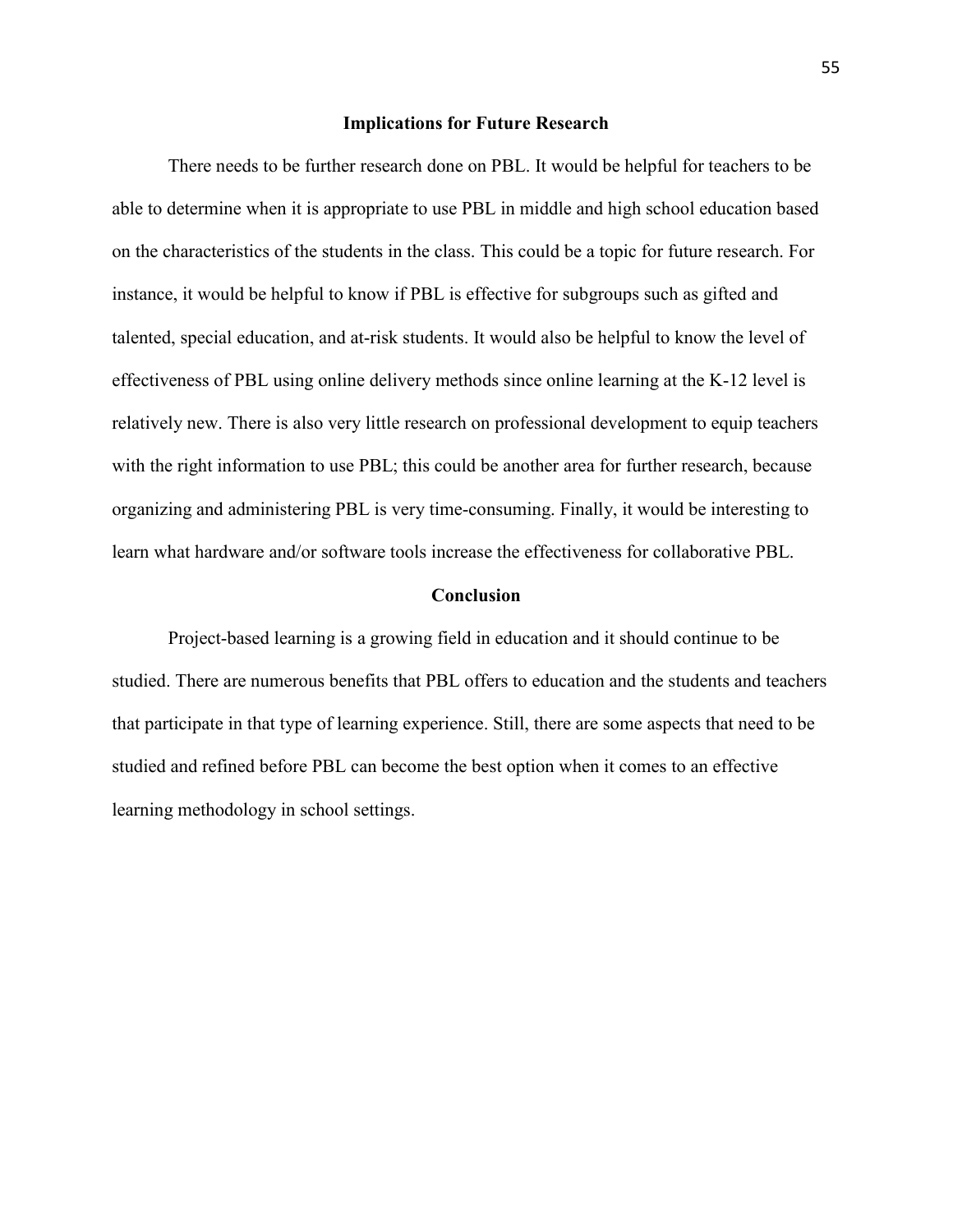## Implications for Future Research

There needs to be further research done on PBL. It would be helpful for teachers to be able to determine when it is appropriate to use PBL in middle and high school education based on the characteristics of the students in the class. This could be a topic for future research. For instance, it would be helpful to know if PBL is effective for subgroups such as gifted and talented, special education, and at-risk students. It would also be helpful to know the level of effectiveness of PBL using online delivery methods since online learning at the K-12 level is relatively new. There is also very little research on professional development to equip teachers with the right information to use PBL; this could be another area for further research, because organizing and administering PBL is very time-consuming. Finally, it would be interesting to learn what hardware and/or software tools increase the effectiveness for collaborative PBL.

## Conclusion

Project-based learning is a growing field in education and it should continue to be studied. There are numerous benefits that PBL offers to education and the students and teachers that participate in that type of learning experience. Still, there are some aspects that need to be studied and refined before PBL can become the best option when it comes to an effective learning methodology in school settings.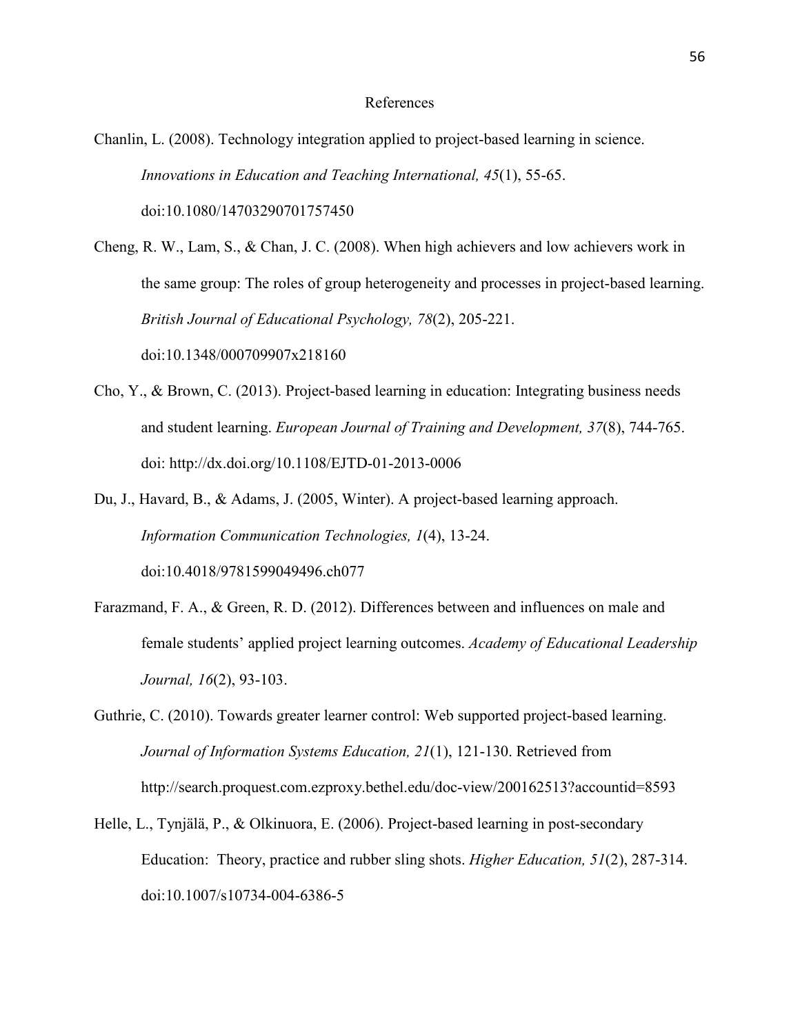# References

Chanlin, L. (2008). Technology integration applied to project-based learning in science. *Innovations in Education and Teaching International, 45*(1), 55-65. doi:10.1080/14703290701757450

Cheng, R. W., Lam, S., & Chan, J. C. (2008). When high achievers and low achievers work in the same group: The roles of group heterogeneity and processes in project-based learning. *British Journal of Educational Psychology, 78*(2), 205-221. doi:10.1348/000709907x218160

Cho, Y., & Brown, C. (2013). Project-based learning in education: Integrating business needs and student learning. *European Journal of Training and Development, 37*(8), 744-765. doi: http://dx.doi.org/10.1108/EJTD-01-2013-0006

Du, J., Havard, B., & Adams, J. (2005, Winter). A project-based learning approach. *Information Communication Technologies, 1*(4), 13-24. doi:10.4018/9781599049496.ch077

Farazmand, F. A., & Green, R. D. (2012). Differences between and influences on male and female students' applied project learning outcomes. *Academy of Educational Leadership Journal, 16*(2), 93-103.

Guthrie, C. (2010). Towards greater learner control: Web supported project-based learning. *Journal of Information Systems Education, 21*(1), 121-130. Retrieved from http://search.proquest.com.ezproxy.bethel.edu/doc-view/200162513?accountid=8593

Helle, L., Tynjälä, P., & Olkinuora, E. (2006). Project-based learning in post-secondary Education: Theory, practice and rubber sling shots. *Higher Education, 51*(2), 287-314. doi:10.1007/s10734-004-6386-5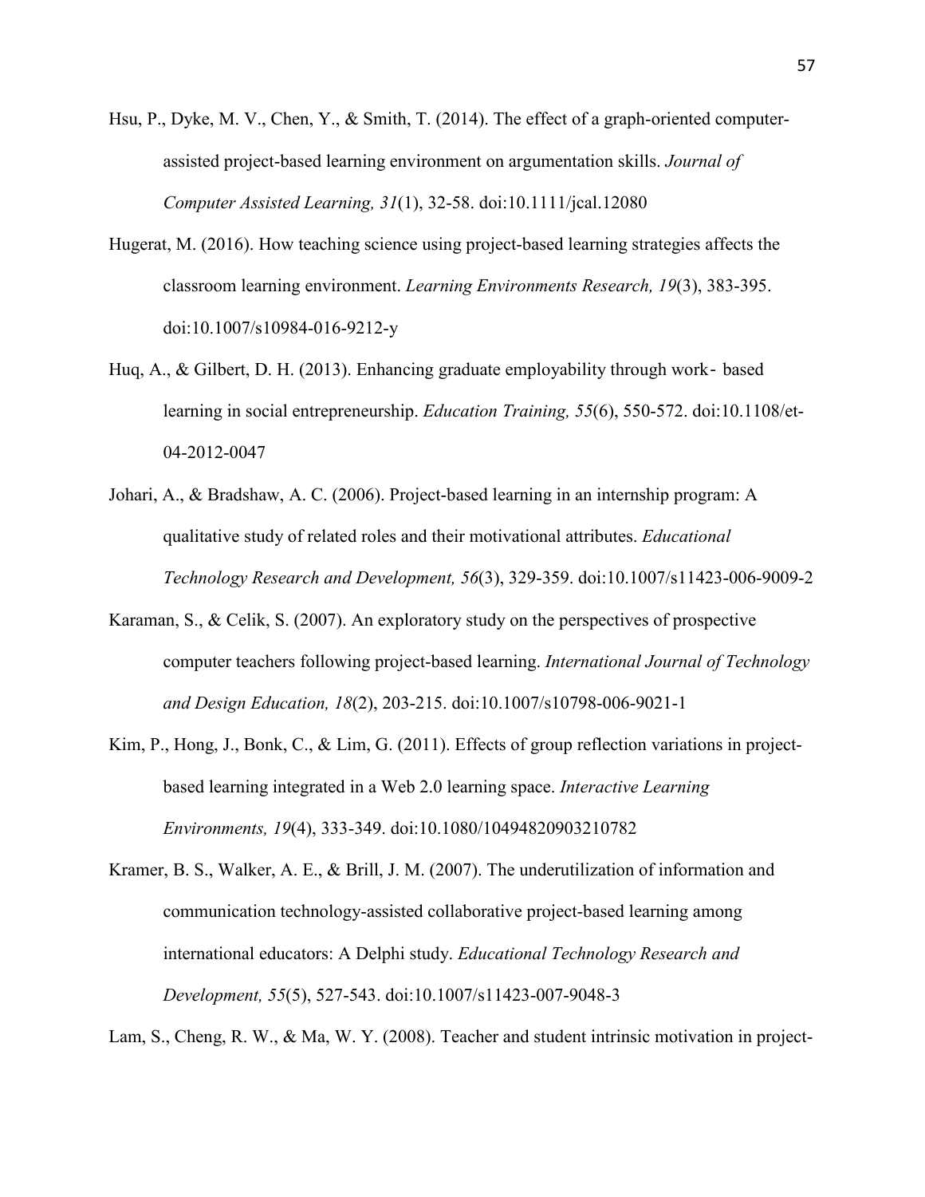Hsu, P., Dyke, M. V., Chen, Y., & Smith, T. (2014). The effect of a graph-oriented computer-assisted project-based learning environment on argumentation skills. *Journal of Computer Assisted Learning, 31*(1), 32-58. doi:10.1111/jcal.12080

Hugerat, M. (2016). How teaching science using project-based learning strategies affects the classroom learning environment. *Learning Environments Research, 19*(3), 383-395. doi:10.1007/s10984-016-9212-y

Huq, A., & Gilbert, D. H. (2013). Enhancing graduate employability through work‐ based learning in social entrepreneurship. *Education Training, 55*(6), 550-572. doi:10.1108/et-04-2012-0047

Johari, A., & Bradshaw, A. C. (2006). Project-based learning in an internship program: A qualitative study of related roles and their motivational attributes. *Educational Technology Research and Development, 56*(3), 329-359. doi:10.1007/s11423-006-9009-2

Karaman, S., & Celik, S. (2007). An exploratory study on the perspectives of prospective computer teachers following project-based learning. *International Journal of Technology and Design Education, 18*(2), 203-215. doi:10.1007/s10798-006-9021-1

Kim, P., Hong, J., Bonk, C., & Lim, G. (2011). Effects of group reflection variations in project-based learning integrated in a Web 2.0 learning space. *Interactive Learning Environments, 19*(4), 333-349. doi:10.1080/10494820903210782

Kramer, B. S., Walker, A. E., & Brill, J. M. (2007). The underutilization of information and communication technology-assisted collaborative project-based learning among international educators: A Delphi study. *Educational Technology Research and Development, 55*(5), 527-543. doi:10.1007/s11423-007-9048-3

Lam, S., Cheng, R. W., & Ma, W. Y. (2008). Teacher and student intrinsic motivation in project-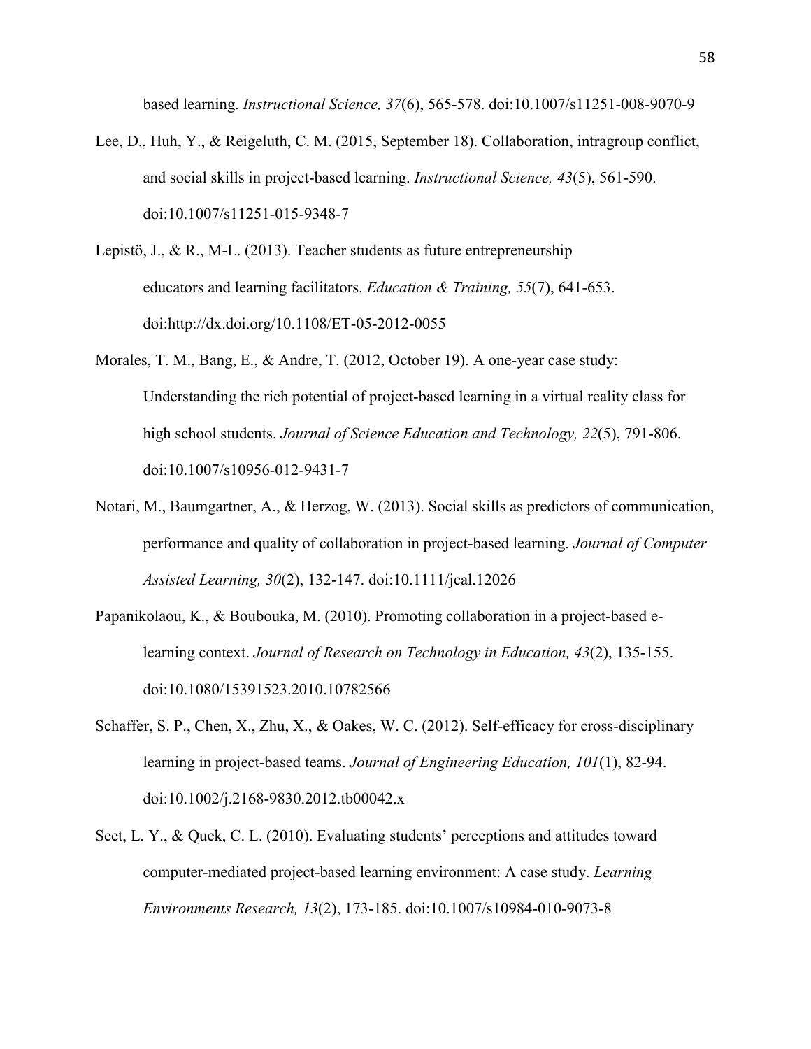based learning. *Instructional Science, 37*(6), 565-578. doi:10.1007/s11251-008-9070-9

Lee, D., Huh, Y., & Reigeluth, C. M. (2015, September 18). Collaboration, intragroup conflict, and social skills in project-based learning. *Instructional Science, 43*(5), 561-590. doi:10.1007/s11251-015-9348-7

Lepistö, J., & R., M-L. (2013). Teacher students as future entrepreneurship educators and learning facilitators. *Education & Training, 55*(7), 641-653. doi:http://dx.doi.org/10.1108/ET-05-2012-0055

Morales, T. M., Bang, E., & Andre, T. (2012, October 19). A one-year case study: Understanding the rich potential of project-based learning in a virtual reality class for high school students. *Journal of Science Education and Technology, 22*(5), 791-806. doi:10.1007/s10956-012-9431-7

Notari, M., Baumgartner, A., & Herzog, W. (2013). Social skills as predictors of communication, performance and quality of collaboration in project-based learning. *Journal of Computer Assisted Learning, 30*(2), 132-147. doi:10.1111/jcal.12026

Papanikolaou, K., & Boubouka, M. (2010). Promoting collaboration in a project-based e-learning context. *Journal of Research on Technology in Education, 43*(2), 135-155. doi:10.1080/15391523.2010.10782566

Schaffer, S. P., Chen, X., Zhu, X., & Oakes, W. C. (2012). Self-efficacy for cross-disciplinary learning in project-based teams. *Journal of Engineering Education, 101*(1), 82-94. doi:10.1002/j.2168-9830.2012.tb00042.x

Seet, L. Y., & Quek, C. L. (2010). Evaluating students' perceptions and attitudes toward computer-mediated project-based learning environment: A case study. *Learning Environments Research, 13*(2), 173-185. doi:10.1007/s10984-010-9073-8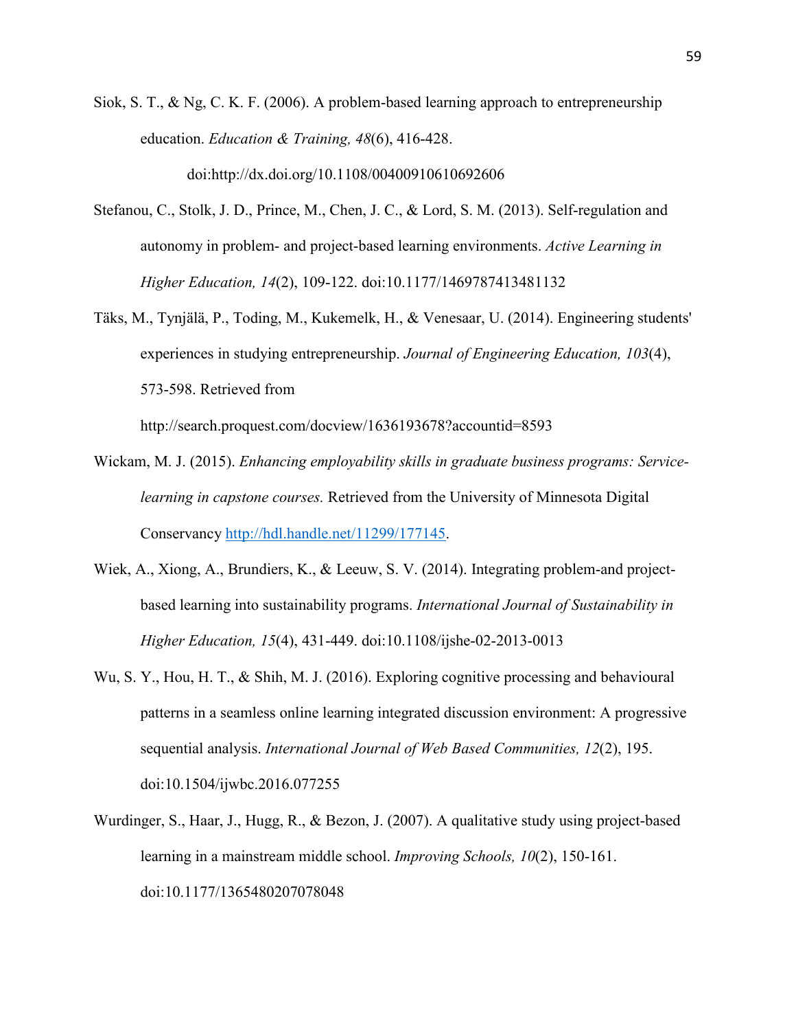Siok, S. T., & Ng, C. K. F. (2006). A problem-based learning approach to entrepreneurship education. *Education & Training, 48*(6), 416-428. doi:http://dx.doi.org/10.1108/00400910610692606

Stefanou, C., Stolk, J. D., Prince, M., Chen, J. C., & Lord, S. M. (2013). Self-regulation and autonomy in problem- and project-based learning environments. *Active Learning in Higher Education, 14*(2), 109-122. doi:10.1177/1469787413481132

Täks, M., Tynjälä, P., Toding, M., Kukemelk, H., & Venesaar, U. (2014). Engineering students' experiences in studying entrepreneurship. *Journal of Engineering Education, 103*(4), 573-598. Retrieved from http://search.proquest.com/docview/1636193678?accountid=8593

Wickam, M. J. (2015). *Enhancing employability skills in graduate business programs: Service-learning in capstone courses.* Retrieved from the University of Minnesota Digital Conservancy http://hdl.handle.net/11299/177145.

Wiek, A., Xiong, A., Brundiers, K., & Leeuw, S. V. (2014). Integrating problem-and project-based learning into sustainability programs. *International Journal of Sustainability in Higher Education, 15*(4), 431-449. doi:10.1108/ijshe-02-2013-0013

Wu, S. Y., Hou, H. T., & Shih, M. J. (2016). Exploring cognitive processing and behavioural patterns in a seamless online learning integrated discussion environment: A progressive sequential analysis. *International Journal of Web Based Communities, 12*(2), 195. doi:10.1504/ijwbc.2016.077255

Wurdinger, S., Haar, J., Hugg, R., & Bezon, J. (2007). A qualitative study using project-based learning in a mainstream middle school. *Improving Schools, 10*(2), 150-161. doi:10.1177/1365480207078048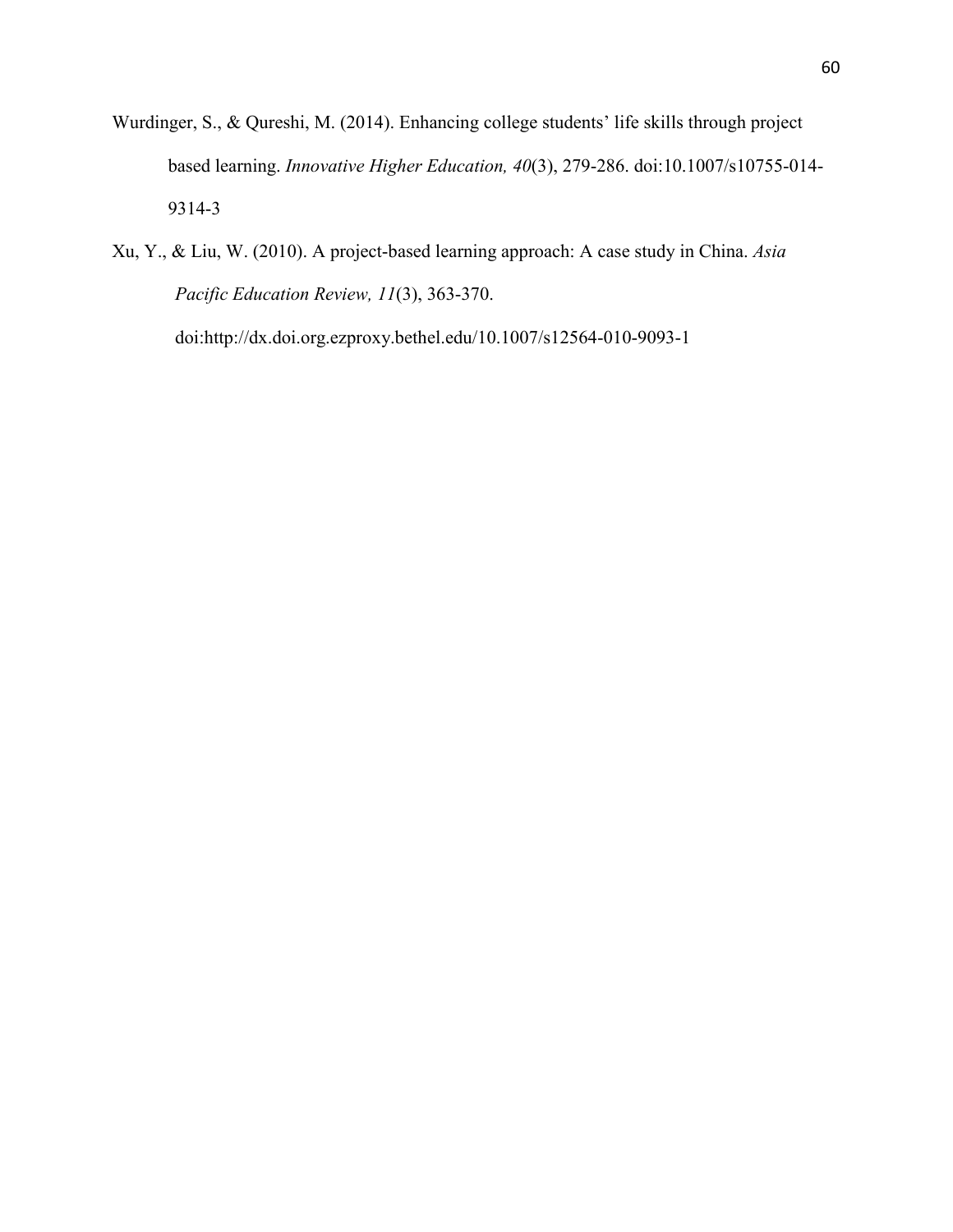Wurdinger, S., & Qureshi, M. (2014). Enhancing college students' life skills through project based learning. *Innovative Higher Education, 40*(3), 279-286. doi:10.1007/s10755-014-9314-3

Xu, Y., & Liu, W. (2010). A project-based learning approach: A case study in China. *Asia Pacific Education Review, 11*(3), 363-370. doi:http://dx.doi.org.ezproxy.bethel.edu/10.1007/s12564-010-9093-1